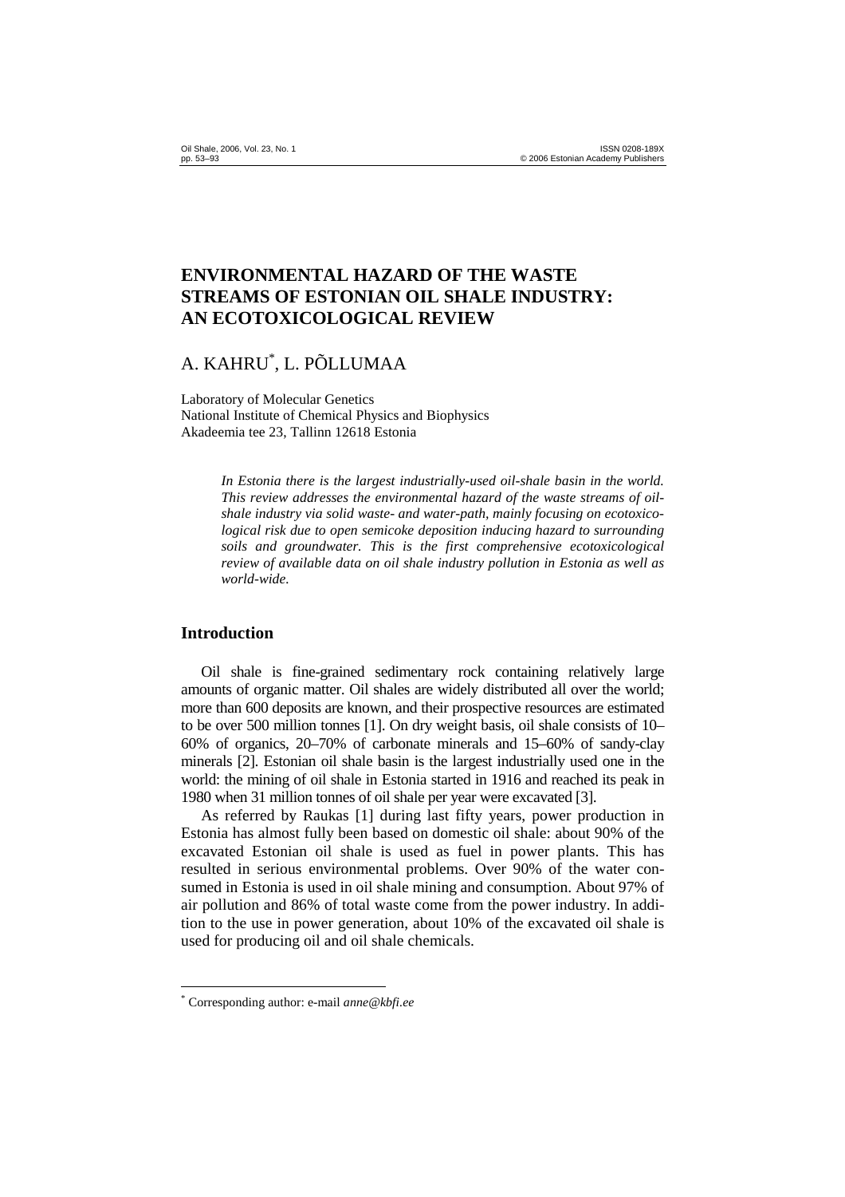# ENVIRONMENTAL HAZARD OF THE WASTE STREAMS OF ESTONIAN OIL SHALE INDUSTRY: AN ECOTOXICOLOGICAL REVIEW

A. KAHRU[*], L. PÕLLUMAA

Laboratory of Molecular Genetics
National Institute of Chemical Physics and Biophysics
Akadeemia tee 23, Tallinn 12618 Estonia

*In Estonia there is the largest industrially-used oil-shale basin in the world. This review addresses the environmental hazard of the waste streams of oil-shale industry via solid waste- and water-path, mainly focusing on ecotoxicological risk due to open semicoke deposition inducing hazard to surrounding soils and groundwater. This is the first comprehensive ecotoxicological review of available data on oil shale industry pollution in Estonia as well as world-wide.*

## Introduction

Oil shale is fine-grained sedimentary rock containing relatively large amounts of organic matter. Oil shales are widely distributed all over the world; more than 600 deposits are known, and their prospective resources are estimated to be over 500 million tonnes [1]. On dry weight basis, oil shale consists of 10–60% of organics, 20–70% of carbonate minerals and 15–60% of sandy-clay minerals [2]. Estonian oil shale basin is the largest industrially used one in the world: the mining of oil shale in Estonia started in 1916 and reached its peak in 1980 when 31 million tonnes of oil shale per year were excavated [3].

As referred by Raukas [1] during last fifty years, power production in Estonia has almost fully been based on domestic oil shale: about 90% of the excavated Estonian oil shale is used as fuel in power plants. This has resulted in serious environmental problems. Over 90% of the water consumed in Estonia is used in oil shale mining and consumption. About 97% of air pollution and 86% of total waste come from the power industry. In addition to the use in power generation, about 10% of the excavated oil shale is used for producing oil and oil shale chemicals.

[*] Corresponding author: e-mail *anne@kbfi.ee*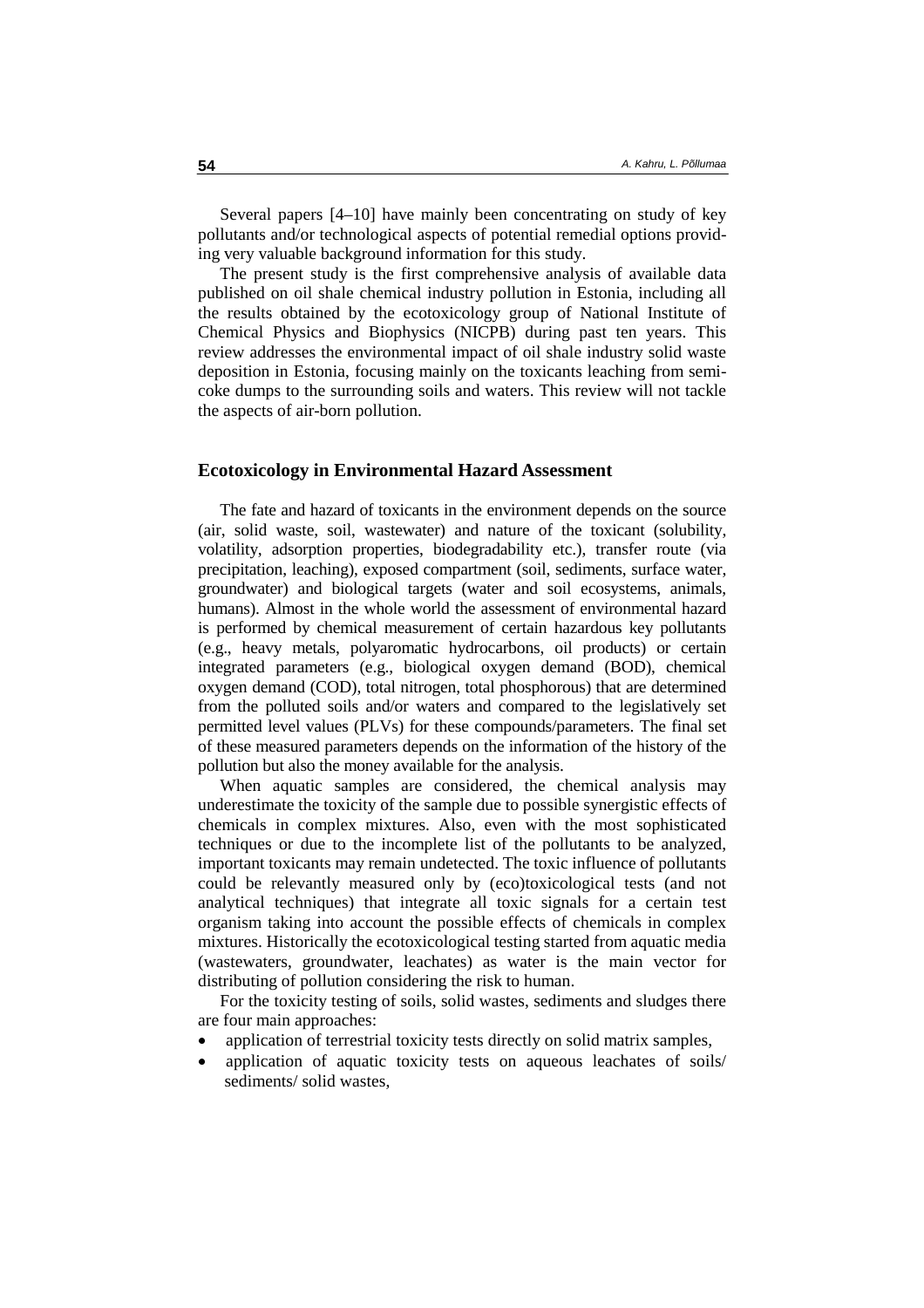Several papers [4–10] have mainly been concentrating on study of key pollutants and/or technological aspects of potential remedial options providing very valuable background information for this study.

The present study is the first comprehensive analysis of available data published on oil shale chemical industry pollution in Estonia, including all the results obtained by the ecotoxicology group of National Institute of Chemical Physics and Biophysics (NICPB) during past ten years. This review addresses the environmental impact of oil shale industry solid waste deposition in Estonia, focusing mainly on the toxicants leaching from semi-coke dumps to the surrounding soils and waters. This review will not tackle the aspects of air-born pollution.

## Ecotoxicology in Environmental Hazard Assessment

The fate and hazard of toxicants in the environment depends on the source (air, solid waste, soil, wastewater) and nature of the toxicant (solubility, volatility, adsorption properties, biodegradability etc.), transfer route (via precipitation, leaching), exposed compartment (soil, sediments, surface water, groundwater) and biological targets (water and soil ecosystems, animals, humans). Almost in the whole world the assessment of environmental hazard is performed by chemical measurement of certain hazardous key pollutants (e.g., heavy metals, polyaromatic hydrocarbons, oil products) or certain integrated parameters (e.g., biological oxygen demand (BOD), chemical oxygen demand (COD), total nitrogen, total phosphorous) that are determined from the polluted soils and/or waters and compared to the legislatively set permitted level values (PLVs) for these compounds/parameters. The final set of these measured parameters depends on the information of the history of the pollution but also the money available for the analysis.

When aquatic samples are considered, the chemical analysis may underestimate the toxicity of the sample due to possible synergistic effects of chemicals in complex mixtures. Also, even with the most sophisticated techniques or due to the incomplete list of the pollutants to be analyzed, important toxicants may remain undetected. The toxic influence of pollutants could be relevantly measured only by (eco)toxicological tests (and not analytical techniques) that integrate all toxic signals for a certain test organism taking into account the possible effects of chemicals in complex mixtures. Historically the ecotoxicological testing started from aquatic media (wastewaters, groundwater, leachates) as water is the main vector for distributing of pollution considering the risk to human.

For the toxicity testing of soils, solid wastes, sediments and sludges there are four main approaches:

- application of terrestrial toxicity tests directly on solid matrix samples,
- application of aquatic toxicity tests on aqueous leachates of soils/ sediments/ solid wastes,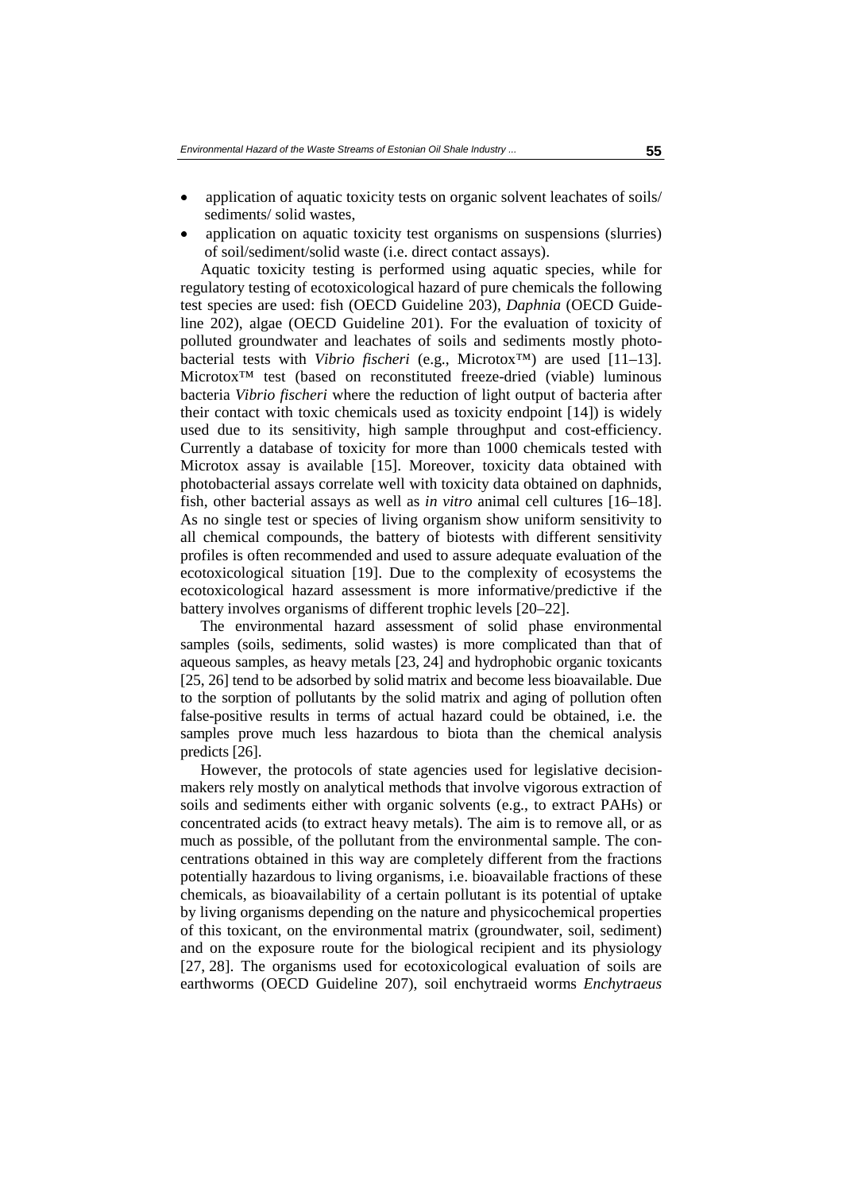- application of aquatic toxicity tests on organic solvent leachates of soils/ sediments/ solid wastes,
- application on aquatic toxicity test organisms on suspensions (slurries) of soil/sediment/solid waste (i.e. direct contact assays).

Aquatic toxicity testing is performed using aquatic species, while for regulatory testing of ecotoxicological hazard of pure chemicals the following test species are used: fish (OECD Guideline 203), *Daphnia* (OECD Guideline 202), algae (OECD Guideline 201). For the evaluation of toxicity of polluted groundwater and leachates of soils and sediments mostly photobacterial tests with *Vibrio fischeri* (e.g., Microtox™) are used [11–13]. Microtox™ test (based on reconstituted freeze-dried (viable) luminous bacteria *Vibrio fischeri* where the reduction of light output of bacteria after their contact with toxic chemicals used as toxicity endpoint [14]) is widely used due to its sensitivity, high sample throughput and cost-efficiency. Currently a database of toxicity for more than 1000 chemicals tested with Microtox assay is available [15]. Moreover, toxicity data obtained with photobacterial assays correlate well with toxicity data obtained on daphnids, fish, other bacterial assays as well as *in vitro* animal cell cultures [16–18]. As no single test or species of living organism show uniform sensitivity to all chemical compounds, the battery of biotests with different sensitivity profiles is often recommended and used to assure adequate evaluation of the ecotoxicological situation [19]. Due to the complexity of ecosystems the ecotoxicological hazard assessment is more informative/predictive if the battery involves organisms of different trophic levels [20–22].

The environmental hazard assessment of solid phase environmental samples (soils, sediments, solid wastes) is more complicated than that of aqueous samples, as heavy metals [23, 24] and hydrophobic organic toxicants [25, 26] tend to be adsorbed by solid matrix and become less bioavailable. Due to the sorption of pollutants by the solid matrix and aging of pollution often false-positive results in terms of actual hazard could be obtained, i.e. the samples prove much less hazardous to biota than the chemical analysis predicts [26].

However, the protocols of state agencies used for legislative decision-makers rely mostly on analytical methods that involve vigorous extraction of soils and sediments either with organic solvents (e.g., to extract PAHs) or concentrated acids (to extract heavy metals). The aim is to remove all, or as much as possible, of the pollutant from the environmental sample. The concentrations obtained in this way are completely different from the fractions potentially hazardous to living organisms, i.e. bioavailable fractions of these chemicals, as bioavailability of a certain pollutant is its potential of uptake by living organisms depending on the nature and physicochemical properties of this toxicant, on the environmental matrix (groundwater, soil, sediment) and on the exposure route for the biological recipient and its physiology [27, 28]. The organisms used for ecotoxicological evaluation of soils are earthworms (OECD Guideline 207), soil enchytraeid worms *Enchytraeus*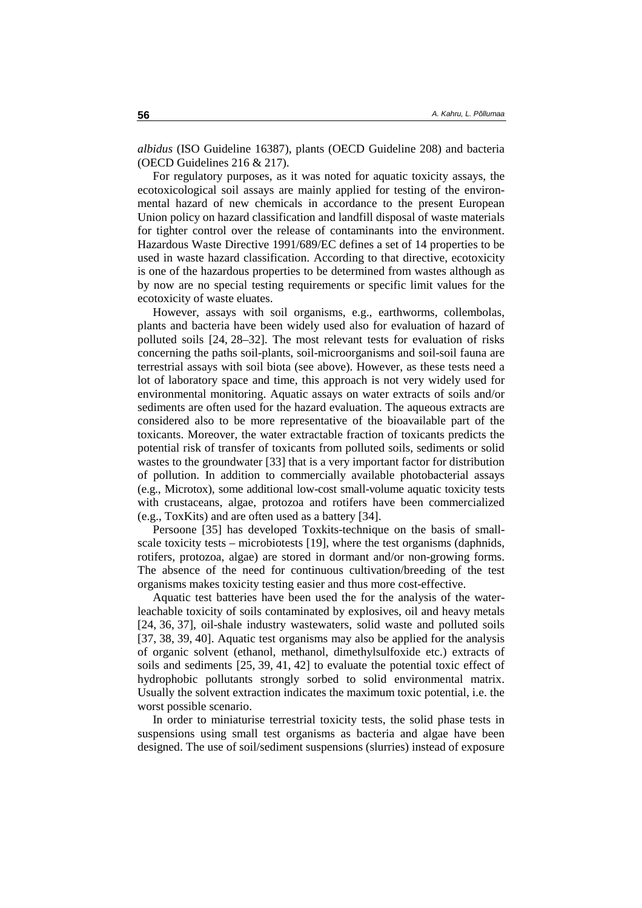*albidus* (ISO Guideline 16387), plants (OECD Guideline 208) and bacteria (OECD Guidelines 216 & 217).

For regulatory purposes, as it was noted for aquatic toxicity assays, the ecotoxicological soil assays are mainly applied for testing of the environmental hazard of new chemicals in accordance to the present European Union policy on hazard classification and landfill disposal of waste materials for tighter control over the release of contaminants into the environment. Hazardous Waste Directive 1991/689/EC defines a set of 14 properties to be used in waste hazard classification. According to that directive, ecotoxicity is one of the hazardous properties to be determined from wastes although as by now are no special testing requirements or specific limit values for the ecotoxicity of waste eluates.

However, assays with soil organisms, e.g., earthworms, collembolas, plants and bacteria have been widely used also for evaluation of hazard of polluted soils [24, 28–32]. The most relevant tests for evaluation of risks concerning the paths soil-plants, soil-microorganisms and soil-soil fauna are terrestrial assays with soil biota (see above). However, as these tests need a lot of laboratory space and time, this approach is not very widely used for environmental monitoring. Aquatic assays on water extracts of soils and/or sediments are often used for the hazard evaluation. The aqueous extracts are considered also to be more representative of the bioavailable part of the toxicants. Moreover, the water extractable fraction of toxicants predicts the potential risk of transfer of toxicants from polluted soils, sediments or solid wastes to the groundwater [33] that is a very important factor for distribution of pollution. In addition to commercially available photobacterial assays (e.g., Microtox), some additional low-cost small-volume aquatic toxicity tests with crustaceans, algae, protozoa and rotifers have been commercialized (e.g., ToxKits) and are often used as a battery [34].

Persoone [35] has developed Toxkits-technique on the basis of small-scale toxicity tests – microbiotests [19], where the test organisms (daphnids, rotifers, protozoa, algae) are stored in dormant and/or non-growing forms. The absence of the need for continuous cultivation/breeding of the test organisms makes toxicity testing easier and thus more cost-effective.

Aquatic test batteries have been used the for the analysis of the water-leachable toxicity of soils contaminated by explosives, oil and heavy metals [24, 36, 37], oil-shale industry wastewaters, solid waste and polluted soils [37, 38, 39, 40]. Aquatic test organisms may also be applied for the analysis of organic solvent (ethanol, methanol, dimethylsulfoxide etc.) extracts of soils and sediments [25, 39, 41, 42] to evaluate the potential toxic effect of hydrophobic pollutants strongly sorbed to solid environmental matrix. Usually the solvent extraction indicates the maximum toxic potential, i.e. the worst possible scenario.

In order to miniaturise terrestrial toxicity tests, the solid phase tests in suspensions using small test organisms as bacteria and algae have been designed. The use of soil/sediment suspensions (slurries) instead of exposure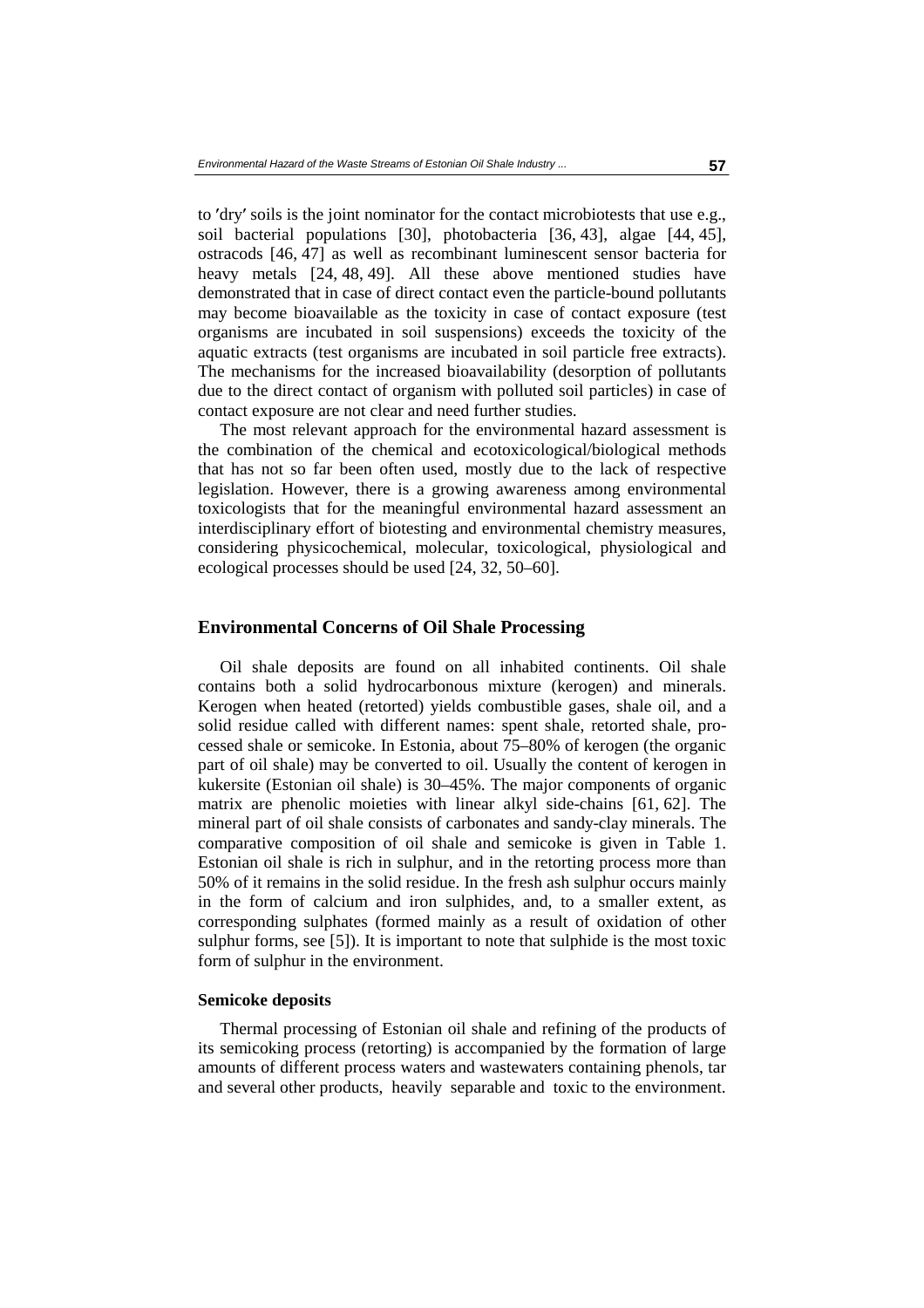to ′dry′ soils is the joint nominator for the contact microbiotests that use e.g., soil bacterial populations [30], photobacteria [36, 43], algae [44, 45], ostracods [46, 47] as well as recombinant luminescent sensor bacteria for heavy metals [24, 48, 49]. All these above mentioned studies have demonstrated that in case of direct contact even the particle-bound pollutants may become bioavailable as the toxicity in case of contact exposure (test organisms are incubated in soil suspensions) exceeds the toxicity of the aquatic extracts (test organisms are incubated in soil particle free extracts). The mechanisms for the increased bioavailability (desorption of pollutants due to the direct contact of organism with polluted soil particles) in case of contact exposure are not clear and need further studies.

The most relevant approach for the environmental hazard assessment is the combination of the chemical and ecotoxicological/biological methods that has not so far been often used, mostly due to the lack of respective legislation. However, there is a growing awareness among environmental toxicologists that for the meaningful environmental hazard assessment an interdisciplinary effort of biotesting and environmental chemistry measures, considering physicochemical, molecular, toxicological, physiological and ecological processes should be used [24, 32, 50–60].

## Environmental Concerns of Oil Shale Processing

Oil shale deposits are found on all inhabited continents. Oil shale contains both a solid hydrocarbonous mixture (kerogen) and minerals. Kerogen when heated (retorted) yields combustible gases, shale oil, and a solid residue called with different names: spent shale, retorted shale, processed shale or semicoke. In Estonia, about 75–80% of kerogen (the organic part of oil shale) may be converted to oil. Usually the content of kerogen in kukersite (Estonian oil shale) is 30–45%. The major components of organic matrix are phenolic moieties with linear alkyl side-chains [61, 62]. The mineral part of oil shale consists of carbonates and sandy-clay minerals. The comparative composition of oil shale and semicoke is given in Table 1. Estonian oil shale is rich in sulphur, and in the retorting process more than 50% of it remains in the solid residue. In the fresh ash sulphur occurs mainly in the form of calcium and iron sulphides, and, to a smaller extent, as corresponding sulphates (formed mainly as a result of oxidation of other sulphur forms, see [5]). It is important to note that sulphide is the most toxic form of sulphur in the environment.

### Semicoke deposits

Thermal processing of Estonian oil shale and refining of the products of its semicoking process (retorting) is accompanied by the formation of large amounts of different process waters and wastewaters containing phenols, tar and several other products, heavily separable and toxic to the environment.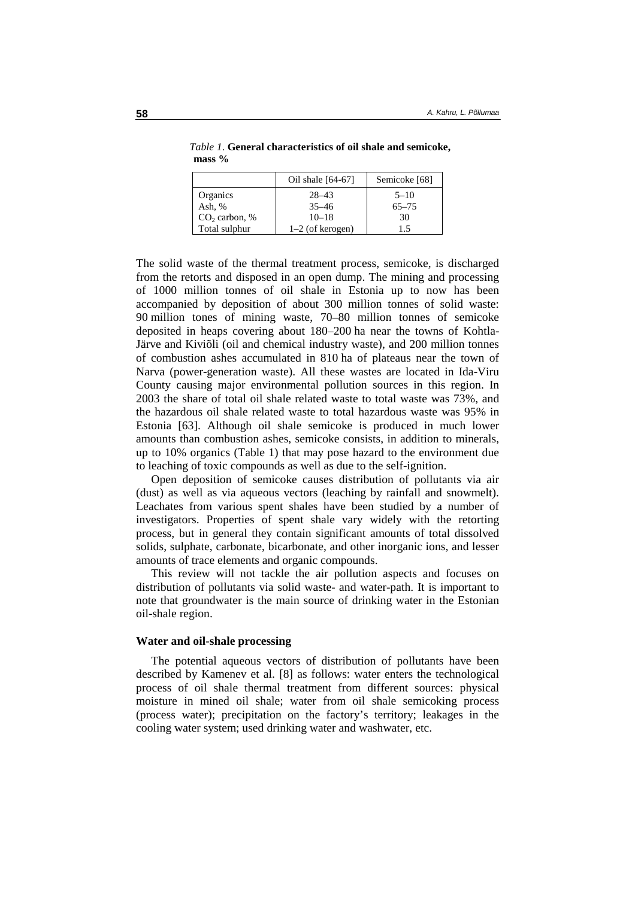*Table 1*. **General characteristics of oil shale and semicoke, mass %**

| | Oil shale [64-67] | Semicoke [68] |
|---|---|---|
| Organics | 28–43 | 5–10 |
| Ash, % | 35–46 | 65–75 |
| $CO_2$ carbon, % | 10–18 | 30 |
| Total sulphur | 1–2 (of kerogen) | 1.5 |

The solid waste of the thermal treatment process, semicoke, is discharged from the retorts and disposed in an open dump. The mining and processing of 1000 million tonnes of oil shale in Estonia up to now has been accompanied by deposition of about 300 million tonnes of solid waste: 90 million tones of mining waste, 70–80 million tonnes of semicoke deposited in heaps covering about 180–200 ha near the towns of Kohtla-Järve and Kiviõli (oil and chemical industry waste), and 200 million tonnes of combustion ashes accumulated in 810 ha of plateaus near the town of Narva (power-generation waste). All these wastes are located in Ida-Viru County causing major environmental pollution sources in this region. In 2003 the share of total oil shale related waste to total waste was 73%, and the hazardous oil shale related waste to total hazardous waste was 95% in Estonia [63]. Although oil shale semicoke is produced in much lower amounts than combustion ashes, semicoke consists, in addition to minerals, up to 10% organics (Table 1) that may pose hazard to the environment due to leaching of toxic compounds as well as due to the self-ignition.

Open deposition of semicoke causes distribution of pollutants via air (dust) as well as via aqueous vectors (leaching by rainfall and snowmelt). Leachates from various spent shales have been studied by a number of investigators. Properties of spent shale vary widely with the retorting process, but in general they contain significant amounts of total dissolved solids, sulphate, carbonate, bicarbonate, and other inorganic ions, and lesser amounts of trace elements and organic compounds.

This review will not tackle the air pollution aspects and focuses on distribution of pollutants via solid waste- and water-path. It is important to note that groundwater is the main source of drinking water in the Estonian oil-shale region.

### Water and oil-shale processing

The potential aqueous vectors of distribution of pollutants have been described by Kamenev et al. [8] as follows: water enters the technological process of oil shale thermal treatment from different sources: physical moisture in mined oil shale; water from oil shale semicoking process (process water); precipitation on the factory's territory; leakages in the cooling water system; used drinking water and washwater, etc.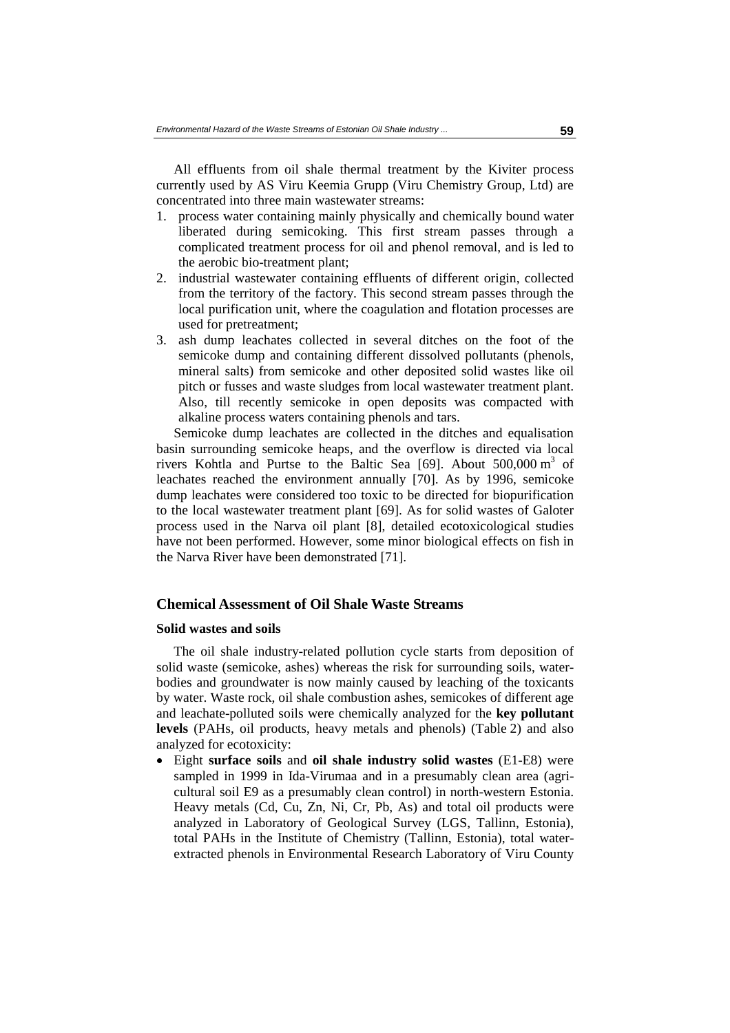All effluents from oil shale thermal treatment by the Kiviter process currently used by AS Viru Keemia Grupp (Viru Chemistry Group, Ltd) are concentrated into three main wastewater streams:

1. process water containing mainly physically and chemically bound water liberated during semicoking. This first stream passes through a complicated treatment process for oil and phenol removal, and is led to the aerobic bio-treatment plant;
2. industrial wastewater containing effluents of different origin, collected from the territory of the factory. This second stream passes through the local purification unit, where the coagulation and flotation processes are used for pretreatment;
3. ash dump leachates collected in several ditches on the foot of the semicoke dump and containing different dissolved pollutants (phenols, mineral salts) from semicoke and other deposited solid wastes like oil pitch or fusses and waste sludges from local wastewater treatment plant. Also, till recently semicoke in open deposits was compacted with alkaline process waters containing phenols and tars.

Semicoke dump leachates are collected in the ditches and equalisation basin surrounding semicoke heaps, and the overflow is directed via local rivers Kohtla and Purtse to the Baltic Sea [69]. About 500,000 $m^3$ of leachates reached the environment annually [70]. As by 1996, semicoke dump leachates were considered too toxic to be directed for biopurification to the local wastewater treatment plant [69]. As for solid wastes of Galoter process used in the Narva oil plant [8], detailed ecotoxicological studies have not been performed. However, some minor biological effects on fish in the Narva River have been demonstrated [71].

## Chemical Assessment of Oil Shale Waste Streams

### Solid wastes and soils

The oil shale industry-related pollution cycle starts from deposition of solid waste (semicoke, ashes) whereas the risk for surrounding soils, water-bodies and groundwater is now mainly caused by leaching of the toxicants by water. Waste rock, oil shale combustion ashes, semicokes of different age and leachate-polluted soils were chemically analyzed for the **key pollutant levels** (PAHs, oil products, heavy metals and phenols) (Table 2) and also analyzed for ecotoxicity:

- Eight **surface soils** and **oil shale industry solid wastes** (E1-E8) were sampled in 1999 in Ida-Virumaa and in a presumably clean area (agricultural soil E9 as a presumably clean control) in north-western Estonia. Heavy metals (Cd, Cu, Zn, Ni, Cr, Pb, As) and total oil products were analyzed in Laboratory of Geological Survey (LGS, Tallinn, Estonia), total PAHs in the Institute of Chemistry (Tallinn, Estonia), total water-extracted phenols in Environmental Research Laboratory of Viru County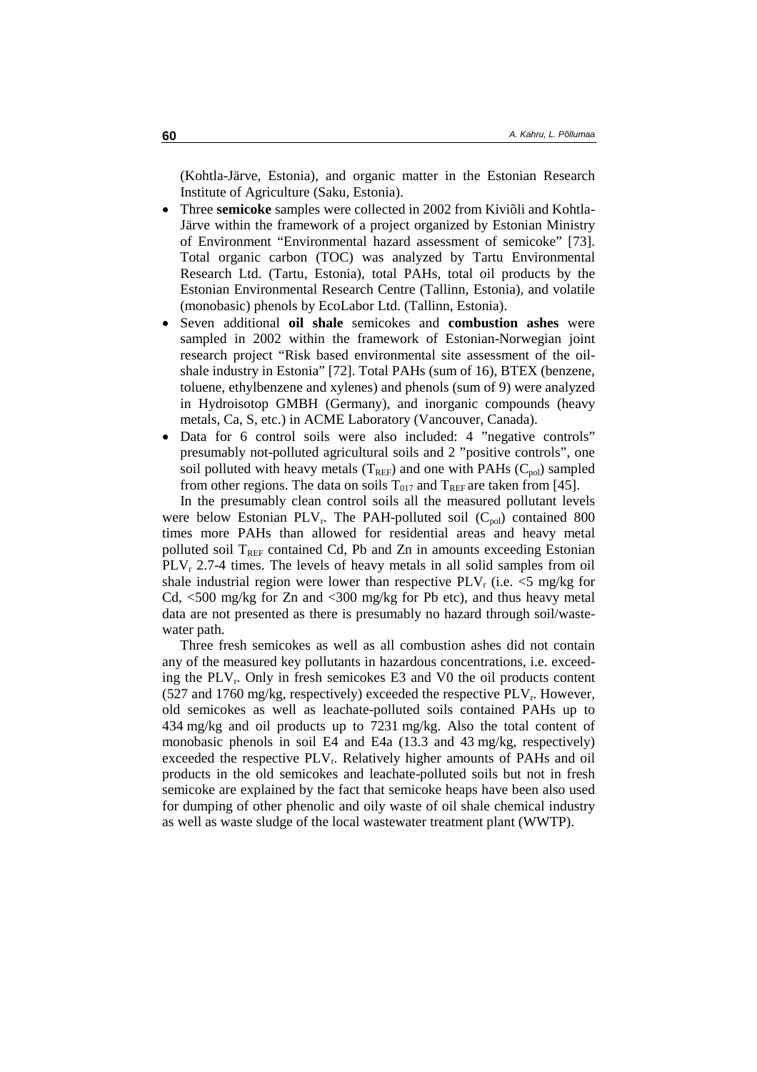(Kohtla-Järve, Estonia), and organic matter in the Estonian Research Institute of Agriculture (Saku, Estonia).

- Three **semicoke** samples were collected in 2002 from Kiviõli and Kohtla-Järve within the framework of a project organized by Estonian Ministry of Environment "Environmental hazard assessment of semicoke" [73]. Total organic carbon (TOC) was analyzed by Tartu Environmental Research Ltd. (Tartu, Estonia), total PAHs, total oil products by the Estonian Environmental Research Centre (Tallinn, Estonia), and volatile (monobasic) phenols by EcoLabor Ltd. (Tallinn, Estonia).
- Seven additional **oil shale** semicokes and **combustion ashes** were sampled in 2002 within the framework of Estonian-Norwegian joint research project "Risk based environmental site assessment of the oil-shale industry in Estonia" [72]. Total PAHs (sum of 16), BTEX (benzene, toluene, ethylbenzene and xylenes) and phenols (sum of 9) were analyzed in Hydroisotop GMBH (Germany), and inorganic compounds (heavy metals, Ca, S, etc.) in ACME Laboratory (Vancouver, Canada).
- Data for 6 control soils were also included: 4 "negative controls" presumably not-polluted agricultural soils and 2 "positive controls", one soil polluted with heavy metals ($T_{REF}$) and one with PAHs ($C_{pol}$) sampled from other regions. The data on soils $T_{017}$ and $T_{REF}$ are taken from [45].

In the presumably clean control soils all the measured pollutant levels were below Estonian $PLV_r$. The PAH-polluted soil ($C_{pol}$) contained 800 times more PAHs than allowed for residential areas and heavy metal polluted soil $T_{REF}$ contained Cd, Pb and Zn in amounts exceeding Estonian $PLV_r$ 2.7-4 times. The levels of heavy metals in all solid samples from oil shale industrial region were lower than respective $PLV_r$ (i.e. <5 mg/kg for Cd, <500 mg/kg for Zn and <300 mg/kg for Pb etc), and thus heavy metal data are not presented as there is presumably no hazard through soil/waste-water path.

Three fresh semicokes as well as all combustion ashes did not contain any of the measured key pollutants in hazardous concentrations, i.e. exceeding the $PLV_r$. Only in fresh semicokes E3 and V0 the oil products content (527 and 1760 mg/kg, respectively) exceeded the respective $PLV_r$. However, old semicokes as well as leachate-polluted soils contained PAHs up to 434 mg/kg and oil products up to 7231 mg/kg. Also the total content of monobasic phenols in soil E4 and E4a (13.3 and 43 mg/kg, respectively) exceeded the respective $PLV_r$. Relatively higher amounts of PAHs and oil products in the old semicokes and leachate-polluted soils but not in fresh semicoke are explained by the fact that semicoke heaps have been also used for dumping of other phenolic and oily waste of oil shale chemical industry as well as waste sludge of the local wastewater treatment plant (WWTP).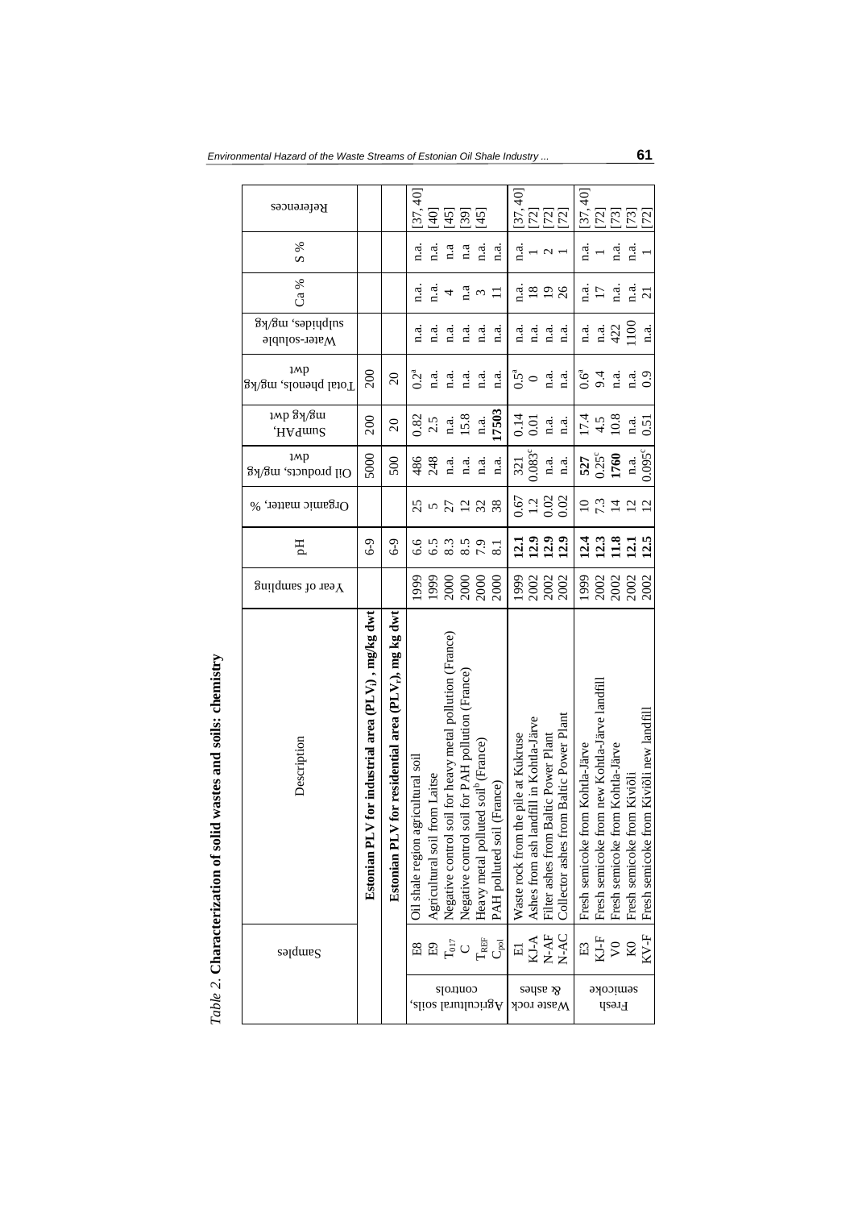*Table 2.* **Characterization of solid wastes and soils: chemistry**

| | Samples | Description | Year of sampling | pH | Organic matter, % | Oil products, mg/kg dwt | SumPAH, mg/kg dwt | Total phenols, mg/kg dwt | Water-soluble supphides, mg/kg | Ca % | S % | References |
|---|---|---|---|---|---|---|---|---|---|---|---|---|
| | | **Estonian PLV for industrial area (PLV$_i$), mg/kg dwt** | | 6-9 | | 5000 | 200 | 200 | | | | |
| | | **Estonian PLV for residential area (PLV$_r$), mg kg dwt** | | 6-9 | | 500 | 20 | 20 | | | | |
| Agricultural soils, controls | E8 | Oil shale region agricultural soil | 1999 | 6.6 | 25 | 486 | 0.82 | 0.2[a] | n.a. | n.a. | n.a. | [37, 40] |
| | E9 | Agricultural soil from Laitse | 1999 | 6.5 | 5 | 248 | 2.5 | n.a. | n.a. | n.a. | n.a. | [40] |
| | $T_{017}$ | Negative control soil for heavy metal pollution (France) | 2000 | 8.3 | 27 | n.a. | n.a. | n.a. | n.a. | 4 | n.a | [45] |
| | C | Negative control soil for PAH pollution (France) | 2000 | 8.5 | 12 | n.a. | 15.8 | n.a. | n.a. | n.a | n.a | [39] |
| | $T_{REF}$ | Heavy metal polluted soil[b] (France) | 2000 | 7.9 | 32 | n.a. | n.a. | n.a. | n.a. | 3 | n.a. | [45] |
| | $C_{pol}$ | PAH polluted soil (France) | 2000 | 8.1 | 38 | n.a. | **17503** | n.a. | n.a. | 11 | n.a. | |
| Waste rock & ashes | E1 | Waste rock from the pile at Kukruse | 1999 | **12.1** | 0.67 | 321 | 0.14 | 0.5[a] | n.a. | n.a. | n.a. | [37, 40] |
| | KJ-A | Ashes from ash landfill in Kohtla-Järve | 2002 | **12.9** | 1.2 | 0.083[c] | 0.01 | 0 | n.a. | 18 | 1 | [72] |
| | N-AF | Filter ashes from Baltic Power Plant | 2002 | **12.9** | 0.02 | n.a. | n.a. | n.a. | n.a. | 19 | 2 | [72] |
| | N-AC | Collector ashes from Baltic Power Plant | 2002 | **12.9** | 0.02 | n.a. | n.a. | n.a. | n.a. | 26 | 1 | [72] |
| Fresh semicoke | E3 | Fresh semicoke from Kohtla-Järve | 1999 | **12.4** | 10 | **527** | 17.4 | 0.6[a] | n.a. | n.a. | n.a. | [37, 40] |
| | KJ-F | Fresh semicoke from new Kohtla-Järve landfill | 2002 | **12.3** | 7.3 | 0.25[c] | 4.5 | 9.4 | n.a. | 17 | 1 | [72] |
| | V0 | Fresh semicoke from Kohtla-Järve | 2002 | **11.8** | 14 | **1760** | 10.8 | n.a. | 422 | n.a. | n.a. | [73] |
| | K0 | Fresh semicoke from Kiviõli | 2002 | **12.1** | 12 | n.a. | n.a. | n.a. | 1100 | n.a. | n.a. | [73] |
| | KV-F | Fresh semicoke from Kiviõli new landfill | 2002 | **12.5** | 12 | 0.095[c] | 0.51 | 0.9 | n.a. | 21 | 1 | [72] |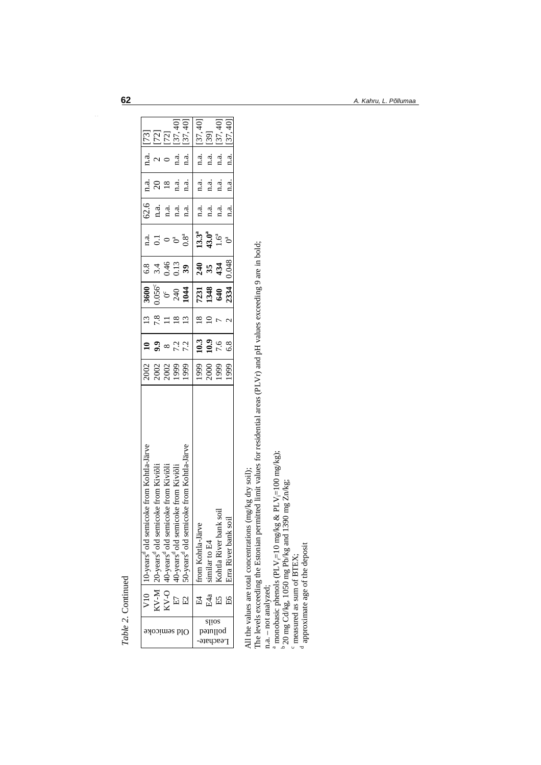*Table 2.* Continued

| | | | | | | | | | | | | |
|---|---|---|---|---|---|---|---|---|---|---|---|---|
| Old semicoke | V10 | 10-years[d] old semicoke from Kohtla-Järve | 2002 | **10** | 13 | **3600** | 6.8 | n.a. | 62.6 | n.a. | n.a. | [73] |
| | KV-M | 20-years[d] old semicoke from Kiviõli | 2002 | **9.9** | 7.8 | 0.056[c] | 3.4 | 0.1 | n.a. | 20 | 2 | [72] |
| | KV-O | 40-years[d] old semicoke from Kiviõli | 2002 | 8 | 11 | 0[c] | 0.46 | 0 | n.a. | 18 | 0 | [72] |
| | E7 | 40-years[d] old semicoke from Kiviõli | 1999 | 7.2 | 18 | 240 | 0.13 | 0[a] | n.a. | n.a. | n.a. | [37, 40] |
| | E2 | 50-years[d] old semicoke from Kohtla-Järve | 1999 | 7.2 | 13 | **1044** | **39** | 0.8[a] | n.a. | n.a. | n.a. | [37, 40] |
| Leachate-polluted soils | E4 | from Kohtla-Järve | 1999 | **10.3** | 18 | **7231** | **240** | **13.3[a]** | n.a. | n.a. | n.a. | [37, 40] |
| | E4a | similar to E4 | 2000 | **10.9** | 10 | **1348** | **35** | **43.0[a]** | n.a. | n.a. | n.a. | [39] |
| | E5 | Kohtla River bank soil | 1999 | 7.6 | 7 | **640** | **434** | 1.6[a] | n.a. | n.a. | n.a. | [37, 40] |
| | E6 | Erra River bank soil | 1999 | 6.8 | 2 | **2334** | 0.048 | 0[a] | n.a. | n.a. | n.a. | [37, 40] |

All the values are total concentrations (mg/kg dry soil);
The levels exceeding the Estonian permitted limit values for residential areas (PLVr) and pH values exceeding 9 are in bold;
n.a. – not analyzed;
[a] monobasic phenols ($PLV_r$=10 mg/kg & $PLV_i$=100 mg/kg);
[b] 20 mg Cd/kg, 1050 mg Pb/kg and 1390 mg Zn/kg;
[c] measured as sum of BTEX;
[d] approximate age of the deposit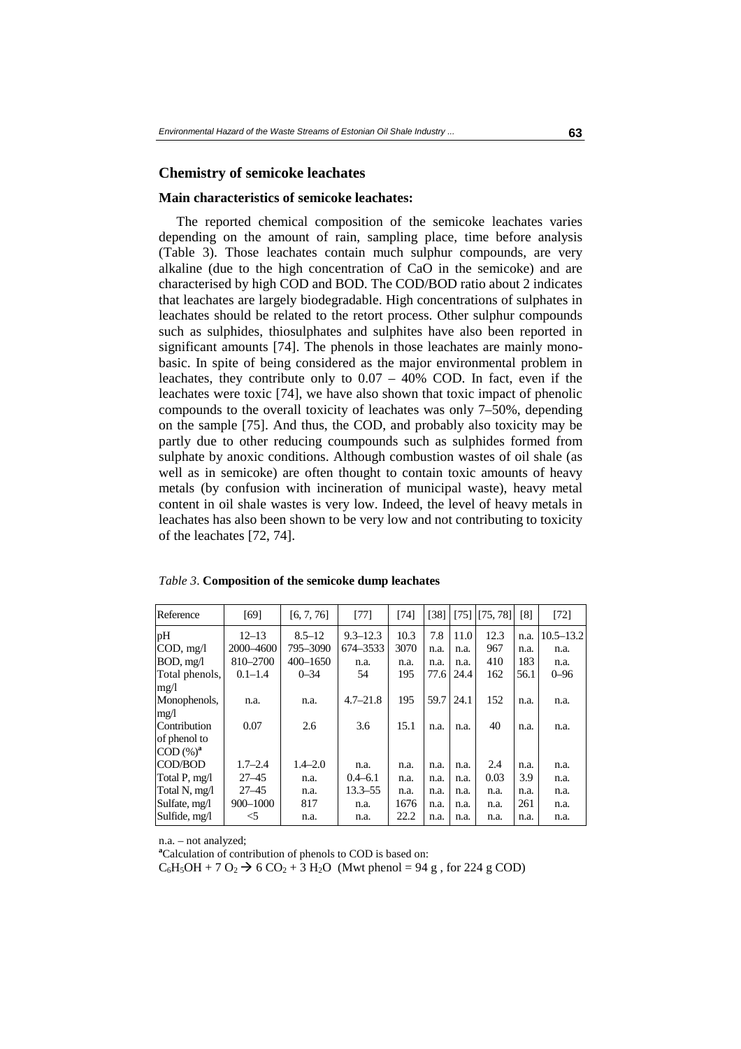## Chemistry of semicoke leachates

### Main characteristics of semicoke leachates:

The reported chemical composition of the semicoke leachates varies depending on the amount of rain, sampling place, time before analysis (Table 3). Those leachates contain much sulphur compounds, are very alkaline (due to the high concentration of CaO in the semicoke) and are characterised by high COD and BOD. The COD/BOD ratio about 2 indicates that leachates are largely biodegradable. High concentrations of sulphates in leachates should be related to the retort process. Other sulphur compounds such as sulphides, thiosulphates and sulphites have also been reported in significant amounts [74]. The phenols in those leachates are mainly monobasic. In spite of being considered as the major environmental problem in leachates, they contribute only to 0.07 – 40% COD. In fact, even if the leachates were toxic [74], we have also shown that toxic impact of phenolic compounds to the overall toxicity of leachates was only 7–50%, depending on the sample [75]. And thus, the COD, and probably also toxicity may be partly due to other reducing coumpounds such as sulphides formed from sulphate by anoxic conditions. Although combustion wastes of oil shale (as well as in semicoke) are often thought to contain toxic amounts of heavy metals (by confusion with incineration of municipal waste), heavy metal content in oil shale wastes is very low. Indeed, the level of heavy metals in leachates has also been shown to be very low and not contributing to toxicity of the leachates [72, 74].

*Table 3*. **Composition of the semicoke dump leachates**

| Reference | [69] | [6, 7, 76] | [77] | [74] | [38] | [75] | [75, 78] | [8] | [72] |
|---|---|---|---|---|---|---|---|---|---|
| pH | 12–13 | 8.5–12 | 9.3–12.3 | 10.3 | 7.8 | 11.0 | 12.3 | n.a. | 10.5–13.2 |
| COD, mg/l | 2000–4600 | 795–3090 | 674–3533 | 3070 | n.a. | n.a. | 967 | n.a. | n.a. |
| BOD, mg/l | 810–2700 | 400–1650 | n.a. | n.a. | n.a. | n.a. | 410 | 183 | n.a. |
| Total phenols, mg/l | 0.1–1.4 | 0–34 | 54 | 195 | 77.6 | 24.4 | 162 | 56.1 | 0–96 |
| Monophenols, mg/l | n.a. | n.a. | 4.7–21.8 | 195 | 59.7 | 24.1 | 152 | n.a. | n.a. |
| Contribution of phenol to COD (%)[a] | 0.07 | 2.6 | 3.6 | 15.1 | n.a. | n.a. | 40 | n.a. | n.a. |
| COD/BOD | 1.7–2.4 | 1.4–2.0 | n.a. | n.a. | n.a. | n.a. | 2.4 | n.a. | n.a. |
| Total P, mg/l | 27–45 | n.a. | 0.4–6.1 | n.a. | n.a. | n.a. | 0.03 | 3.9 | n.a. |
| Total N, mg/l | 27–45 | n.a. | 13.3–55 | n.a. | n.a. | n.a. | n.a. | n.a. | n.a. |
| Sulfate, mg/l | 900–1000 | 817 | n.a. | 1676 | n.a. | n.a. | n.a. | 261 | n.a. |
| Sulfide, mg/l | <5 | n.a. | n.a. | 22.2 | n.a. | n.a. | n.a. | n.a. | n.a. |

n.a. – not analyzed;

[a]Calculation of contribution of phenols to COD is based on:

$C_6H_5OH + 7\ O_2 \rightarrow 6\ CO_2 + 3\ H_2O$ (Mwt phenol = 94 g , for 224 g COD)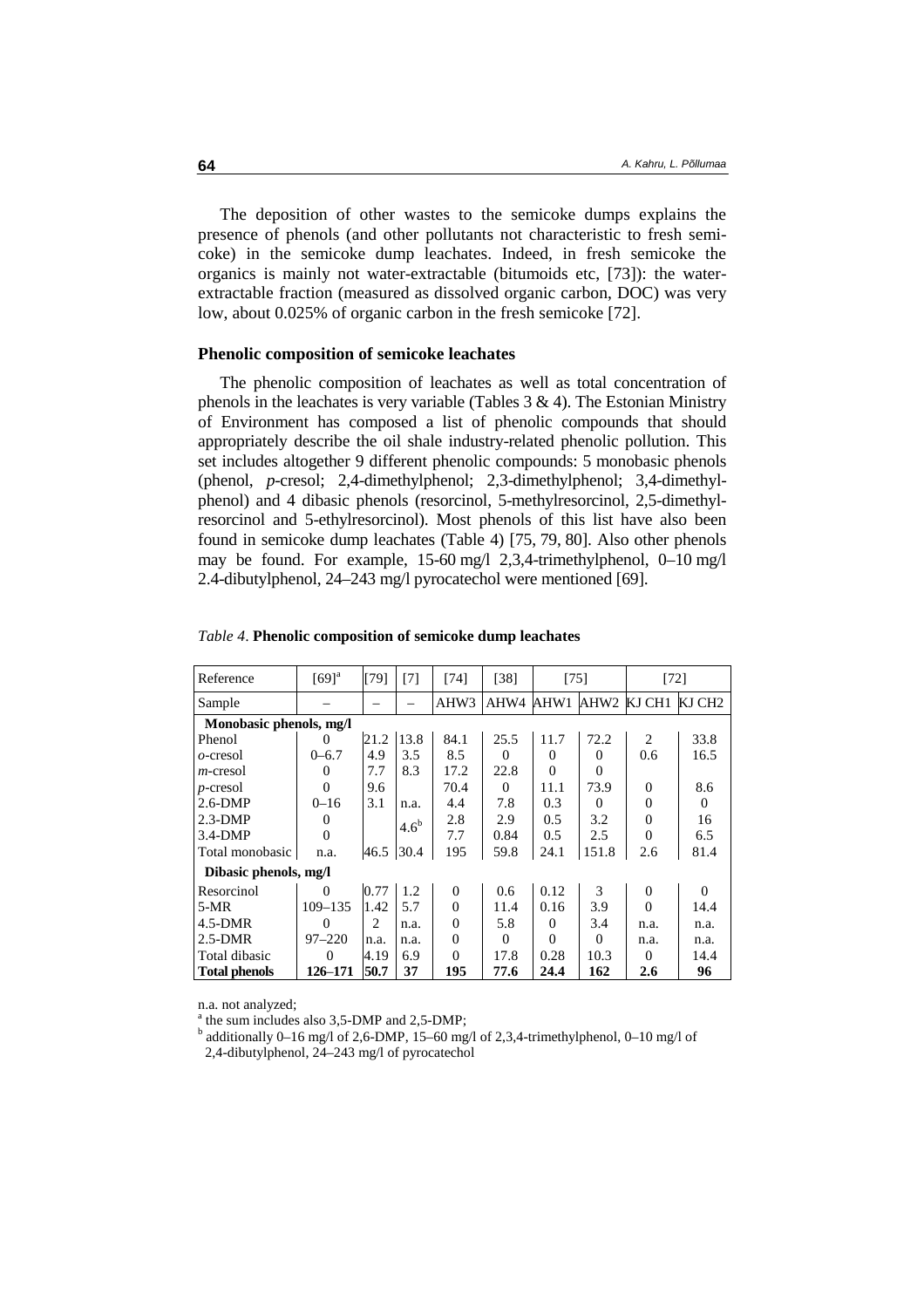The deposition of other wastes to the semicoke dumps explains the presence of phenols (and other pollutants not characteristic to fresh semicoke) in the semicoke dump leachates. Indeed, in fresh semicoke the organics is mainly not water-extractable (bitumoids etc, [73]): the water-extractable fraction (measured as dissolved organic carbon, DOC) was very low, about 0.025% of organic carbon in the fresh semicoke [72].

### Phenolic composition of semicoke leachates

The phenolic composition of leachates as well as total concentration of phenols in the leachates is very variable (Tables 3 & 4). The Estonian Ministry of Environment has composed a list of phenolic compounds that should appropriately describe the oil shale industry-related phenolic pollution. This set includes altogether 9 different phenolic compounds: 5 monobasic phenols (phenol, *p*-cresol; 2,4-dimethylphenol; 2,3-dimethylphenol; 3,4-dimethylphenol) and 4 dibasic phenols (resorcinol, 5-methylresorcinol, 2,5-dimethylresorcinol and 5-ethylresorcinol). Most phenols of this list have also been found in semicoke dump leachates (Table 4) [75, 79, 80]. Also other phenols may be found. For example, 15-60 mg/l 2,3,4-trimethylphenol, 0–10 mg/l 2.4-dibutylphenol, 24–243 mg/l pyrocatechol were mentioned [69].

*Table 4*. **Phenolic composition of semicoke dump leachates**

| Reference | [69][a] | [79] | [7] | [74] | [38] | [75] | | [72] | |
|---|---|---|---|---|---|---|---|---|---|
| Sample | – | – | – | AHW3 | AHW4 | AHW1 | AHW2 | KJ CH1 | KJ CH2 |
| **Monobasic phenols, mg/l** | | | | | | | | | |
| Phenol | 0 | 21.2 | 13.8 | 84.1 | 25.5 | 11.7 | 72.2 | 2 | 33.8 |
| *o*-cresol | 0–6.7 | 4.9 | 3.5 | 8.5 | 0 | 0 | 0 | 0.6 | 16.5 |
| *m*-cresol | 0 | 7.7 | 8.3 | 17.2 | 22.8 | 0 | 0 | | |
| *p*-cresol | 0 | 9.6 | | 70.4 | 0 | 11.1 | 73.9 | 0 | 8.6 |
| 2.6-DMP | 0–16 | 3.1 | n.a. | 4.4 | 7.8 | 0.3 | 0 | 0 | 0 |
| 2.3-DMP | 0 | | 4.6[b] | 2.8 | 2.9 | 0.5 | 3.2 | 0 | 16 |
| 3.4-DMP | 0 | | | 7.7 | 0.84 | 0.5 | 2.5 | 0 | 6.5 |
| Total monobasic | n.a. | 46.5 | 30.4 | 195 | 59.8 | 24.1 | 151.8 | 2.6 | 81.4 |
| **Dibasic phenols, mg/l** | | | | | | | | | |
| Resorcinol | 0 | 0.77 | 1.2 | 0 | 0.6 | 0.12 | 3 | 0 | 0 |
| 5-MR | 109–135 | 1.42 | 5.7 | 0 | 11.4 | 0.16 | 3.9 | 0 | 14.4 |
| 4.5-DMR | 0 | 2 | n.a. | 0 | 5.8 | 0 | 3.4 | n.a. | n.a. |
| 2.5-DMR | 97–220 | n.a. | n.a. | 0 | 0 | 0 | 0 | n.a. | n.a. |
| Total dibasic | 0 | 4.19 | 6.9 | 0 | 17.8 | 0.28 | 10.3 | 0 | 14.4 |
| **Total phenols** | **126–171** | **50.7** | **37** | **195** | **77.6** | **24.4** | **162** | **2.6** | **96** |

n.a. not analyzed;
[a] the sum includes also 3,5-DMP and 2,5-DMP;
[b] additionally 0–16 mg/l of 2,6-DMP, 15–60 mg/l of 2,3,4-trimethylphenol, 0–10 mg/l of 2,4-dibutylphenol, 24–243 mg/l of pyrocatechol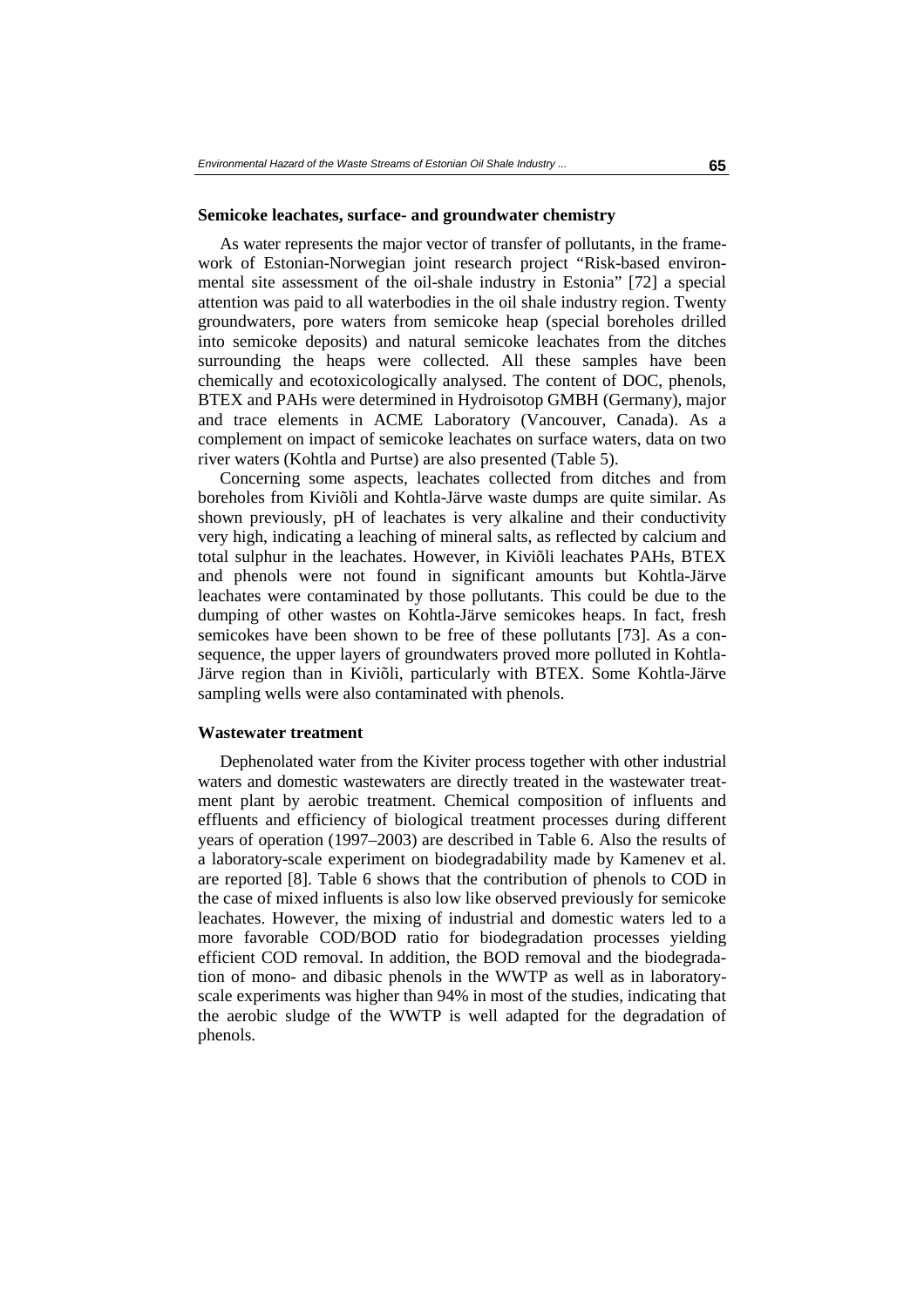### Semicoke leachates, surface- and groundwater chemistry

As water represents the major vector of transfer of pollutants, in the framework of Estonian-Norwegian joint research project "Risk-based environmental site assessment of the oil-shale industry in Estonia" [72] a special attention was paid to all waterbodies in the oil shale industry region. Twenty groundwaters, pore waters from semicoke heap (special boreholes drilled into semicoke deposits) and natural semicoke leachates from the ditches surrounding the heaps were collected. All these samples have been chemically and ecotoxicologically analysed. The content of DOC, phenols, BTEX and PAHs were determined in Hydroisotop GMBH (Germany), major and trace elements in ACME Laboratory (Vancouver, Canada). As a complement on impact of semicoke leachates on surface waters, data on two river waters (Kohtla and Purtse) are also presented (Table 5).

Concerning some aspects, leachates collected from ditches and from boreholes from Kiviõli and Kohtla-Järve waste dumps are quite similar. As shown previously, pH of leachates is very alkaline and their conductivity very high, indicating a leaching of mineral salts, as reflected by calcium and total sulphur in the leachates. However, in Kiviõli leachates PAHs, BTEX and phenols were not found in significant amounts but Kohtla-Järve leachates were contaminated by those pollutants. This could be due to the dumping of other wastes on Kohtla-Järve semicokes heaps. In fact, fresh semicokes have been shown to be free of these pollutants [73]. As a consequence, the upper layers of groundwaters proved more polluted in Kohtla-Järve region than in Kiviõli, particularly with BTEX. Some Kohtla-Järve sampling wells were also contaminated with phenols.

### Wastewater treatment

Dephenolated water from the Kiviter process together with other industrial waters and domestic wastewaters are directly treated in the wastewater treatment plant by aerobic treatment. Chemical composition of influents and effluents and efficiency of biological treatment processes during different years of operation (1997–2003) are described in Table 6. Also the results of a laboratory-scale experiment on biodegradability made by Kamenev et al. are reported [8]. Table 6 shows that the contribution of phenols to COD in the case of mixed influents is also low like observed previously for semicoke leachates. However, the mixing of industrial and domestic waters led to a more favorable COD/BOD ratio for biodegradation processes yielding efficient COD removal. In addition, the BOD removal and the biodegradation of mono- and dibasic phenols in the WWTP as well as in laboratory-scale experiments was higher than 94% in most of the studies, indicating that the aerobic sludge of the WWTP is well adapted for the degradation of phenols.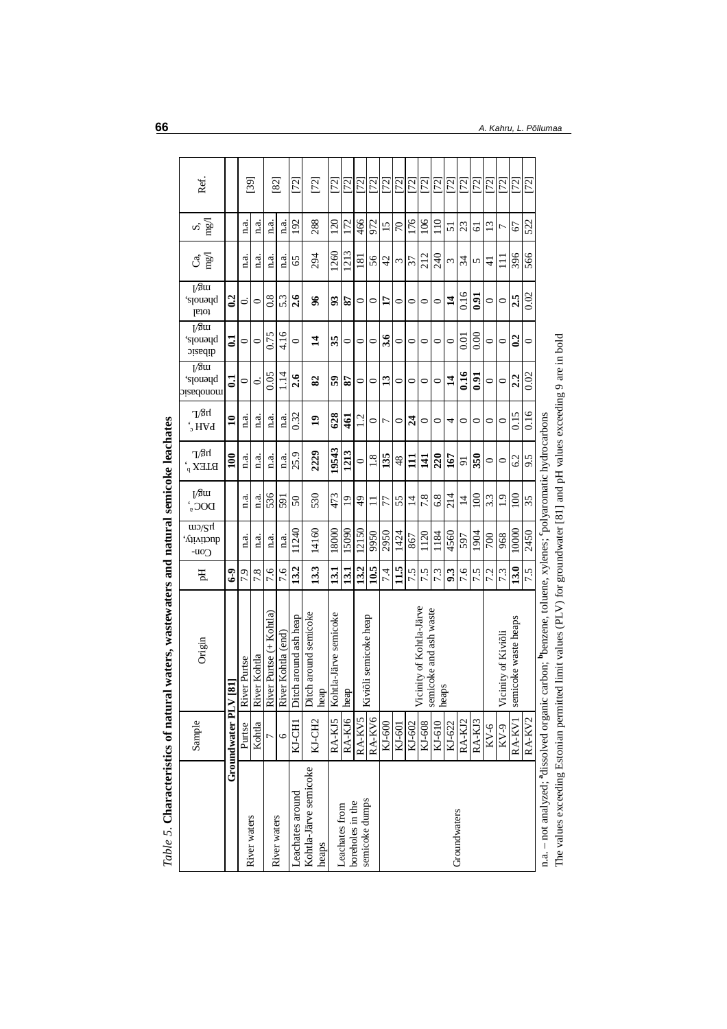*Table 5.* **Characteristics of natural waters, wastewaters and natural semicoke leachates**

| | Sample | Origin | pH | Conductivity, µS/cm | DOC[a], mg/l | BTEX[b], µg/L | PAH[c], µg/L | monobasic phenols, mg/l | dibasic phenols, mg/l | total phenols, mg/l | Ca, mg/l | S, mg/l | Ref. |
|---|---|---|---|---|---|---|---|---|---|---|---|---|---|
| **Groundwater PLV [81]** | | | **6-9** | | | **100** | **10** | **0.1** | **0.1** | **0.2** | | | |
| River waters | Purtse | River Purtse | 7.9 | n.a. | n.a. | n.a. | n.a. | 0 | 0 | 0. | n.a. | n.a. | [39] |
| | Kohtla | River Kohtla | 7.8 | n.a. | n.a. | n.a. | n.a. | 0. | 0 | 0 | n.a. | n.a. | |
| River waters | 7 | River Purtse (+ Kohtla) | 7.6 | n.a. | 536 | n.a. | n.a. | 0.05 | 0.75 | 0.8 | n.a. | n.a. | [82] |
| | 6 | River Kohtla (end) | 7.6 | n.a. | 591 | n.a. | n.a. | 1.14 | 4.16 | 5.3 | n.a. | n.a. | |
| Leachates around Kohtla-Järve semicoke heaps | KJ-CH1 | Ditch around ash heap | **13.2** | 11240 | 50 | 25.9 | 0.32 | **2.6** | 0 | **2.6** | 65 | 192 | [72] |
| | KJ-CH2 | Ditch around semicoke heap | **13.3** | 14160 | 530 | **2229** | **19** | **82** | **14** | **96** | 294 | 288 | [72] |
| Leachates from boreholes in the semicoke dumps | RA-KJ5 | Kohtla-Järve semicoke heap | **13.1** | 18000 | 473 | **19543** | **628** | **59** | **35** | **93** | 1260 | 120 | [72] |
| | RA-KJ6 | | **13.1** | 15090 | 19 | **1213** | **461** | **87** | 0 | **87** | 1213 | 172 | [72] |
| | RA-KV5 | Kiviõli semicoke heap | **13.2** | 12150 | 49 | 0 | 1.2 | 0 | 0 | 0 | 181 | 466 | [72] |
| | RA-KV6 | | **10.5** | 9950 | 11 | 1.8 | 0 | 0 | 0 | 0 | 56 | 972 | [72] |
| Groundwaters | KJ-600 | Vicinity of Kohtla-Järve semicoke and ash waste heaps | 7.4 | 2950 | 77 | **135** | 7 | **13** | **3.6** | **17** | 42 | 15 | [72] |
| | KJ-601 | | **11.5** | 1424 | 55 | 48 | 0 | 0 | 0 | 0 | 3 | 70 | [72] |
| | KJ-602 | | 7.5 | 867 | 14 | **111** | **24** | 0 | 0 | 0 | 37 | 176 | [72] |
| | KJ-608 | | 7.5 | 1120 | 7.8 | **141** | 0 | 0 | 0 | 0 | 212 | 106 | [72] |
| | KJ-610 | | 7.3 | 1184 | 6.8 | **220** | 0 | 0 | 0 | 0 | 240 | 110 | [72] |
| | KJ-622 | | **9.3** | 4560 | 214 | **167** | 4 | **14** | 0 | **14** | 3 | 51 | [72] |
| | RA-KJ2 | | 7.6 | 597 | 14 | 91 | 0 | **0.16** | 0.01 | 0.16 | 34 | 23 | [72] |
| | RA-KJ3 | | 7.5 | 1904 | 100 | **350** | 0 | **0.91** | 0.00 | **0.91** | 5 | 61 | [72] |
| | KV-6 | Vicinity of Kiviõli semicoke waste heaps | 7.2 | 700 | 3.3 | 0 | 0 | 0 | 0 | 0 | 41 | 13 | [72] |
| | KV-9 | | 7.3 | 968 | 1.9 | 0 | 0 | 0 | 0 | 0 | 111 | 7 | [72] |
| | RA-KV1 | | **13.0** | 10000 | 100 | 6.2 | 0.15 | **2.2** | **0.2** | **2.5** | 396 | 67 | [72] |
| | RA-KV2 | | 7.5 | 2450 | 35 | 9.5 | 0.16 | 0.02 | 0 | 0.02 | 566 | 522 | [72] |

n.a. – not analyzed; [a]dissolved organic carbon; [b]benzene, toluene, xylenes; [c]polyaromatic hydrocarbons

The values exceeding Estonian permitted limit values (PLV) for groundwater [81] and pH values exceeding 9 are in bold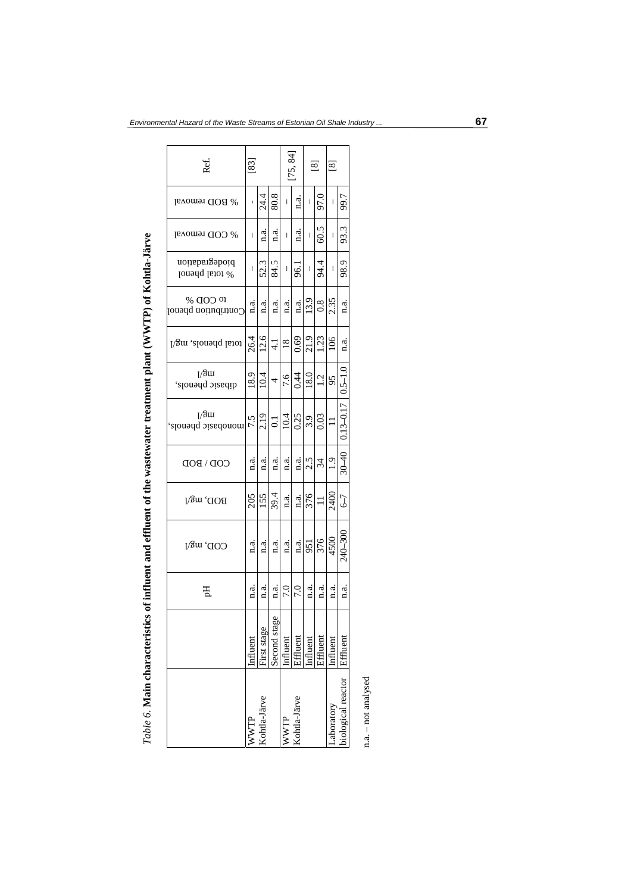*Table 6.* **Main characteristics of influent and effluent of the wastewater treatment plant (WWTP) of Kohtla-Järve**

| | | pH | COD, mg/l | BOD, mg/l | COD / BOD | monobasic phenols, mg/l | dibasic phenols, mg/l | total phenols, mg/l | Contribution phenol to COD % | % total phenol biodegradation | % COD removal | % BOD removal | Ref. |
|---|---|---|---|---|---|---|---|---|---|---|---|---|---|
| WWTP Kohtla-Järve | Influent | n.a. | n.a. | 205 | n.a. | 7.5 | 18.9 | 26.4 | n.a. | – | – | - | [83] |
| | First stage | n.a. | n.a. | 155 | n.a. | 2.19 | 10.4 | 12.6 | n.a. | 52.3 | n.a. | 24.4 | |
| | Second stage | n.a. | n.a. | 39.4 | n.a. | 0.1 | 4 | 4.1 | n.a. | 84.5 | n.a. | 80.8 | |
| WWTP Kohtla-Järve | Influent | 7.0 | n.a. | n.a. | n.a. | 10.4 | 7.6 | 18 | n.a. | – | – | – | [75, 84] |
| | Effluent | 7.0 | n.a. | n.a. | n.a. | 0.25 | 0.44 | 0.69 | n.a. | 96.1 | n.a. | n.a. | |
| | Influent | n.a. | 951 | 376 | 2.5 | 3.9 | 18.0 | 21.9 | 13.9 | – | – | – | [8] |
| | Effluent | n.a. | 376 | 11 | 34 | 0.03 | 1.2 | 1.23 | 0.8 | 94.4 | 60.5 | 97.0 | |
| Laboratory biological reactor | Influent | n.a. | 4500 | 2400 | 1.9 | 11 | 95 | 106 | 2.35 | – | – | – | [8] |
| | Effluent | n.a. | 240–300 | 6–7 | 30–40 | 0.13–0.17 | 0.5–1.0 | n.a. | n.a. | 98.9 | 93.3 | 99.7 | |

n.a. – not analysed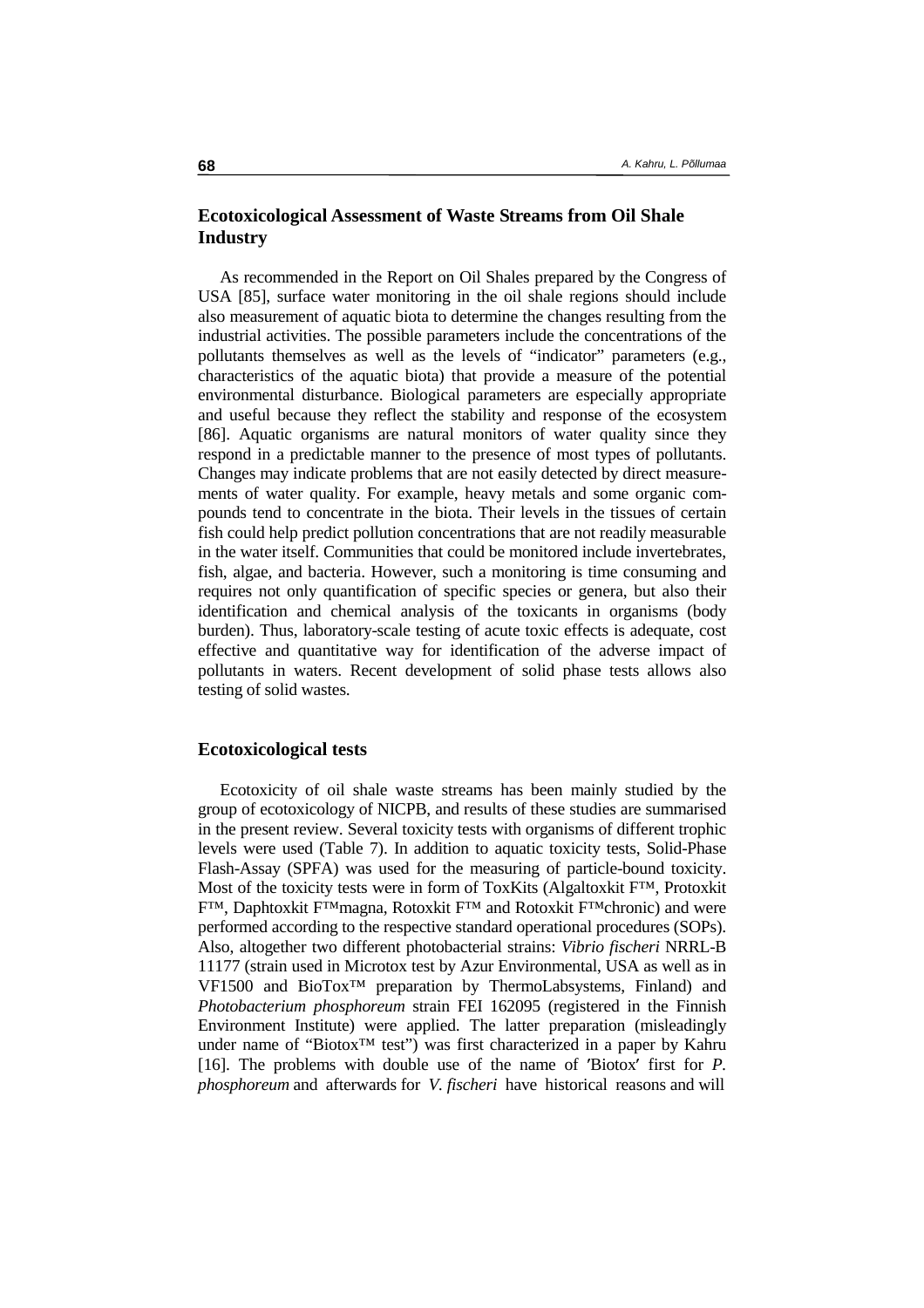## Ecotoxicological Assessment of Waste Streams from Oil Shale Industry

As recommended in the Report on Oil Shales prepared by the Congress of USA [85], surface water monitoring in the oil shale regions should include also measurement of aquatic biota to determine the changes resulting from the industrial activities. The possible parameters include the concentrations of the pollutants themselves as well as the levels of "indicator" parameters (e.g., characteristics of the aquatic biota) that provide a measure of the potential environmental disturbance. Biological parameters are especially appropriate and useful because they reflect the stability and response of the ecosystem [86]. Aquatic organisms are natural monitors of water quality since they respond in a predictable manner to the presence of most types of pollutants. Changes may indicate problems that are not easily detected by direct measurements of water quality. For example, heavy metals and some organic compounds tend to concentrate in the biota. Their levels in the tissues of certain fish could help predict pollution concentrations that are not readily measurable in the water itself. Communities that could be monitored include invertebrates, fish, algae, and bacteria. However, such a monitoring is time consuming and requires not only quantification of specific species or genera, but also their identification and chemical analysis of the toxicants in organisms (body burden). Thus, laboratory-scale testing of acute toxic effects is adequate, cost effective and quantitative way for identification of the adverse impact of pollutants in waters. Recent development of solid phase tests allows also testing of solid wastes.

### Ecotoxicological tests

Ecotoxicity of oil shale waste streams has been mainly studied by the group of ecotoxicology of NICPB, and results of these studies are summarised in the present review. Several toxicity tests with organisms of different trophic levels were used (Table 7). In addition to aquatic toxicity tests, Solid-Phase Flash-Assay (SPFA) was used for the measuring of particle-bound toxicity. Most of the toxicity tests were in form of ToxKits (Algaltoxkit F™, Protoxkit F™, Daphtoxkit F™magna, Rotoxkit F™ and Rotoxkit F™chronic) and were performed according to the respective standard operational procedures (SOPs). Also, altogether two different photobacterial strains: *Vibrio fischeri* NRRL-B 11177 (strain used in Microtox test by Azur Environmental, USA as well as in VF1500 and BioTox™ preparation by ThermoLabsystems, Finland) and *Photobacterium phosphoreum* strain FEI 162095 (registered in the Finnish Environment Institute) were applied. The latter preparation (misleadingly under name of "Biotox™ test") was first characterized in a paper by Kahru [16]. The problems with double use of the name of ′Biotox′ first for *P. phosphoreum* and afterwards for *V. fischeri* have historical reasons and will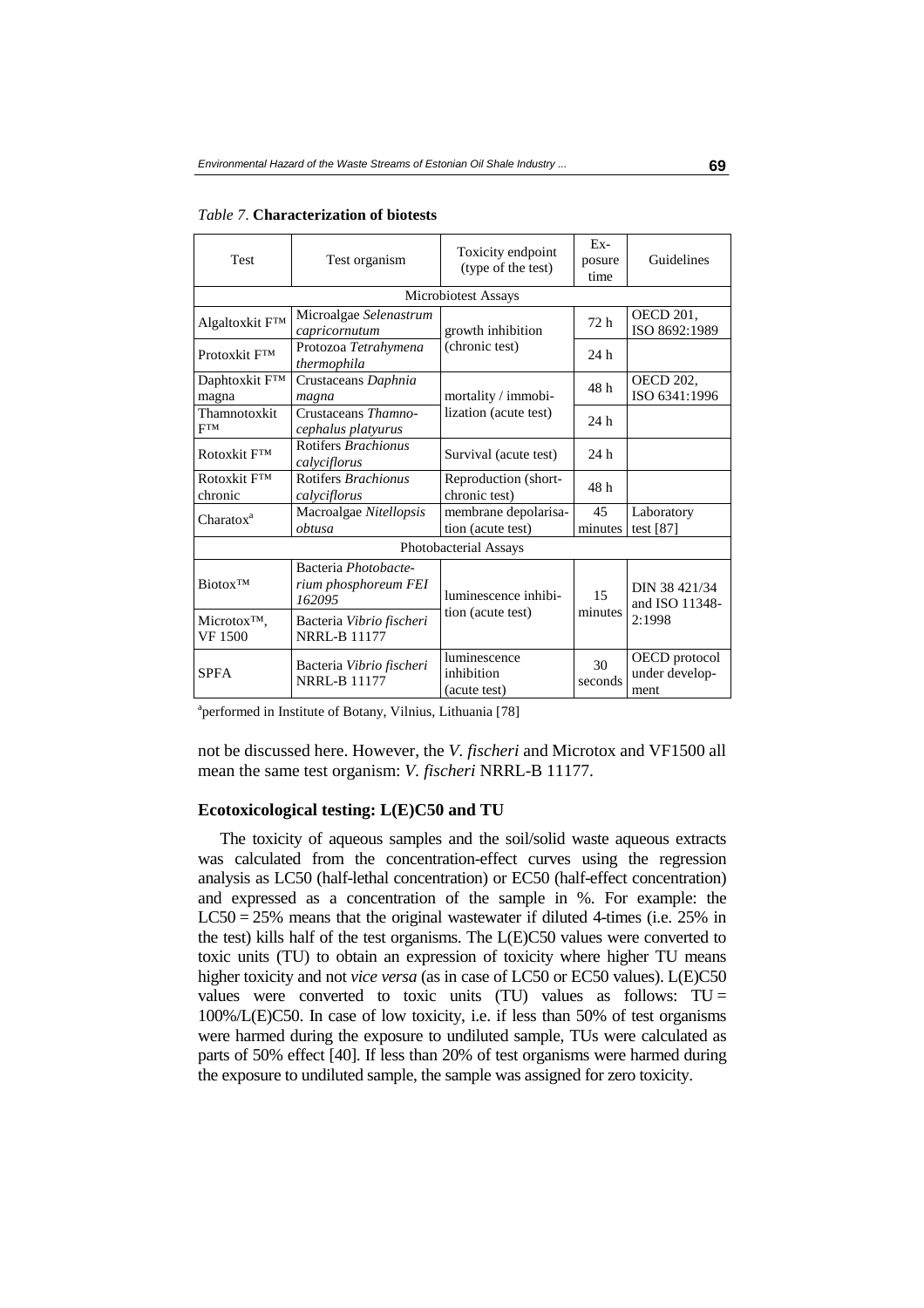*Table 7*. **Characterization of biotests**

| Test | Test organism | Toxicity endpoint (type of the test) | Exposure time | Guidelines |
|---|---|---|---|---|
| Microbiotest Assays | | | | |
| Algaltoxkit F™ | Microalgae *Selenastrum capricornutum* | growth inhibition (chronic test) | 72 h | OECD 201, ISO 8692:1989 |
| Protoxkit F™ | Protozoa *Tetrahymena thermophila* | | 24 h | |
| Daphtoxkit F™ magna | Crustaceans *Daphnia magna* | mortality / immobilization (acute test) | 48 h | OECD 202, ISO 6341:1996 |
| Thamnotoxkit F™ | Crustaceans *Thamnocephalus platyurus* | | 24 h | |
| Rotoxkit F™ | Rotifers *Brachionus calyciflorus* | Survival (acute test) | 24 h | |
| Rotoxkit F™ chronic | Rotifers *Brachionus calyciflorus* | Reproduction (short-chronic test) | 48 h | |
| Charatox[a] | Macroalgae *Nitellopsis obtusa* | membrane depolarisation (acute test) | 45 minutes | Laboratory test [87] |
| Photobacterial Assays | | | | |
| Biotox™ | Bacteria *Photobacterium phosphoreum FEI 162095* | luminescence inhibition (acute test) | 15 minutes | DIN 38 421/34 and ISO 11348-2:1998 |
| Microtox™, VF 1500 | Bacteria *Vibrio fischeri* NRRL-B 11177 | | | |
| SPFA | Bacteria *Vibrio fischeri* NRRL-B 11177 | luminescence inhibition (acute test) | 30 seconds | OECD protocol under development |

[a]performed in Institute of Botany, Vilnius, Lithuania [78]

not be discussed here. However, the *V. fischeri* and Microtox and VF1500 all mean the same test organism: *V. fischeri* NRRL-B 11177.

### Ecotoxicological testing: L(E)C50 and TU

The toxicity of aqueous samples and the soil/solid waste aqueous extracts was calculated from the concentration-effect curves using the regression analysis as LC50 (half-lethal concentration) or EC50 (half-effect concentration) and expressed as a concentration of the sample in %. For example: the LC50 = 25% means that the original wastewater if diluted 4-times (i.e. 25% in the test) kills half of the test organisms. The L(E)C50 values were converted to toxic units (TU) to obtain an expression of toxicity where higher TU means higher toxicity and not *vice versa* (as in case of LC50 or EC50 values). L(E)C50 values were converted to toxic units (TU) values as follows: TU = 100%/L(E)C50. In case of low toxicity, i.e. if less than 50% of test organisms were harmed during the exposure to undiluted sample, TUs were calculated as parts of 50% effect [40]. If less than 20% of test organisms were harmed during the exposure to undiluted sample, the sample was assigned for zero toxicity.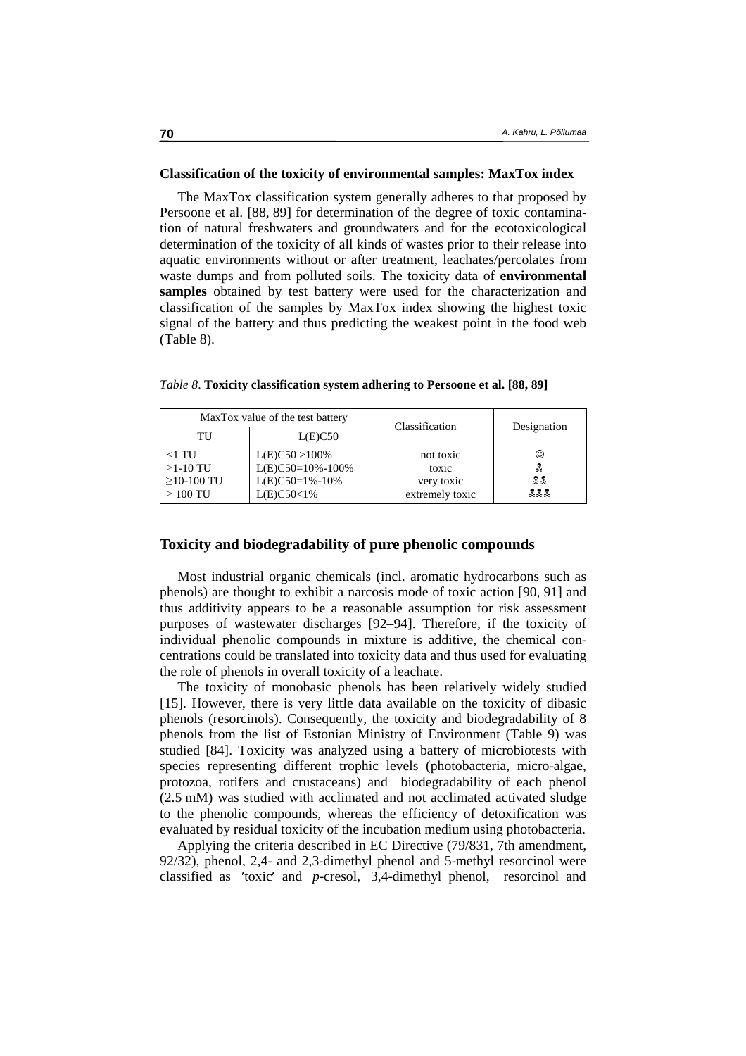### Classification of the toxicity of environmental samples: MaxTox index

The MaxTox classification system generally adheres to that proposed by Persoone et al. [88, 89] for determination of the degree of toxic contamination of natural freshwaters and groundwaters and for the ecotoxicological determination of the toxicity of all kinds of wastes prior to their release into aquatic environments without or after treatment, leachates/percolates from waste dumps and from polluted soils. The toxicity data of **environmental samples** obtained by test battery were used for the characterization and classification of the samples by MaxTox index showing the highest toxic signal of the battery and thus predicting the weakest point in the food web (Table 8).

*Table 8*. **Toxicity classification system adhering to Persoone et al. [88, 89]**

| MaxTox value of the test battery | | Classification | Designation |
|---|---|---|---|
| TU | L(E)C50 | | |
| <1 TU | L(E)C50 >100% | not toxic | ☺ |
| ≥1-10 TU | L(E)C50=10%-100% | toxic | ☠ |
| ≥10-100 TU | L(E)C50=1%-10% | very toxic | ☠☠ |
| ≥ 100 TU | L(E)C50<1% | extremely toxic | ☠☠☠ |

## Toxicity and biodegradability of pure phenolic compounds

Most industrial organic chemicals (incl. aromatic hydrocarbons such as phenols) are thought to exhibit a narcosis mode of toxic action [90, 91] and thus additivity appears to be a reasonable assumption for risk assessment purposes of wastewater discharges [92–94]. Therefore, if the toxicity of individual phenolic compounds in mixture is additive, the chemical concentrations could be translated into toxicity data and thus used for evaluating the role of phenols in overall toxicity of a leachate.

The toxicity of monobasic phenols has been relatively widely studied [15]. However, there is very little data available on the toxicity of dibasic phenols (resorcinols). Consequently, the toxicity and biodegradability of 8 phenols from the list of Estonian Ministry of Environment (Table 9) was studied [84]. Toxicity was analyzed using a battery of microbiotests with species representing different trophic levels (photobacteria, micro-algae, protozoa, rotifers and crustaceans) and biodegradability of each phenol (2.5 mM) was studied with acclimated and not acclimated activated sludge to the phenolic compounds, whereas the efficiency of detoxification was evaluated by residual toxicity of the incubation medium using photobacteria.

Applying the criteria described in EC Directive (79/831, 7th amendment, 92/32), phenol, 2,4- and 2,3-dimethyl phenol and 5-methyl resorcinol were classified as ′toxic′ and *p*-cresol, 3,4-dimethyl phenol, resorcinol and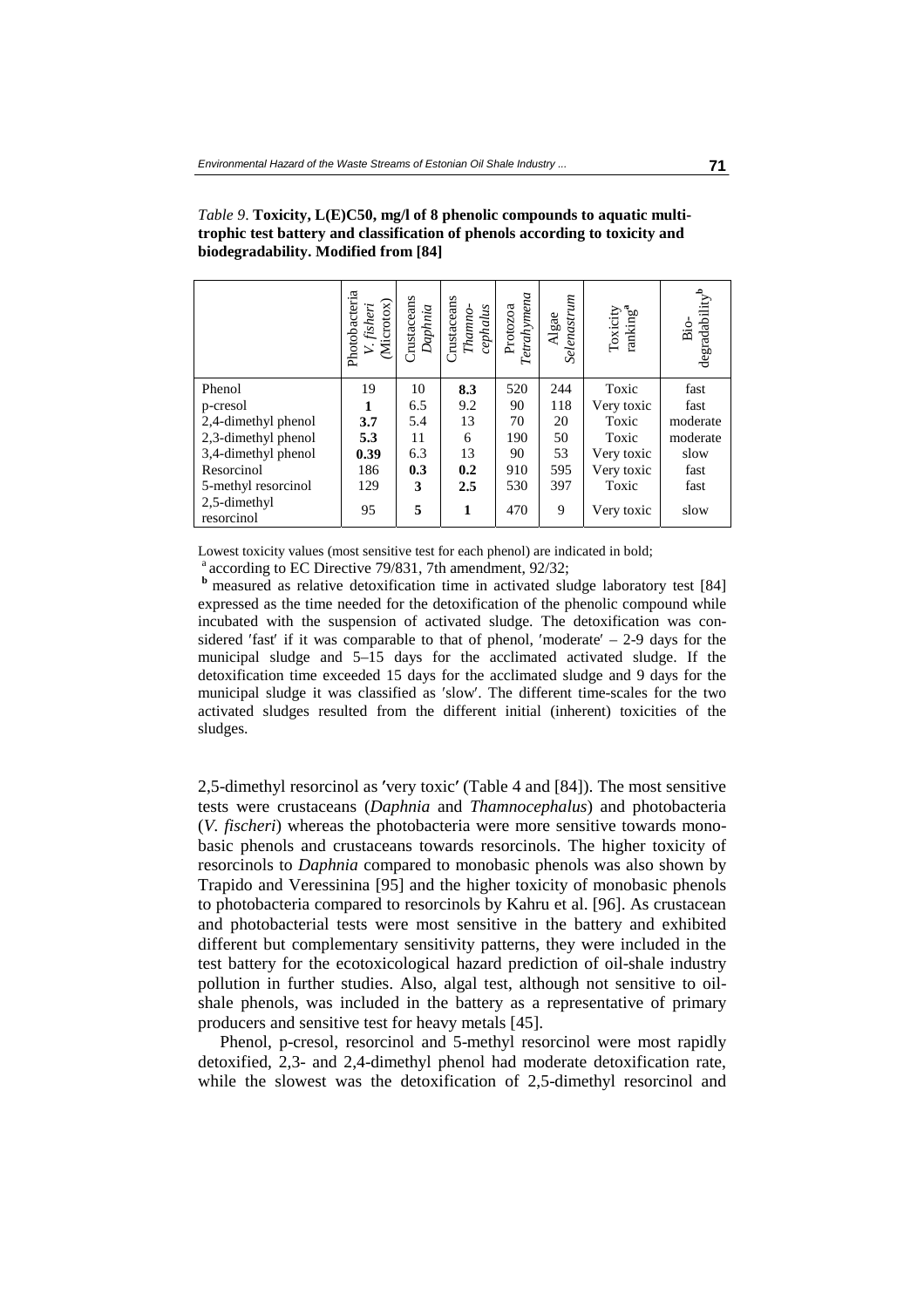*Table 9.* **Toxicity, L(E)C50, mg/l of 8 phenolic compounds to aquatic multi-trophic test battery and classification of phenols according to toxicity and biodegradability. Modified from [84]**

| | Photobacteria *V. fisheri* (Microtox) | Crustaceans *Daphnia* | Crustaceans *Thamno-cephalus* | Protozoa *Tetrahymena* | Algae *Selenastrum* | Toxicity ranking[a] | Bio-degradability[b] |
|---|---|---|---|---|---|---|---|
| Phenol | 19 | 10 | **8.3** | 520 | 244 | Toxic | fast |
| p-cresol | **1** | 6.5 | 9.2 | 90 | 118 | Very toxic | fast |
| 2,4-dimethyl phenol | **3.7** | 5.4 | 13 | 70 | 20 | Toxic | moderate |
| 2,3-dimethyl phenol | **5.3** | 11 | 6 | 190 | 50 | Toxic | moderate |
| 3,4-dimethyl phenol | **0.39** | 6.3 | 13 | 90 | 53 | Very toxic | slow |
| Resorcinol | 186 | **0.3** | **0.2** | 910 | 595 | Very toxic | fast |
| 5-methyl resorcinol | 129 | **3** | **2.5** | 530 | 397 | Toxic | fast |
| 2,5-dimethyl resorcinol | 95 | **5** | **1** | 470 | 9 | Very toxic | slow |

Lowest toxicity values (most sensitive test for each phenol) are indicated in bold;

[a] according to EC Directive 79/831, 7th amendment, 92/32;

[b] measured as relative detoxification time in activated sludge laboratory test [84] expressed as the time needed for the detoxification of the phenolic compound while incubated with the suspension of activated sludge. The detoxification was considered 'fast' if it was comparable to that of phenol, 'moderate' – 2-9 days for the municipal sludge and 5–15 days for the acclimated activated sludge. If the detoxification time exceeded 15 days for the acclimated sludge and 9 days for the municipal sludge it was classified as 'slow'. The different time-scales for the two activated sludges resulted from the different initial (inherent) toxicities of the sludges.

2,5-dimethyl resorcinol as 'very toxic' (Table 4 and [84]). The most sensitive tests were crustaceans (*Daphnia* and *Thamnocephalus*) and photobacteria (*V. fischeri*) whereas the photobacteria were more sensitive towards monobasic phenols and crustaceans towards resorcinols. The higher toxicity of resorcinols to *Daphnia* compared to monobasic phenols was also shown by Trapido and Veressinina [95] and the higher toxicity of monobasic phenols to photobacteria compared to resorcinols by Kahru et al. [96]. As crustacean and photobacterial tests were most sensitive in the battery and exhibited different but complementary sensitivity patterns, they were included in the test battery for the ecotoxicological hazard prediction of oil-shale industry pollution in further studies. Also, algal test, although not sensitive to oil-shale phenols, was included in the battery as a representative of primary producers and sensitive test for heavy metals [45].

Phenol, p-cresol, resorcinol and 5-methyl resorcinol were most rapidly detoxified, 2,3- and 2,4-dimethyl phenol had moderate detoxification rate, while the slowest was the detoxification of 2,5-dimethyl resorcinol and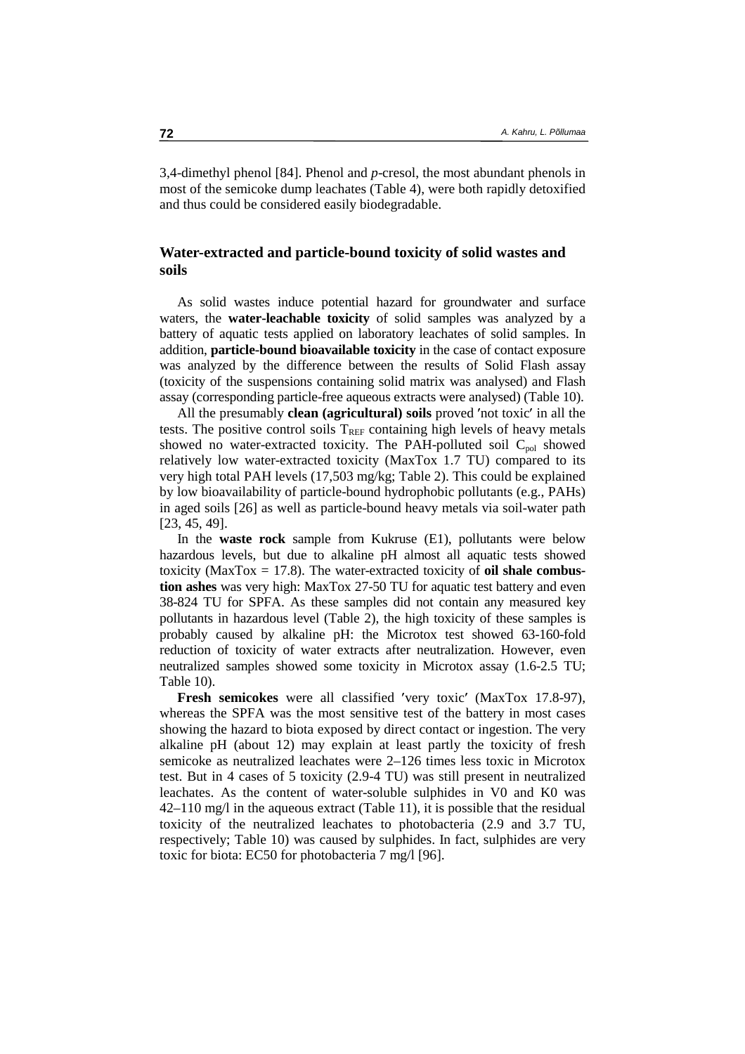3,4-dimethyl phenol [84]. Phenol and *p*-cresol, the most abundant phenols in most of the semicoke dump leachates (Table 4), were both rapidly detoxified and thus could be considered easily biodegradable.

## Water-extracted and particle-bound toxicity of solid wastes and soils

As solid wastes induce potential hazard for groundwater and surface waters, the **water-leachable toxicity** of solid samples was analyzed by a battery of aquatic tests applied on laboratory leachates of solid samples. In addition, **particle-bound bioavailable toxicity** in the case of contact exposure was analyzed by the difference between the results of Solid Flash assay (toxicity of the suspensions containing solid matrix was analysed) and Flash assay (corresponding particle-free aqueous extracts were analysed) (Table 10).

All the presumably **clean (agricultural) soils** proved ′not toxic′ in all the tests. The positive control soils $T_{REF}$ containing high levels of heavy metals showed no water-extracted toxicity. The PAH-polluted soil $C_{pol}$ showed relatively low water-extracted toxicity (MaxTox 1.7 TU) compared to its very high total PAH levels (17,503 mg/kg; Table 2). This could be explained by low bioavailability of particle-bound hydrophobic pollutants (e.g., PAHs) in aged soils [26] as well as particle-bound heavy metals via soil-water path [23, 45, 49].

In the **waste rock** sample from Kukruse (E1), pollutants were below hazardous levels, but due to alkaline pH almost all aquatic tests showed toxicity (MaxTox = 17.8). The water-extracted toxicity of **oil shale combustion ashes** was very high: MaxTox 27-50 TU for aquatic test battery and even 38-824 TU for SPFA. As these samples did not contain any measured key pollutants in hazardous level (Table 2), the high toxicity of these samples is probably caused by alkaline pH: the Microtox test showed 63-160-fold reduction of toxicity of water extracts after neutralization. However, even neutralized samples showed some toxicity in Microtox assay (1.6-2.5 TU; Table 10).

**Fresh semicokes** were all classified ′very toxic′ (MaxTox 17.8-97), whereas the SPFA was the most sensitive test of the battery in most cases showing the hazard to biota exposed by direct contact or ingestion. The very alkaline pH (about 12) may explain at least partly the toxicity of fresh semicoke as neutralized leachates were 2–126 times less toxic in Microtox test. But in 4 cases of 5 toxicity (2.9-4 TU) was still present in neutralized leachates. As the content of water-soluble sulphides in V0 and K0 was 42–110 mg/l in the aqueous extract (Table 11), it is possible that the residual toxicity of the neutralized leachates to photobacteria (2.9 and 3.7 TU, respectively; Table 10) was caused by sulphides. In fact, sulphides are very toxic for biota: EC50 for photobacteria 7 mg/l [96].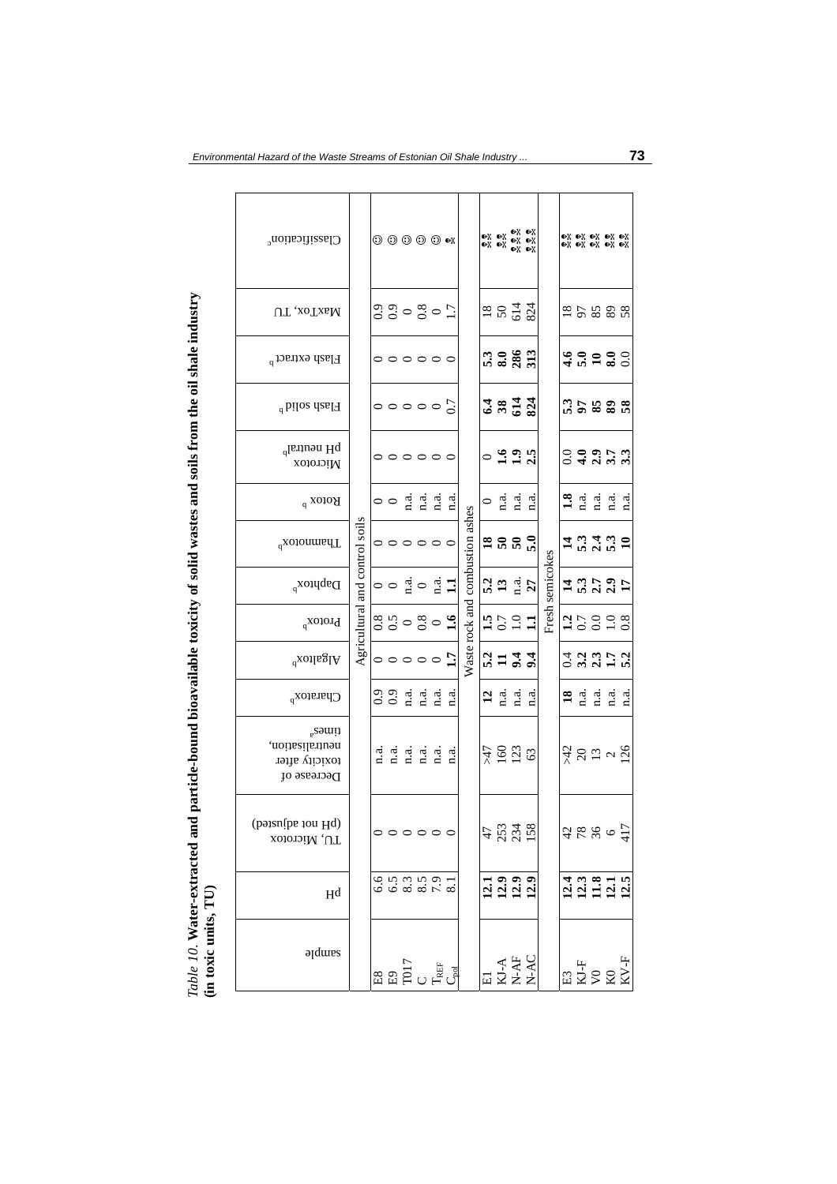*Table 10.* **Water-extracted and particle-bound bioavailable toxicity of solid wastes and soils from the oil shale industry (in toxic units, TU)**

| sample | pH | TU, Microtox (pH not adjusted) | Decrease of toxicity after neutralisation, times[a] | Charatox[b] | Algaltox[b] | Protox[b] | Daphtox[b] | Thamnotox[b] | Rotox[b] | Microtox pH neutral[b] | Flash solid[b] | Flash extract[b] | MaxTox, TU | Classification[c] |
|---|---|---|---|---|---|---|---|---|---|---|---|---|---|---|
| Agricultural and control soils | | | | | | | | | | | | | | |
| E8 | 6.6 | 0 | n.a. | 0.9 | 0 | 0.8 | 0 | 0 | 0 | 0 | 0 | 0 | 0.9 | ☺ |
| E9 | 6.5 | 0 | n.a. | 0.9 | 0 | 0.5 | 0 | 0 | 0 | 0 | 0 | 0 | 0.9 | ☺ |
| T017 | 8.3 | 0 | n.a. | n.a. | 0 | 0 | n.a. | 0 | n.a. | 0 | 0 | 0 | 0 | ☺ |
| C | 8.5 | 0 | n.a. | n.a. | 0 | 0.8 | 0 | 0 | n.a. | 0 | 0 | 0 | 0.8 | ☺ |
| $T_{REF}$ | 7.9 | 0 | n.a. | n.a. | 0 | 0 | n.a. | 0 | n.a. | 0 | 0 | 0 | 0 | ☺ |
| $C_{pol}$ | 8.1 | 0 | n.a. | n.a. | **1.7** | **1.6** | **1.1** | 0 | n.a. | 0 | 0.7 | 0 | 1.7 | ☠ |
| Waste rock and combustion ashes | | | | | | | | | | | | | | |
| E1 | **12.1** | 47 | >47 | **12** | **5.2** | **1.5** | **5.2** | **18** | 0 | 0 | **6.4** | **5.3** | 18 | ☠☠ |
| KJ-A | **12.9** | 253 | 160 | n.a. | **11** | 0.7 | **13** | **50** | n.a. | **1.6** | **38** | **8.0** | 50 | ☠☠ |
| N-AF | **12.9** | 234 | 123 | n.a. | **9.4** | 1.0 | n.a. | **50** | n.a. | **1.9** | **614** | **286** | 614 | ☠☠☠ |
| N-AC | **12.9** | 158 | 63 | n.a. | **9.4** | **1.1** | **27** | **5.0** | n.a. | **2.5** | **824** | **313** | 824 | ☠☠☠ |
| Fresh semicokes | | | | | | | | | | | | | | |
| E3 | **12.4** | 42 | >42 | **18** | 0.4 | **1.2** | **14** | **14** | **1.8** | 0.0 | **5.3** | **4.6** | 18 | ☠☠ |
| KJ-F | **12.3** | 78 | 20 | n.a. | **3.2** | 0.7 | **5.3** | **5.3** | n.a. | **4.0** | **97** | **5.0** | 97 | ☠☠ |
| V0 | **11.8** | 36 | 13 | n.a. | **2.3** | 0.0 | **2.7** | **2.4** | n.a. | **2.9** | **85** | **10** | 85 | ☠☠ |
| K0 | **12.1** | 6 | 2 | n.a. | **1.7** | 1.0 | **2.9** | **5.3** | n.a. | **3.7** | **89** | **8.0** | 89 | ☠☠ |
| KV-F | **12.5** | 417 | 126 | n.a. | **5.2** | 0.8 | **17** | **10** | n.a. | **3.3** | **58** | 0.0 | 58 | ☠☠ |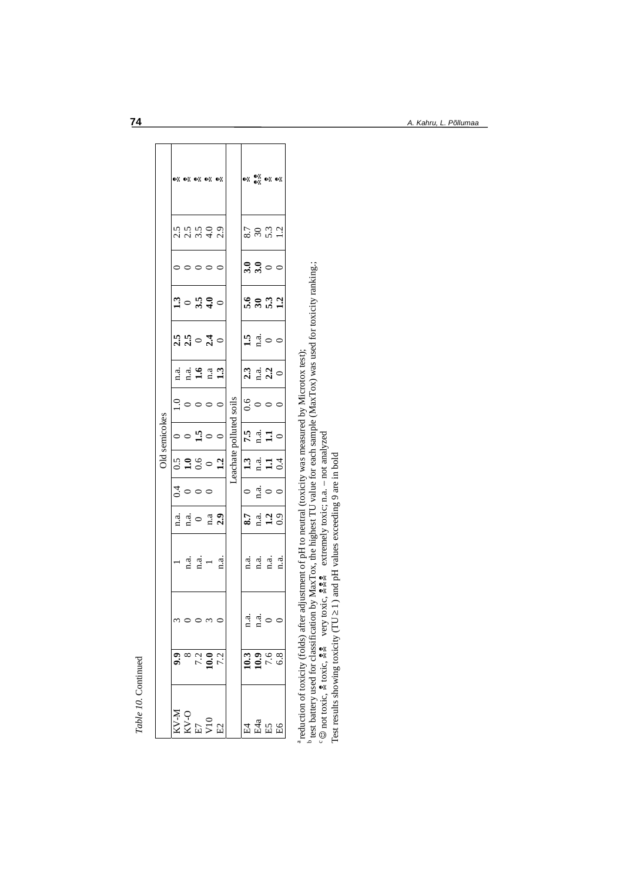*Table 10.* Continued

| | | | | | | | | | | | | | | |
|---|---|---|---|---|---|---|---|---|---|---|---|---|---|---|
| **Old semicokes** | | | | | | | | | | | | | | |
| KV-M | **9.9** | 3 | 1 | n.a. | 0.4 | 0.5 | 0 | 1.0 | n.a. | **2.5** | **1.3** | 0 | 2.5 | ☠ |
| KV-O | 8 | 0 | n.a. | n.a. | 0 | **1.0** | 0 | 0 | n.a. | **2.5** | 0 | 0 | 2.5 | ☠ |
| E7 | 7.2 | 0 | n.a. | 0 | 0 | 0.6 | **1.5** | 0 | **1.6** | 0 | **3.5** | 0 | 3.5 | ☠ |
| V10 | **10.0** | 3 | 1 | n.a | 0 | 0 | 0 | 0 | n.a | **2.4** | **4.0** | 0 | 4.0 | ☠ |
| E2 | 7.2 | 0 | n.a. | **2.9** | | **1.2** | 0 | 0 | **1.3** | 0 | 0 | 0 | 2.9 | ☠ |
| **Leachate polluted soils** | | | | | | | | | | | | | | |
| E4 | **10.3** | n.a. | n.a. | **8.7** | 0 | **1.3** | **7.5** | 0.6 | **2.3** | **1.5** | **5.6** | **3.0** | 8.7 | ☠ |
| E4a | **10.9** | n.a. | n.a. | n.a. | n.a. | n.a. | n.a. | 0 | n.a. | n.a. | **30** | **3.0** | 30 | ☠☠ |
| E5 | 7.6 | 0 | n.a. | **1.2** | 0 | **1.1** | **1.1** | 0 | **2.2** | 0 | **5.3** | 0 | 5.3 | ☠ |
| E6 | 6.8 | 0 | n.a. | 0.9 | 0 | 0.4 | 0 | 0 | 0 | 0 | **1.2** | 0 | 1.2 | ☠ |

[a] reduction of toxicity (folds) after adjustment of pH to neutral (toxicity was measured by Microtox test);
[b] test battery used for classification by MaxTox, the highest TU value for each sample (MaxTox) was used for toxicity ranking.;
[c] ☺ not toxic, ☠ toxic, ☠☠ very toxic, ☠☠☠ extremely toxic; n.a. – not analyzed
Test results showing toxicity (TU ≥ 1) and pH values exceeding 9 are in bold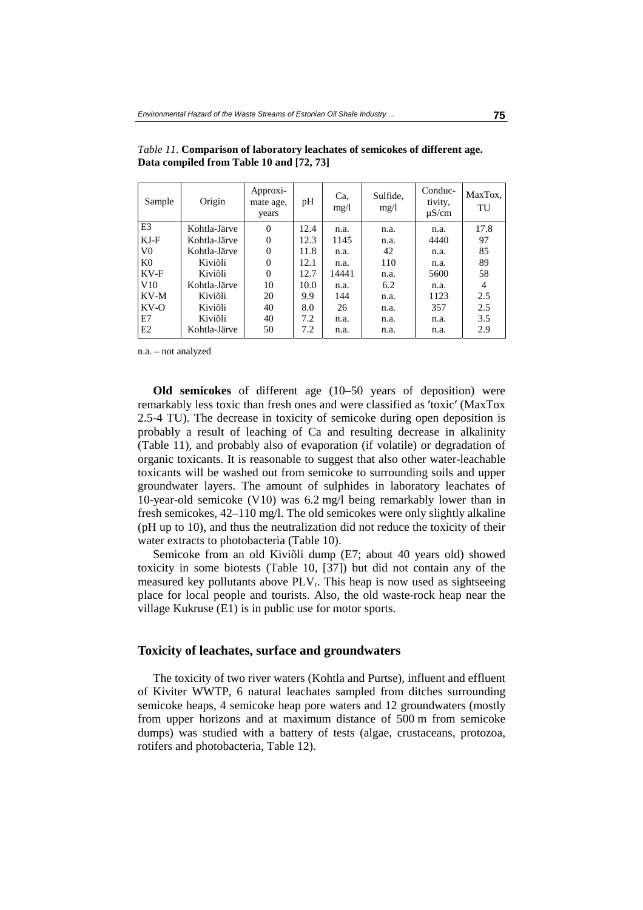*Table 11*. **Comparison of laboratory leachates of semicokes of different age. Data compiled from Table 10 and [72, 73]**

| Sample | Origin | Approximate age, years | pH | Ca, mg/l | Sulfide, mg/l | Conductivity, μS/cm | MaxTox, TU |
|---|---|---|---|---|---|---|---|
| E3 | Kohtla-Järve | 0 | 12.4 | n.a. | n.a. | n.a. | 17.8 |
| KJ-F | Kohtla-Järve | 0 | 12.3 | 1145 | n.a. | 4440 | 97 |
| V0 | Kohtla-Järve | 0 | 11.8 | n.a. | 42 | n.a. | 85 |
| K0 | Kiviõli | 0 | 12.1 | n.a. | 110 | n.a. | 89 |
| KV-F | Kiviõli | 0 | 12.7 | 14441 | n.a. | 5600 | 58 |
| V10 | Kohtla-Järve | 10 | 10.0 | n.a. | 6.2 | n.a. | 4 |
| KV-M | Kiviõli | 20 | 9.9 | 144 | n.a. | 1123 | 2.5 |
| KV-O | Kiviõli | 40 | 8.0 | 26 | n.a. | 357 | 2.5 |
| E7 | Kiviõli | 40 | 7.2 | n.a. | n.a. | n.a. | 3.5 |
| E2 | Kohtla-Järve | 50 | 7.2 | n.a. | n.a. | n.a. | 2.9 |

n.a. – not analyzed

**Old semicokes** of different age (10–50 years of deposition) were remarkably less toxic than fresh ones and were classified as ′toxic′ (MaxTox 2.5-4 TU). The decrease in toxicity of semicoke during open deposition is probably a result of leaching of Ca and resulting decrease in alkalinity (Table 11), and probably also of evaporation (if volatile) or degradation of organic toxicants. It is reasonable to suggest that also other water-leachable toxicants will be washed out from semicoke to surrounding soils and upper groundwater layers. The amount of sulphides in laboratory leachates of 10-year-old semicoke (V10) was 6.2 mg/l being remarkably lower than in fresh semicokes, 42–110 mg/l. The old semicokes were only slightly alkaline (pH up to 10), and thus the neutralization did not reduce the toxicity of their water extracts to photobacteria (Table 10).

Semicoke from an old Kiviõli dump (E7; about 40 years old) showed toxicity in some biotests (Table 10, [37]) but did not contain any of the measured key pollutants above $PLV_r$. This heap is now used as sightseeing place for local people and tourists. Also, the old waste-rock heap near the village Kukruse (E1) is in public use for motor sports.

## Toxicity of leachates, surface and groundwaters

The toxicity of two river waters (Kohtla and Purtse), influent and effluent of Kiviter WWTP, 6 natural leachates sampled from ditches surrounding semicoke heaps, 4 semicoke heap pore waters and 12 groundwaters (mostly from upper horizons and at maximum distance of 500 m from semicoke dumps) was studied with a battery of tests (algae, crustaceans, protozoa, rotifers and photobacteria, Table 12).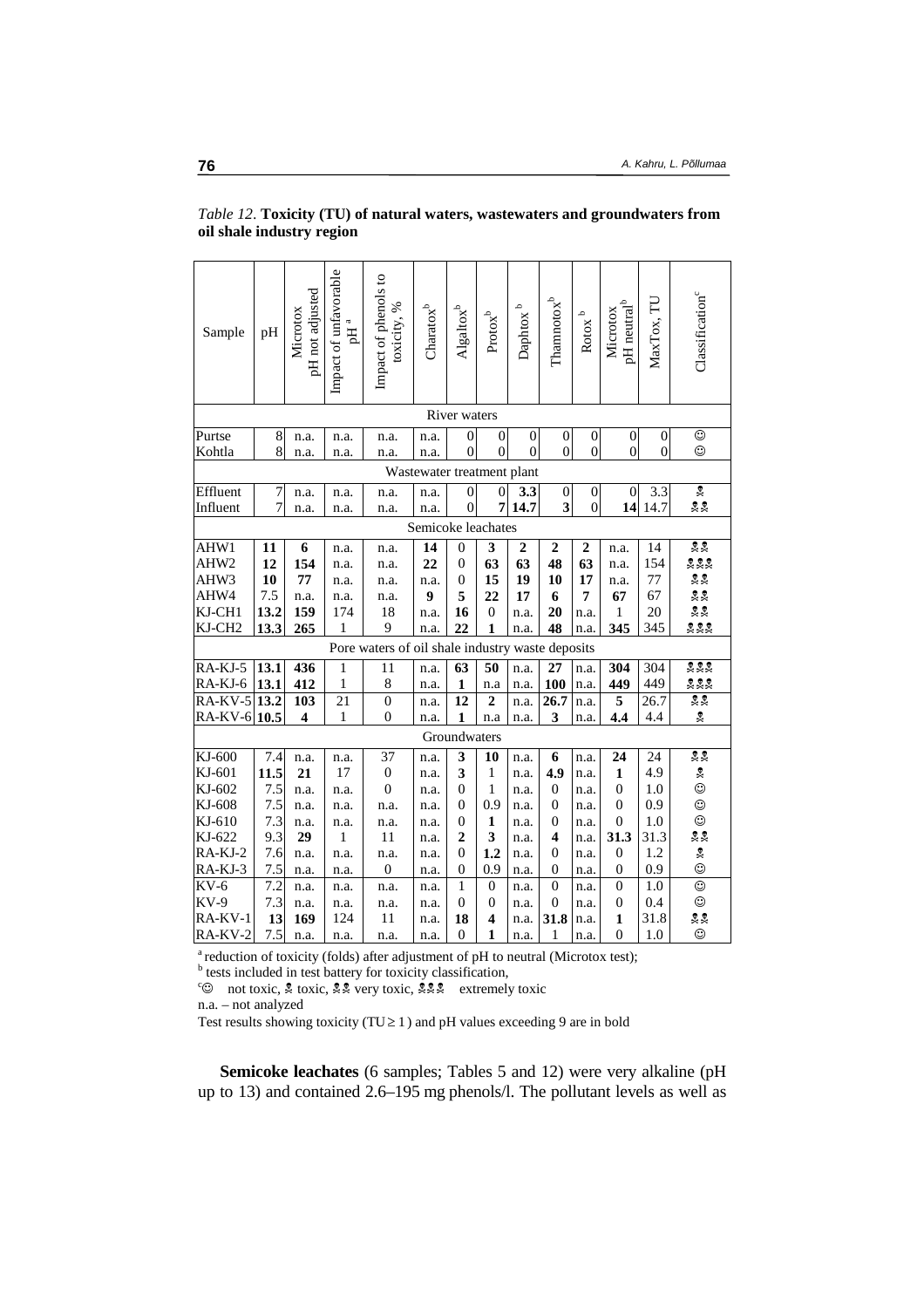*Table 12.* **Toxicity (TU) of natural waters, wastewaters and groundwaters from oil shale industry region**

| Sample | pH | Microtox pH not adjusted | Impact of unfavorable pH [a] | Impact of phenols to toxicity, % | Charatox[b] | Algaltox[b] | Protox[b] | Daphtox[b] | Thamnotox[b] | Rotox[b] | Microtox pH neutral[b] | MaxTox, TU | Classification[c] |
|---|---|---|---|---|---|---|---|---|---|---|---|---|---|
| River waters | | | | | | | | | | | | | |
| Purtse | 8 | n.a. | n.a. | n.a. | n.a. | 0 | 0 | 0 | 0 | 0 | 0 | 0 | ☺ |
| Kohtla | 8 | n.a. | n.a. | n.a. | n.a. | 0 | 0 | 0 | 0 | 0 | 0 | 0 | ☺ |
| Wastewater treatment plant | | | | | | | | | | | | | |
| Effluent | 7 | n.a. | n.a. | n.a. | n.a. | 0 | 0 | **3.3** | 0 | 0 | 0 | 3.3 | ☠ |
| Influent | 7 | n.a. | n.a. | n.a. | n.a. | 0 | **7** | **14.7** | **3** | 0 | **14** | 14.7 | ☠☠ |
| Semicoke leachates | | | | | | | | | | | | | |
| AHW1 | **11** | **6** | n.a. | n.a. | **14** | 0 | **3** | **2** | **2** | **2** | n.a. | 14 | ☠☠ |
| AHW2 | **12** | **154** | n.a. | n.a. | **22** | 0 | **63** | **63** | **48** | **63** | n.a. | 154 | ☠☠☠ |
| AHW3 | **10** | **77** | n.a. | n.a. | n.a. | 0 | **15** | **19** | **10** | **17** | n.a. | 77 | ☠☠ |
| AHW4 | 7.5 | n.a. | n.a. | n.a. | **9** | **5** | **22** | **17** | **6** | **7** | **67** | 67 | ☠☠ |
| KJ-CH1 | **13.2** | **159** | 174 | 18 | n.a. | **16** | 0 | n.a. | **20** | n.a. | 1 | 20 | ☠☠ |
| KJ-CH2 | **13.3** | **265** | 1 | 9 | n.a. | **22** | **1** | n.a. | **48** | n.a. | **345** | 345 | ☠☠☠ |
| Pore waters of oil shale industry waste deposits | | | | | | | | | | | | | |
| RA-KJ-5 | **13.1** | **436** | 1 | 11 | n.a. | **63** | **50** | n.a. | **27** | n.a. | **304** | 304 | ☠☠☠ |
| RA-KJ-6 | **13.1** | **412** | 1 | 8 | n.a. | **1** | n.a | n.a. | **100** | n.a. | **449** | 449 | ☠☠☠ |
| RA-KV-5 | **13.2** | **103** | 21 | 0 | n.a. | **12** | **2** | n.a. | **26.7** | n.a. | **5** | 26.7 | ☠☠ |
| RA-KV-6 | **10.5** | **4** | 1 | 0 | n.a. | **1** | n.a | n.a. | **3** | n.a. | **4.4** | 4.4 | ☠ |
| Groundwaters | | | | | | | | | | | | | |
| KJ-600 | 7.4 | n.a. | n.a. | 37 | n.a. | **3** | **10** | n.a. | **6** | n.a. | **24** | 24 | ☠☠ |
| KJ-601 | **11.5** | **21** | 17 | 0 | n.a. | **3** | 1 | n.a. | **4.9** | n.a. | **1** | 4.9 | ☠ |
| KJ-602 | 7.5 | n.a. | n.a. | 0 | n.a. | 0 | 1 | n.a. | 0 | n.a. | 0 | 1.0 | ☺ |
| KJ-608 | 7.5 | n.a. | n.a. | n.a. | n.a. | 0 | 0.9 | n.a. | 0 | n.a. | 0 | 0.9 | ☺ |
| KJ-610 | 7.3 | n.a. | n.a. | n.a. | n.a. | 0 | **1** | n.a. | 0 | n.a. | 0 | 1.0 | ☺ |
| KJ-622 | 9.3 | **29** | 1 | 11 | n.a. | **2** | **3** | n.a. | **4** | n.a. | **31.3** | 31.3 | ☠☠ |
| RA-KJ-2 | 7.6 | n.a. | n.a. | n.a. | n.a. | 0 | **1.2** | n.a. | 0 | n.a. | 0 | 1.2 | ☠ |
| RA-KJ-3 | 7.5 | n.a. | n.a. | 0 | n.a. | 0 | 0.9 | n.a. | 0 | n.a. | 0 | 0.9 | ☺ |
| KV-6 | 7.2 | n.a. | n.a. | n.a. | n.a. | 1 | 0 | n.a. | 0 | n.a. | 0 | 1.0 | ☺ |
| KV-9 | 7.3 | n.a. | n.a. | n.a. | n.a. | 0 | 0 | n.a. | 0 | n.a. | 0 | 0.4 | ☺ |
| RA-KV-1 | **13** | **169** | 124 | 11 | n.a. | **18** | **4** | n.a. | **31.8** | n.a. | **1** | 31.8 | ☠☠ |
| RA-KV-2 | 7.5 | n.a. | n.a. | n.a. | n.a. | 0 | **1** | n.a. | 1 | n.a. | 0 | 1.0 | ☺ |

[a] reduction of toxicity (folds) after adjustment of pH to neutral (Microtox test);
[b] tests included in test battery for toxicity classification,
[c] ☺ not toxic, ☠ toxic, ☠☠ very toxic, ☠☠☠ extremely toxic
n.a. – not analyzed
Test results showing toxicity (TU ≥ 1) and pH values exceeding 9 are in bold

**Semicoke leachates** (6 samples; Tables 5 and 12) were very alkaline (pH up to 13) and contained 2.6–195 mg phenols/l. The pollutant levels as well as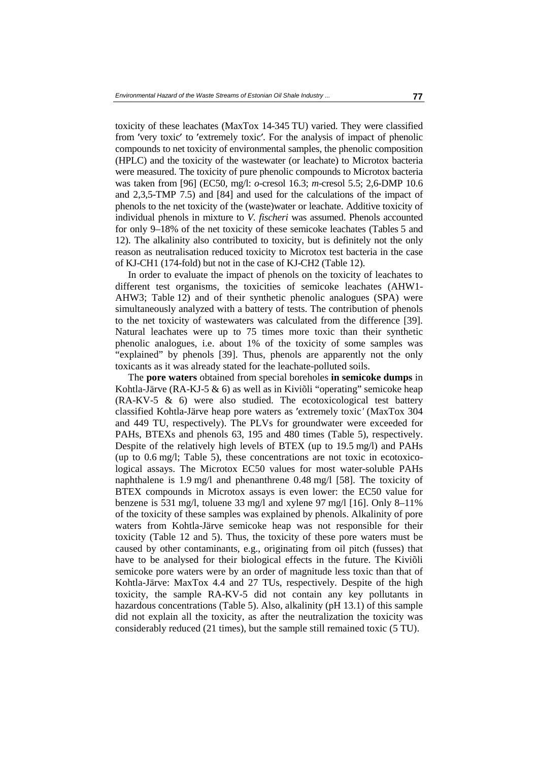toxicity of these leachates (MaxTox 14-345 TU) varied. They were classified from ′very toxic′ to ′extremely toxic′. For the analysis of impact of phenolic compounds to net toxicity of environmental samples, the phenolic composition (HPLC) and the toxicity of the wastewater (or leachate) to Microtox bacteria were measured. The toxicity of pure phenolic compounds to Microtox bacteria was taken from [96] (EC50, mg/l: *o*-cresol 16.3; *m*-cresol 5.5; 2,6-DMP 10.6 and 2,3,5-TMP 7.5) and [84] and used for the calculations of the impact of phenols to the net toxicity of the (waste)water or leachate. Additive toxicity of individual phenols in mixture to *V. fischeri* was assumed. Phenols accounted for only 9–18% of the net toxicity of these semicoke leachates (Tables 5 and 12). The alkalinity also contributed to toxicity, but is definitely not the only reason as neutralisation reduced toxicity to Microtox test bacteria in the case of KJ-CH1 (174-fold) but not in the case of KJ-CH2 (Table 12).

In order to evaluate the impact of phenols on the toxicity of leachates to different test organisms, the toxicities of semicoke leachates (AHW1-AHW3; Table 12) and of their synthetic phenolic analogues (SPA) were simultaneously analyzed with a battery of tests. The contribution of phenols to the net toxicity of wastewaters was calculated from the difference [39]. Natural leachates were up to 75 times more toxic than their synthetic phenolic analogues, i.e. about 1% of the toxicity of some samples was "explained" by phenols [39]. Thus, phenols are apparently not the only toxicants as it was already stated for the leachate-polluted soils.

The **pore waters** obtained from special boreholes **in semicoke dumps** in Kohtla-Järve (RA-KJ-5 & 6) as well as in Kiviõli "operating" semicoke heap (RA-KV-5 & 6) were also studied. The ecotoxicological test battery classified Kohtla-Järve heap pore waters as ′extremely toxic′ (MaxTox 304 and 449 TU, respectively). The PLVs for groundwater were exceeded for PAHs, BTEXs and phenols 63, 195 and 480 times (Table 5), respectively. Despite of the relatively high levels of BTEX (up to 19.5 mg/l) and PAHs (up to 0.6 mg/l; Table 5), these concentrations are not toxic in ecotoxicological assays. The Microtox EC50 values for most water-soluble PAHs naphthalene is 1.9 mg/l and phenanthrene 0.48 mg/l [58]. The toxicity of BTEX compounds in Microtox assays is even lower: the EC50 value for benzene is 531 mg/l, toluene 33 mg/l and xylene 97 mg/l [16]. Only 8–11% of the toxicity of these samples was explained by phenols. Alkalinity of pore waters from Kohtla-Järve semicoke heap was not responsible for their toxicity (Table 12 and 5). Thus, the toxicity of these pore waters must be caused by other contaminants, e.g., originating from oil pitch (fusses) that have to be analysed for their biological effects in the future. The Kiviõli semicoke pore waters were by an order of magnitude less toxic than that of Kohtla-Järve: MaxTox 4.4 and 27 TUs, respectively. Despite of the high toxicity, the sample RA-KV-5 did not contain any key pollutants in hazardous concentrations (Table 5). Also, alkalinity (pH 13.1) of this sample did not explain all the toxicity, as after the neutralization the toxicity was considerably reduced (21 times), but the sample still remained toxic (5 TU).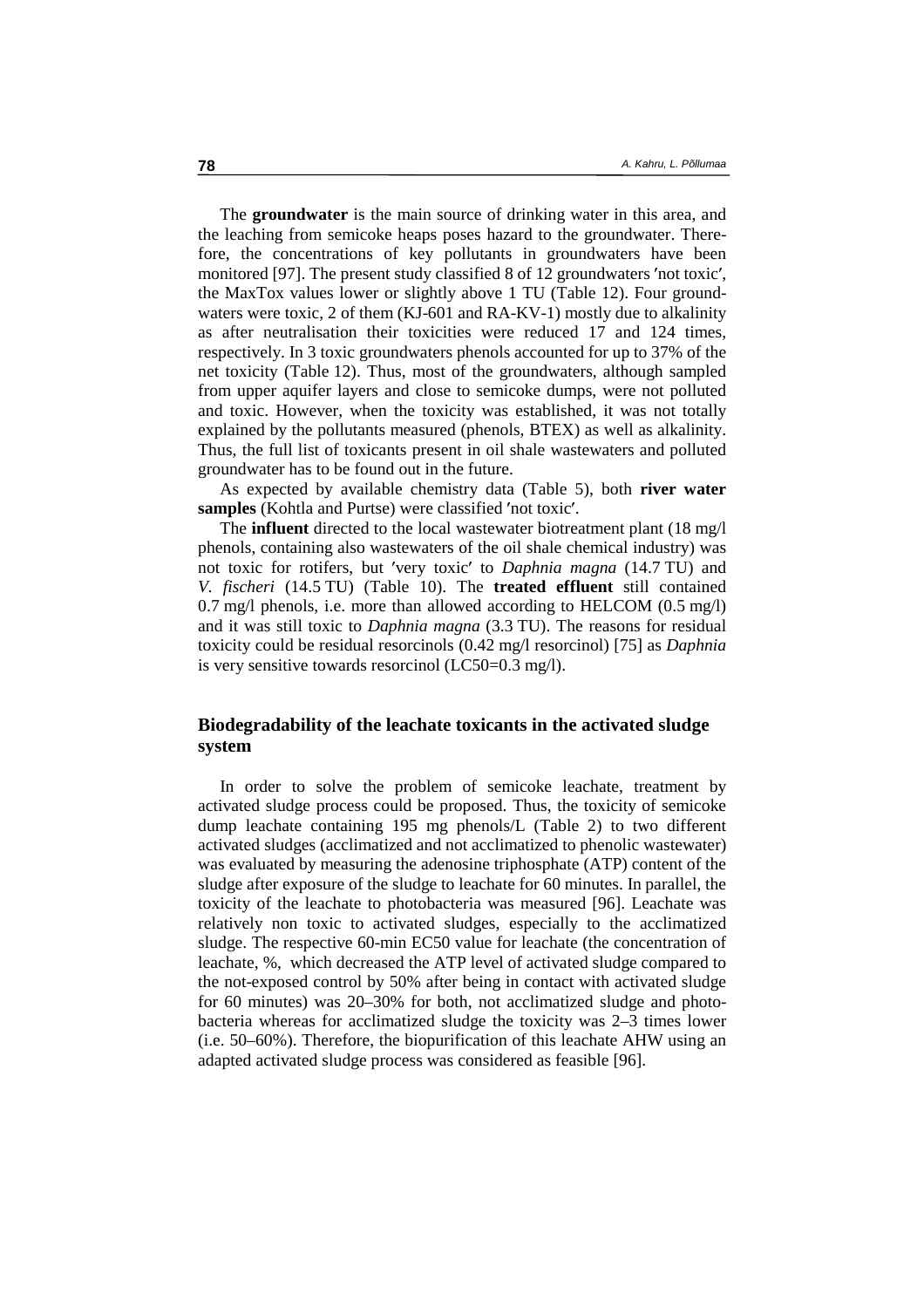The **groundwater** is the main source of drinking water in this area, and the leaching from semicoke heaps poses hazard to the groundwater. Therefore, the concentrations of key pollutants in groundwaters have been monitored [97]. The present study classified 8 of 12 groundwaters ′not toxic′, the MaxTox values lower or slightly above 1 TU (Table 12). Four groundwaters were toxic, 2 of them (KJ-601 and RA-KV-1) mostly due to alkalinity as after neutralisation their toxicities were reduced 17 and 124 times, respectively. In 3 toxic groundwaters phenols accounted for up to 37% of the net toxicity (Table 12). Thus, most of the groundwaters, although sampled from upper aquifer layers and close to semicoke dumps, were not polluted and toxic. However, when the toxicity was established, it was not totally explained by the pollutants measured (phenols, BTEX) as well as alkalinity. Thus, the full list of toxicants present in oil shale wastewaters and polluted groundwater has to be found out in the future.

As expected by available chemistry data (Table 5), both **river water samples** (Kohtla and Purtse) were classified ′not toxic′.

The **influent** directed to the local wastewater biotreatment plant (18 mg/l phenols, containing also wastewaters of the oil shale chemical industry) was not toxic for rotifers, but ′very toxic′ to *Daphnia magna* (14.7 TU) and *V. fischeri* (14.5 TU) (Table 10). The **treated effluent** still contained 0.7 mg/l phenols, i.e. more than allowed according to HELCOM (0.5 mg/l) and it was still toxic to *Daphnia magna* (3.3 TU). The reasons for residual toxicity could be residual resorcinols (0.42 mg/l resorcinol) [75] as *Daphnia* is very sensitive towards resorcinol (LC50=0.3 mg/l).

## Biodegradability of the leachate toxicants in the activated sludge system

In order to solve the problem of semicoke leachate, treatment by activated sludge process could be proposed. Thus, the toxicity of semicoke dump leachate containing 195 mg phenols/L (Table 2) to two different activated sludges (acclimatized and not acclimatized to phenolic wastewater) was evaluated by measuring the adenosine triphosphate (ATP) content of the sludge after exposure of the sludge to leachate for 60 minutes. In parallel, the toxicity of the leachate to photobacteria was measured [96]. Leachate was relatively non toxic to activated sludges, especially to the acclimatized sludge. The respective 60-min EC50 value for leachate (the concentration of leachate, %, which decreased the ATP level of activated sludge compared to the not-exposed control by 50% after being in contact with activated sludge for 60 minutes) was 20–30% for both, not acclimatized sludge and photobacteria whereas for acclimatized sludge the toxicity was 2–3 times lower (i.e. 50–60%). Therefore, the biopurification of this leachate AHW using an adapted activated sludge process was considered as feasible [96].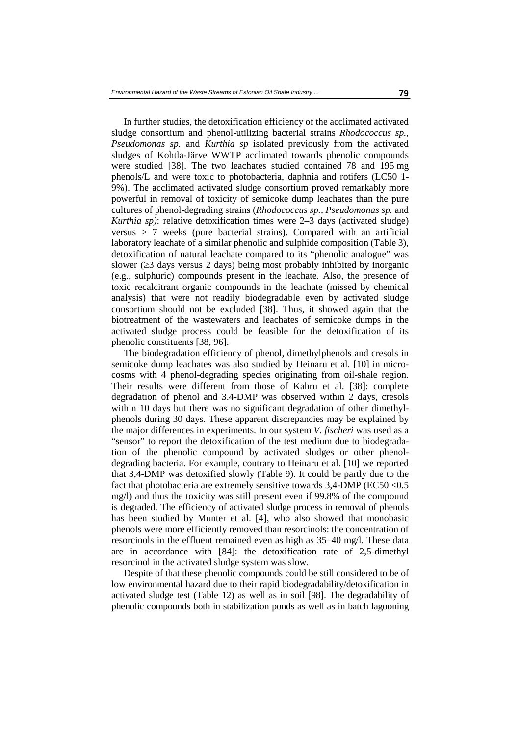In further studies, the detoxification efficiency of the acclimated activated sludge consortium and phenol-utilizing bacterial strains *Rhodococcus sp.*, *Pseudomonas sp.* and *Kurthia sp* isolated previously from the activated sludges of Kohtla-Järve WWTP acclimated towards phenolic compounds were studied [38]. The two leachates studied contained 78 and 195 mg phenols/L and were toxic to photobacteria, daphnia and rotifers (LC50 1-9%). The acclimated activated sludge consortium proved remarkably more powerful in removal of toxicity of semicoke dump leachates than the pure cultures of phenol-degrading strains (*Rhodococcus sp.*, *Pseudomonas sp.* and *Kurthia sp)*: relative detoxification times were 2–3 days (activated sludge) versus > 7 weeks (pure bacterial strains). Compared with an artificial laboratory leachate of a similar phenolic and sulphide composition (Table 3), detoxification of natural leachate compared to its "phenolic analogue" was slower (≥3 days versus 2 days) being most probably inhibited by inorganic (e.g., sulphuric) compounds present in the leachate. Also, the presence of toxic recalcitrant organic compounds in the leachate (missed by chemical analysis) that were not readily biodegradable even by activated sludge consortium should not be excluded [38]. Thus, it showed again that the biotreatment of the wastewaters and leachates of semicoke dumps in the activated sludge process could be feasible for the detoxification of its phenolic constituents [38, 96].

The biodegradation efficiency of phenol, dimethylphenols and cresols in semicoke dump leachates was also studied by Heinaru et al. [10] in microcosms with 4 phenol-degrading species originating from oil-shale region. Their results were different from those of Kahru et al. [38]: complete degradation of phenol and 3.4-DMP was observed within 2 days, cresols within 10 days but there was no significant degradation of other dimethylphenols during 30 days. These apparent discrepancies may be explained by the major differences in experiments. In our system *V. fischeri* was used as a "sensor" to report the detoxification of the test medium due to biodegradation of the phenolic compound by activated sludges or other phenol-degrading bacteria. For example, contrary to Heinaru et al. [10] we reported that 3,4-DMP was detoxified slowly (Table 9). It could be partly due to the fact that photobacteria are extremely sensitive towards 3,4-DMP (EC50 <0.5 mg/l) and thus the toxicity was still present even if 99.8% of the compound is degraded. The efficiency of activated sludge process in removal of phenols has been studied by Munter et al. [4], who also showed that monobasic phenols were more efficiently removed than resorcinols: the concentration of resorcinols in the effluent remained even as high as 35–40 mg/l. These data are in accordance with [84]: the detoxification rate of 2,5-dimethyl resorcinol in the activated sludge system was slow.

Despite of that these phenolic compounds could be still considered to be of low environmental hazard due to their rapid biodegradability/detoxification in activated sludge test (Table 12) as well as in soil [98]. The degradability of phenolic compounds both in stabilization ponds as well as in batch lagooning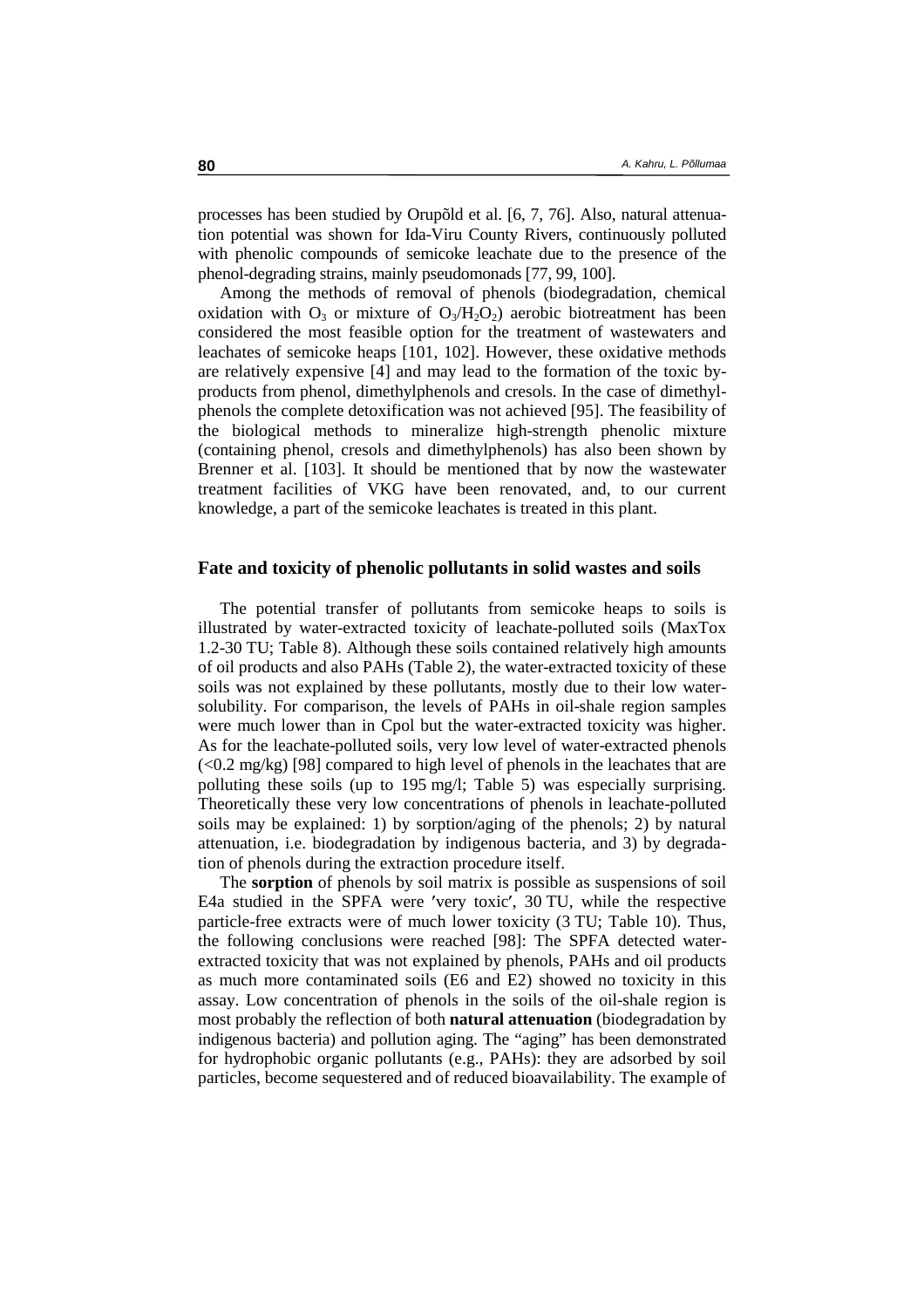processes has been studied by Orupõld et al. [6, 7, 76]. Also, natural attenuation potential was shown for Ida-Viru County Rivers, continuously polluted with phenolic compounds of semicoke leachate due to the presence of the phenol-degrading strains, mainly pseudomonads [77, 99, 100].

Among the methods of removal of phenols (biodegradation, chemical oxidation with $O_3$ or mixture of $O_3/H_2O_2$) aerobic biotreatment has been considered the most feasible option for the treatment of wastewaters and leachates of semicoke heaps [101, 102]. However, these oxidative methods are relatively expensive [4] and may lead to the formation of the toxic by-products from phenol, dimethylphenols and cresols. In the case of dimethylphenols the complete detoxification was not achieved [95]. The feasibility of the biological methods to mineralize high-strength phenolic mixture (containing phenol, cresols and dimethylphenols) has also been shown by Brenner et al. [103]. It should be mentioned that by now the wastewater treatment facilities of VKG have been renovated, and, to our current knowledge, a part of the semicoke leachates is treated in this plant.

## Fate and toxicity of phenolic pollutants in solid wastes and soils

The potential transfer of pollutants from semicoke heaps to soils is illustrated by water-extracted toxicity of leachate-polluted soils (MaxTox 1.2-30 TU; Table 8). Although these soils contained relatively high amounts of oil products and also PAHs (Table 2), the water-extracted toxicity of these soils was not explained by these pollutants, mostly due to their low water-solubility. For comparison, the levels of PAHs in oil-shale region samples were much lower than in Cpol but the water-extracted toxicity was higher. As for the leachate-polluted soils, very low level of water-extracted phenols (<0.2 mg/kg) [98] compared to high level of phenols in the leachates that are polluting these soils (up to 195 mg/l; Table 5) was especially surprising. Theoretically these very low concentrations of phenols in leachate-polluted soils may be explained: 1) by sorption/aging of the phenols; 2) by natural attenuation, i.e. biodegradation by indigenous bacteria, and 3) by degradation of phenols during the extraction procedure itself.

The **sorption** of phenols by soil matrix is possible as suspensions of soil E4a studied in the SPFA were ′very toxic′, 30 TU, while the respective particle-free extracts were of much lower toxicity (3 TU; Table 10). Thus, the following conclusions were reached [98]: The SPFA detected water-extracted toxicity that was not explained by phenols, PAHs and oil products as much more contaminated soils (E6 and E2) showed no toxicity in this assay. Low concentration of phenols in the soils of the oil-shale region is most probably the reflection of both **natural attenuation** (biodegradation by indigenous bacteria) and pollution aging. The "aging" has been demonstrated for hydrophobic organic pollutants (e.g., PAHs): they are adsorbed by soil particles, become sequestered and of reduced bioavailability. The example of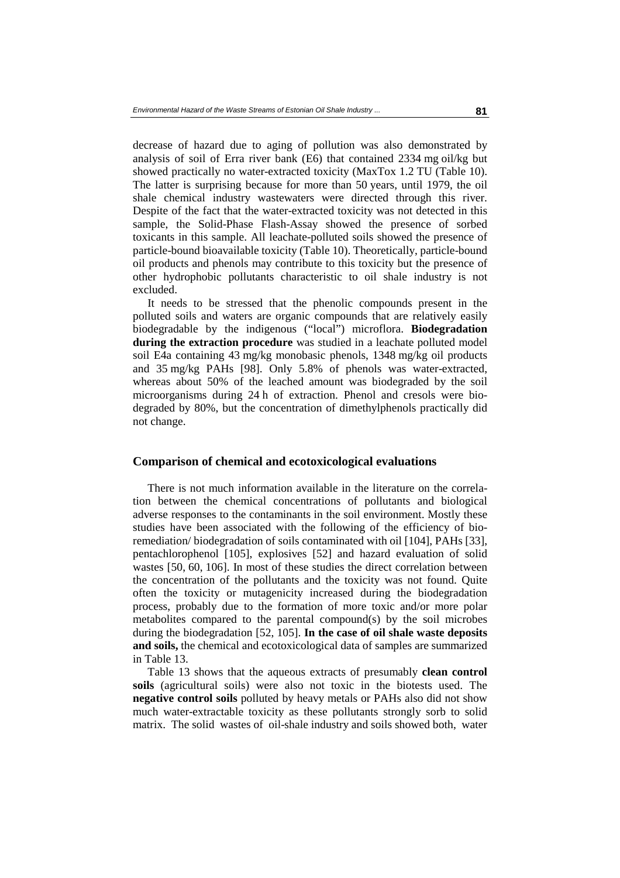decrease of hazard due to aging of pollution was also demonstrated by analysis of soil of Erra river bank (E6) that contained 2334 mg oil/kg but showed practically no water-extracted toxicity (MaxTox 1.2 TU (Table 10). The latter is surprising because for more than 50 years, until 1979, the oil shale chemical industry wastewaters were directed through this river. Despite of the fact that the water-extracted toxicity was not detected in this sample, the Solid-Phase Flash-Assay showed the presence of sorbed toxicants in this sample. All leachate-polluted soils showed the presence of particle-bound bioavailable toxicity (Table 10). Theoretically, particle-bound oil products and phenols may contribute to this toxicity but the presence of other hydrophobic pollutants characteristic to oil shale industry is not excluded.

It needs to be stressed that the phenolic compounds present in the polluted soils and waters are organic compounds that are relatively easily biodegradable by the indigenous ("local") microflora. **Biodegradation during the extraction procedure** was studied in a leachate polluted model soil E4a containing 43 mg/kg monobasic phenols, 1348 mg/kg oil products and 35 mg/kg PAHs [98]. Only 5.8% of phenols was water-extracted, whereas about 50% of the leached amount was biodegraded by the soil microorganisms during 24 h of extraction. Phenol and cresols were biodegraded by 80%, but the concentration of dimethylphenols practically did not change.

## Comparison of chemical and ecotoxicological evaluations

There is not much information available in the literature on the correlation between the chemical concentrations of pollutants and biological adverse responses to the contaminants in the soil environment. Mostly these studies have been associated with the following of the efficiency of bioremediation/ biodegradation of soils contaminated with oil [104], PAHs [33], pentachlorophenol [105], explosives [52] and hazard evaluation of solid wastes [50, 60, 106]. In most of these studies the direct correlation between the concentration of the pollutants and the toxicity was not found. Quite often the toxicity or mutagenicity increased during the biodegradation process, probably due to the formation of more toxic and/or more polar metabolites compared to the parental compound(s) by the soil microbes during the biodegradation [52, 105]. **In the case of oil shale waste deposits and soils,** the chemical and ecotoxicological data of samples are summarized in Table 13.

Table 13 shows that the aqueous extracts of presumably **clean control soils** (agricultural soils) were also not toxic in the biotests used. The **negative control soils** polluted by heavy metals or PAHs also did not show much water-extractable toxicity as these pollutants strongly sorb to solid matrix. The solid wastes of oil-shale industry and soils showed both, water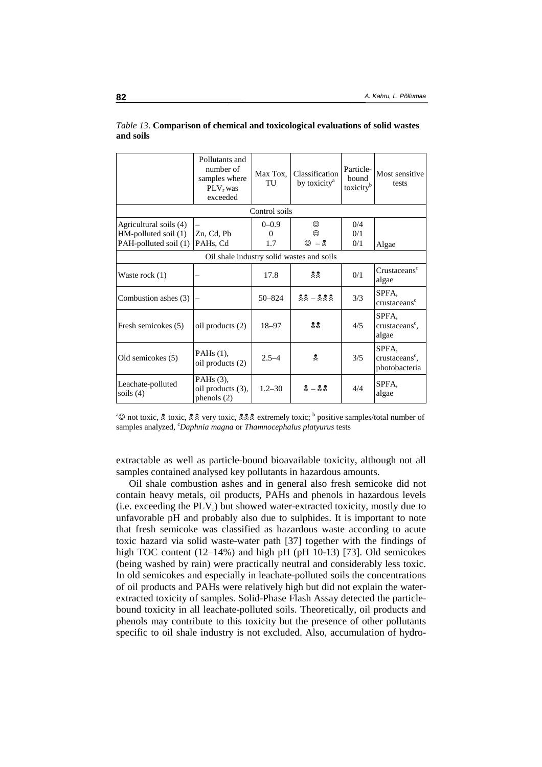*Table 13*. **Comparison of chemical and toxicological evaluations of solid wastes and soils**

| | Pollutants and number of samples where $PLV_r$ was exceeded | Max Tox, TU | Classification by toxicity[a] | Particle-bound toxicity[b] | Most sensitive tests |
|---|---|---|---|---|---|
| Control soils | | | | | |
| Agricultural soils (4) | – | 0–0.9 | ☺ | 0/4 | |
| HM-polluted soil (1) | Zn, Cd, Pb | 0 | ☺ | 0/1 | |
| PAH-polluted soil (1) | PAHs, Cd | 1.7 | ☺ – ☠ | 0/1 | Algae |
| Oil shale industry solid wastes and soils | | | | | |
| Waste rock (1) | – | 17.8 | ☠☠ | 0/1 | Crustaceans[c] algae |
| Combustion ashes (3) | – | 50–824 | ☠☠ – ☠☠☠ | 3/3 | SPFA, crustaceans[c] |
| Fresh semicokes (5) | oil products (2) | 18–97 | ☠☠ | 4/5 | SPFA, crustaceans[c], algae |
| Old semicokes (5) | PAHs (1), oil products (2) | 2.5–4 | ☠ | 3/5 | SPFA, crustaceans[c], photobacteria |
| Leachate-polluted soils (4) | PAHs (3), oil products (3), phenols (2) | 1.2–30 | ☠ – ☠☠ | 4/4 | SPFA, algae |

[a]☺ not toxic, ☠ toxic, ☠☠ very toxic, ☠☠☠ extremely toxic; [b] positive samples/total number of samples analyzed, [c]*Daphnia magna* or *Thamnocephalus platyurus* tests

extractable as well as particle-bound bioavailable toxicity, although not all samples contained analysed key pollutants in hazardous amounts.

Oil shale combustion ashes and in general also fresh semicoke did not contain heavy metals, oil products, PAHs and phenols in hazardous levels (i.e. exceeding the $PLV_r$) but showed water-extracted toxicity, mostly due to unfavorable pH and probably also due to sulphides. It is important to note that fresh semicoke was classified as hazardous waste according to acute toxic hazard via solid waste-water path [37] together with the findings of high TOC content (12–14%) and high pH (pH 10-13) [73]. Old semicokes (being washed by rain) were practically neutral and considerably less toxic. In old semicokes and especially in leachate-polluted soils the concentrations of oil products and PAHs were relatively high but did not explain the water-extracted toxicity of samples. Solid-Phase Flash Assay detected the particle-bound toxicity in all leachate-polluted soils. Theoretically, oil products and phenols may contribute to this toxicity but the presence of other pollutants specific to oil shale industry is not excluded. Also, accumulation of hydro-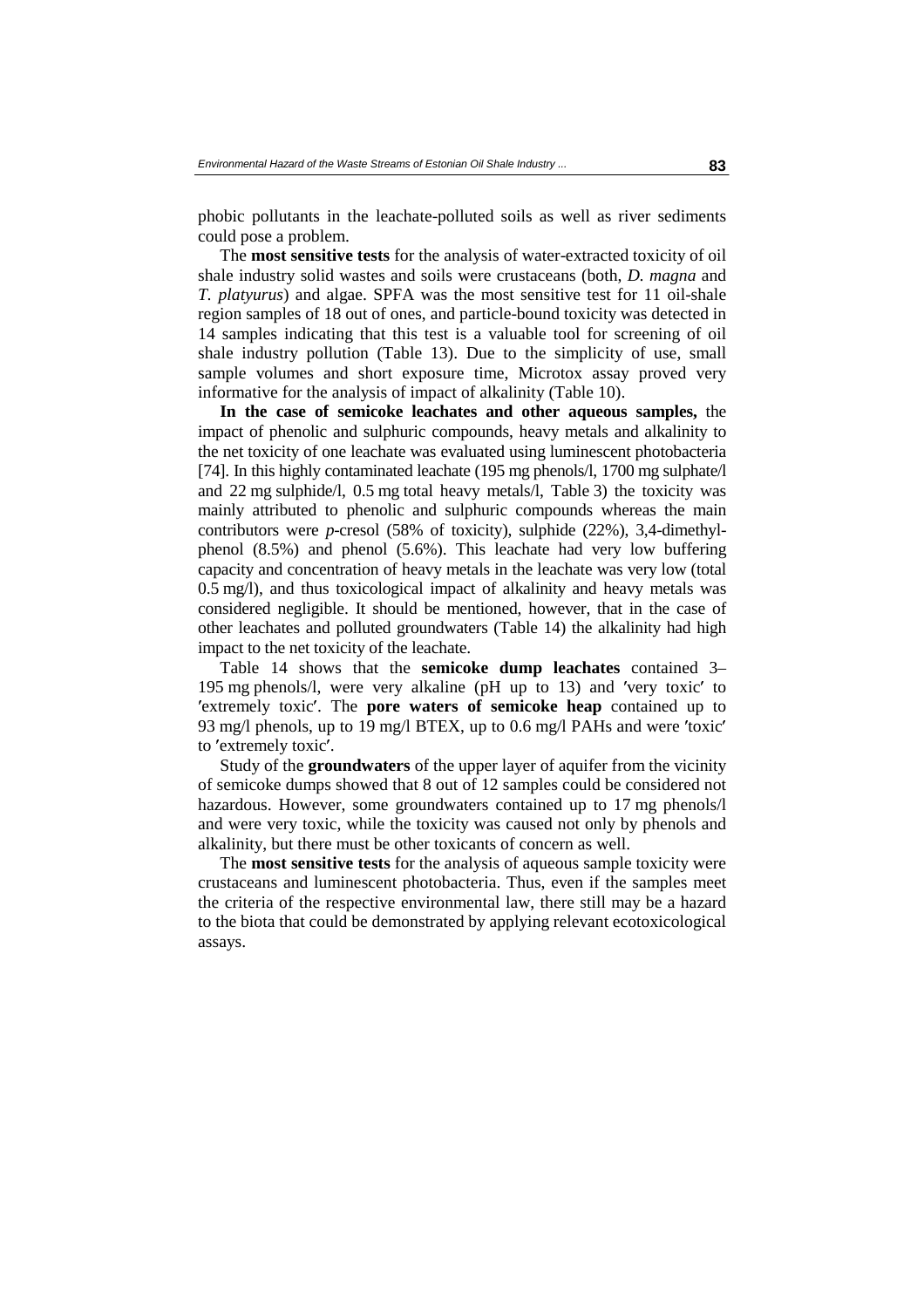phobic pollutants in the leachate-polluted soils as well as river sediments could pose a problem.

The **most sensitive tests** for the analysis of water-extracted toxicity of oil shale industry solid wastes and soils were crustaceans (both, *D. magna* and *T. platyurus*) and algae. SPFA was the most sensitive test for 11 oil-shale region samples of 18 out of ones, and particle-bound toxicity was detected in 14 samples indicating that this test is a valuable tool for screening of oil shale industry pollution (Table 13). Due to the simplicity of use, small sample volumes and short exposure time, Microtox assay proved very informative for the analysis of impact of alkalinity (Table 10).

**In the case of semicoke leachates and other aqueous samples,** the impact of phenolic and sulphuric compounds, heavy metals and alkalinity to the net toxicity of one leachate was evaluated using luminescent photobacteria [74]. In this highly contaminated leachate (195 mg phenols/l, 1700 mg sulphate/l and 22 mg sulphide/l, 0.5 mg total heavy metals/l, Table 3) the toxicity was mainly attributed to phenolic and sulphuric compounds whereas the main contributors were *p*-cresol (58% of toxicity), sulphide (22%), 3,4-dimethylphenol (8.5%) and phenol (5.6%). This leachate had very low buffering capacity and concentration of heavy metals in the leachate was very low (total 0.5 mg/l), and thus toxicological impact of alkalinity and heavy metals was considered negligible. It should be mentioned, however, that in the case of other leachates and polluted groundwaters (Table 14) the alkalinity had high impact to the net toxicity of the leachate.

Table 14 shows that the **semicoke dump leachates** contained 3–195 mg phenols/l, were very alkaline (pH up to 13) and ′very toxic′ to ′extremely toxic′. The **pore waters of semicoke heap** contained up to 93 mg/l phenols, up to 19 mg/l BTEX, up to 0.6 mg/l PAHs and were ′toxic′ to ′extremely toxic′.

Study of the **groundwaters** of the upper layer of aquifer from the vicinity of semicoke dumps showed that 8 out of 12 samples could be considered not hazardous. However, some groundwaters contained up to 17 mg phenols/l and were very toxic, while the toxicity was caused not only by phenols and alkalinity, but there must be other toxicants of concern as well.

The **most sensitive tests** for the analysis of aqueous sample toxicity were crustaceans and luminescent photobacteria. Thus, even if the samples meet the criteria of the respective environmental law, there still may be a hazard to the biota that could be demonstrated by applying relevant ecotoxicological assays.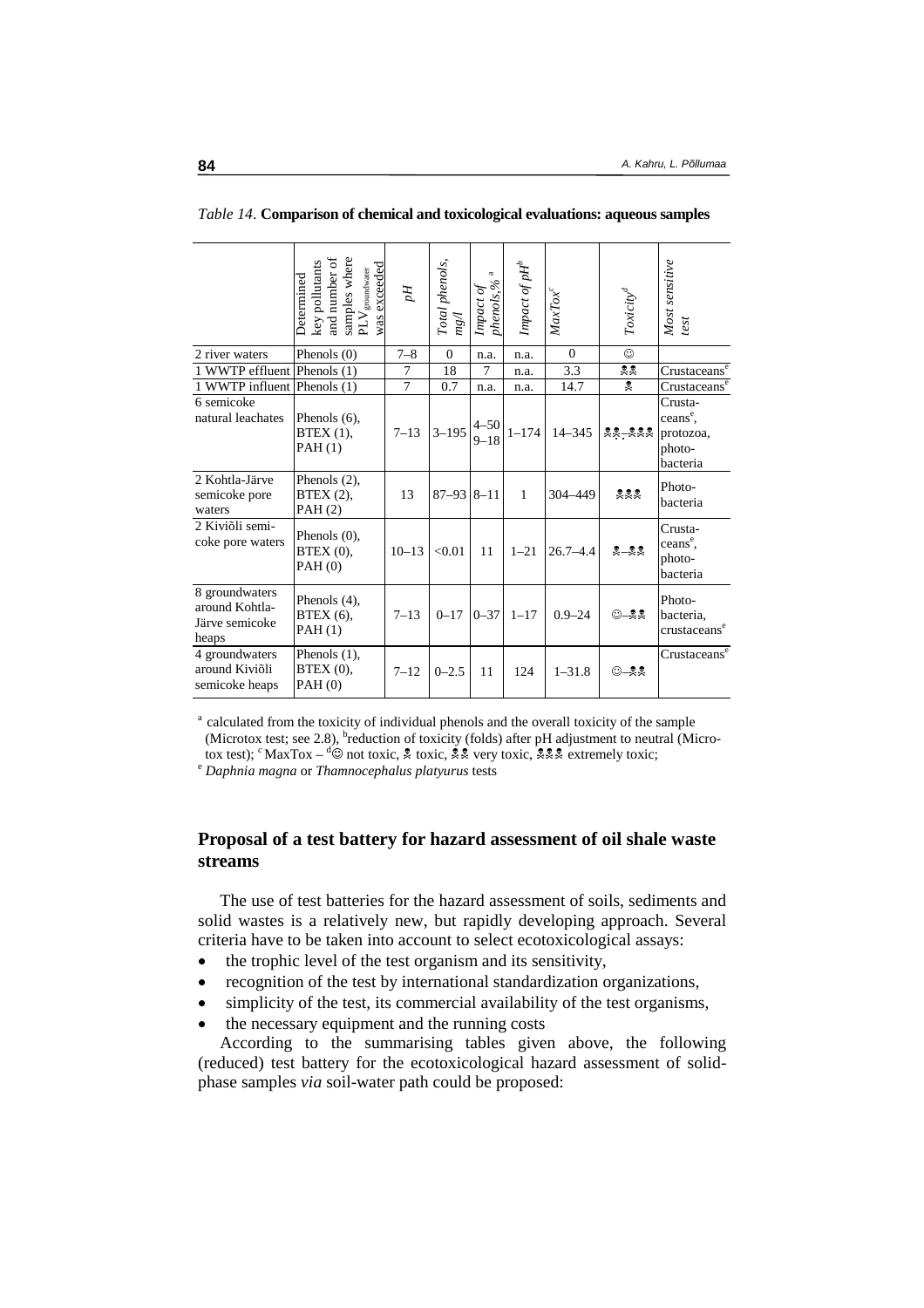*Table 14.* **Comparison of chemical and toxicological evaluations: aqueous samples**

| | Determined key pollutants and number of samples where $PLV_{groundwater}$ was exceeded | *pH* | *Total phenols, mg/l* | *Impact of phenols,%* [a] | *Impact of pH* [b] | *MaxTox* [c] | *Toxicity* [d] | *Most sensitive test* |
|---|---|---|---|---|---|---|---|---|
| 2 river waters | Phenols (0) | 7–8 | 0 | n.a. | n.a. | 0 | ☺ | |
| 1 WWTP effluent | Phenols (1) | 7 | 18 | 7 | n.a. | 3.3 | ☠☠ | Crustaceans[e] |
| 1 WWTP influent | Phenols (1) | 7 | 0.7 | n.a. | n.a. | 14.7 | ☠ | Crustaceans[e] |
| 6 semicoke natural leachates | Phenols (6), BTEX (1), PAH (1) | 7–13 | 3–195 | 4–50 9–18 | 1–174 | 14–345 | ☠☠–☠☠☠ | Crustaceans[e], protozoa, photobacteria |
| 2 Kohtla-Järve semicoke pore waters | Phenols (2), BTEX (2), PAH (2) | 13 | 87–93 | 8–11 | 1 | 304–449 | ☠☠☠ | Photobacteria |
| 2 Kiviõli semicoke pore waters | Phenols (0), BTEX (0), PAH (0) | 10–13 | <0.01 | 11 | 1–21 | 26.7–4.4 | ☠–☠☠ | Crustaceans[e], photobacteria |
| 8 groundwaters around Kohtla-Järve semicoke heaps | Phenols (4), BTEX (6), PAH (1) | 7–13 | 0–17 | 0–37 | 1–17 | 0.9–24 | ☺–☠☠ | Photobacteria, crustaceans[e] |
| 4 groundwaters around Kiviõli semicoke heaps | Phenols (1), BTEX (0), PAH (0) | 7–12 | 0–2.5 | 11 | 124 | 1–31.8 | ☺–☠☠ | Crustaceans[e] |

[a] calculated from the toxicity of individual phenols and the overall toxicity of the sample (Microtox test; see 2.8), [b]reduction of toxicity (folds) after pH adjustment to neutral (Microtox test); [c] MaxTox – [d]☺ not toxic, ☠ toxic, ☠☠ very toxic, ☠☠☠ extremely toxic;
[e] *Daphnia magna* or *Thamnocephalus platyurus* tests

## Proposal of a test battery for hazard assessment of oil shale waste streams

The use of test batteries for the hazard assessment of soils, sediments and solid wastes is a relatively new, but rapidly developing approach. Several criteria have to be taken into account to select ecotoxicological assays:

- the trophic level of the test organism and its sensitivity,
- recognition of the test by international standardization organizations,
- simplicity of the test, its commercial availability of the test organisms,
- the necessary equipment and the running costs

According to the summarising tables given above, the following (reduced) test battery for the ecotoxicological hazard assessment of solid-phase samples *via* soil-water path could be proposed: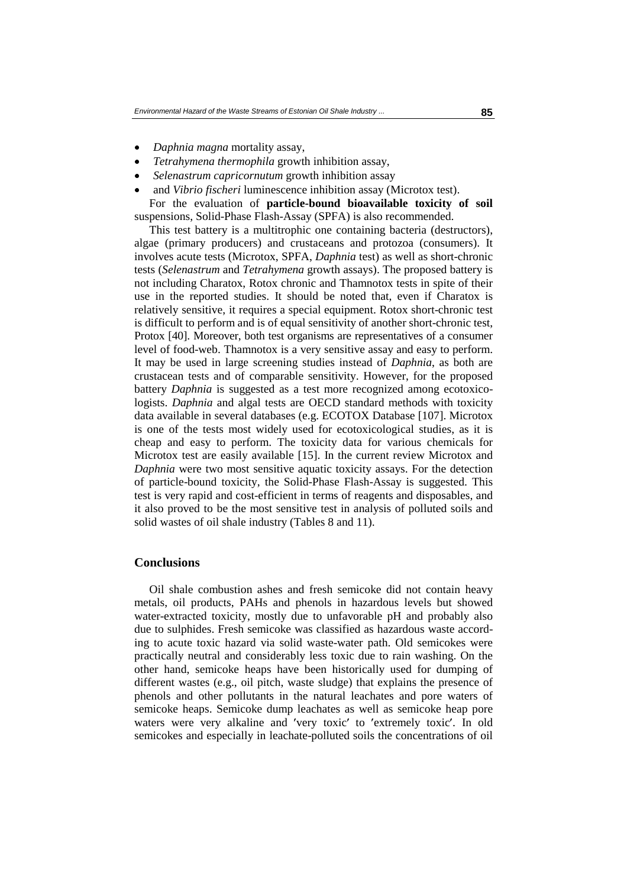- *Daphnia magna* mortality assay,
- *Tetrahymena thermophila* growth inhibition assay,
- *Selenastrum capricornutum* growth inhibition assay
- and *Vibrio fischeri* luminescence inhibition assay (Microtox test).

For the evaluation of **particle-bound bioavailable toxicity of soil** suspensions, Solid-Phase Flash-Assay (SPFA) is also recommended.

This test battery is a multitrophic one containing bacteria (destructors), algae (primary producers) and crustaceans and protozoa (consumers). It involves acute tests (Microtox, SPFA, *Daphnia* test) as well as short-chronic tests (*Selenastrum* and *Tetrahymena* growth assays). The proposed battery is not including Charatox, Rotox chronic and Thamnotox tests in spite of their use in the reported studies. It should be noted that, even if Charatox is relatively sensitive, it requires a special equipment. Rotox short-chronic test is difficult to perform and is of equal sensitivity of another short-chronic test, Protox [40]. Moreover, both test organisms are representatives of a consumer level of food-web. Thamnotox is a very sensitive assay and easy to perform. It may be used in large screening studies instead of *Daphnia*, as both are crustacean tests and of comparable sensitivity. However, for the proposed battery *Daphnia* is suggested as a test more recognized among ecotoxicologists. *Daphnia* and algal tests are OECD standard methods with toxicity data available in several databases (e.g. ECOTOX Database [107]. Microtox is one of the tests most widely used for ecotoxicological studies, as it is cheap and easy to perform. The toxicity data for various chemicals for Microtox test are easily available [15]. In the current review Microtox and *Daphnia* were two most sensitive aquatic toxicity assays. For the detection of particle-bound toxicity, the Solid-Phase Flash-Assay is suggested. This test is very rapid and cost-efficient in terms of reagents and disposables, and it also proved to be the most sensitive test in analysis of polluted soils and solid wastes of oil shale industry (Tables 8 and 11).

## Conclusions

Oil shale combustion ashes and fresh semicoke did not contain heavy metals, oil products, PAHs and phenols in hazardous levels but showed water-extracted toxicity, mostly due to unfavorable pH and probably also due to sulphides. Fresh semicoke was classified as hazardous waste according to acute toxic hazard via solid waste-water path. Old semicokes were practically neutral and considerably less toxic due to rain washing. On the other hand, semicoke heaps have been historically used for dumping of different wastes (e.g., oil pitch, waste sludge) that explains the presence of phenols and other pollutants in the natural leachates and pore waters of semicoke heaps. Semicoke dump leachates as well as semicoke heap pore waters were very alkaline and ′very toxic′ to ′extremely toxic′. In old semicokes and especially in leachate-polluted soils the concentrations of oil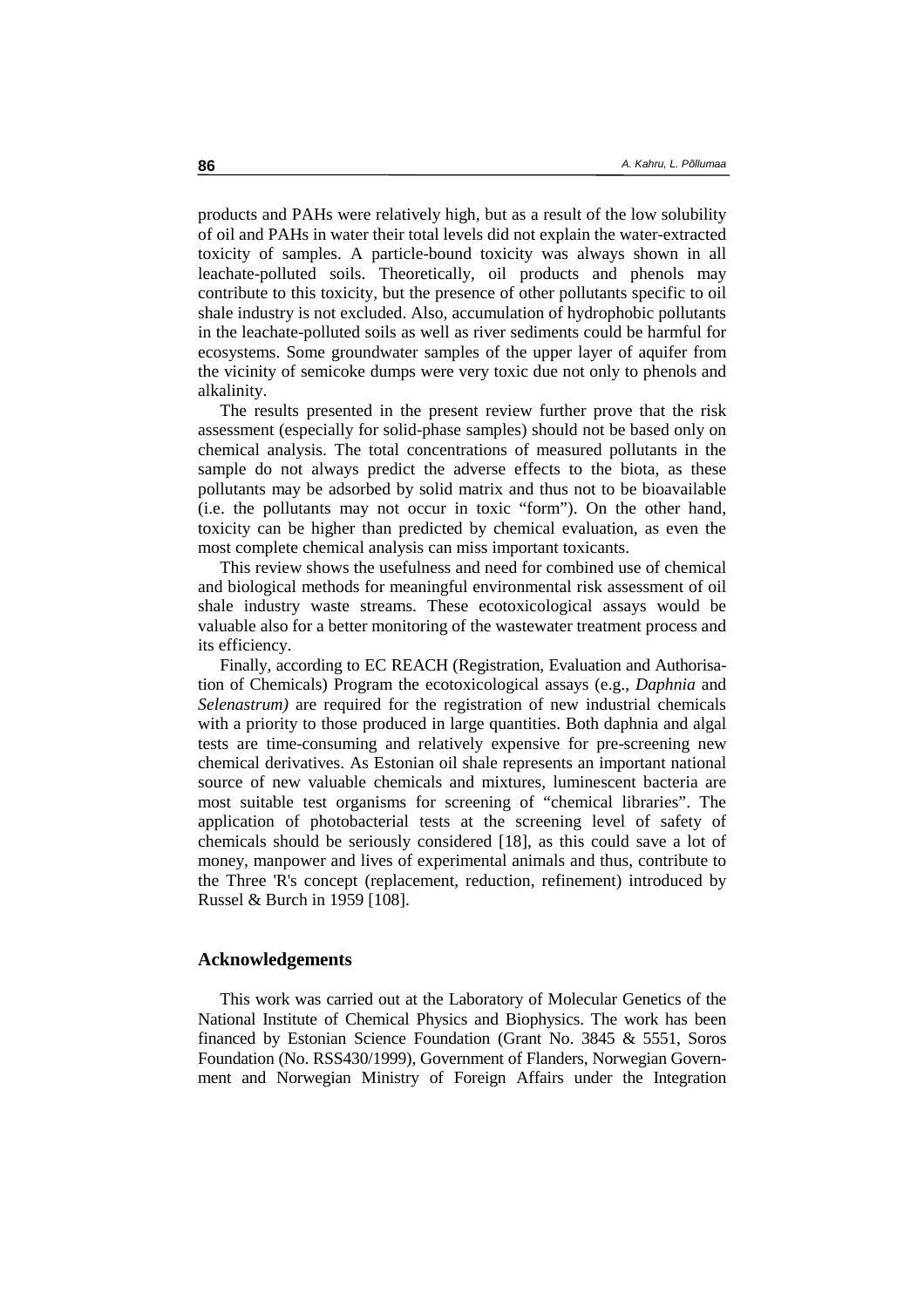products and PAHs were relatively high, but as a result of the low solubility of oil and PAHs in water their total levels did not explain the water-extracted toxicity of samples. A particle-bound toxicity was always shown in all leachate-polluted soils. Theoretically, oil products and phenols may contribute to this toxicity, but the presence of other pollutants specific to oil shale industry is not excluded. Also, accumulation of hydrophobic pollutants in the leachate-polluted soils as well as river sediments could be harmful for ecosystems. Some groundwater samples of the upper layer of aquifer from the vicinity of semicoke dumps were very toxic due not only to phenols and alkalinity.

The results presented in the present review further prove that the risk assessment (especially for solid-phase samples) should not be based only on chemical analysis. The total concentrations of measured pollutants in the sample do not always predict the adverse effects to the biota, as these pollutants may be adsorbed by solid matrix and thus not to be bioavailable (i.e. the pollutants may not occur in toxic "form"). On the other hand, toxicity can be higher than predicted by chemical evaluation, as even the most complete chemical analysis can miss important toxicants.

This review shows the usefulness and need for combined use of chemical and biological methods for meaningful environmental risk assessment of oil shale industry waste streams. These ecotoxicological assays would be valuable also for a better monitoring of the wastewater treatment process and its efficiency.

Finally, according to EC REACH (Registration, Evaluation and Authorisation of Chemicals) Program the ecotoxicological assays (e.g., *Daphnia* and *Selenastrum)* are required for the registration of new industrial chemicals with a priority to those produced in large quantities. Both daphnia and algal tests are time-consuming and relatively expensive for pre-screening new chemical derivatives. As Estonian oil shale represents an important national source of new valuable chemicals and mixtures, luminescent bacteria are most suitable test organisms for screening of "chemical libraries". The application of photobacterial tests at the screening level of safety of chemicals should be seriously considered [18], as this could save a lot of money, manpower and lives of experimental animals and thus, contribute to the Three 'R's concept (replacement, reduction, refinement) introduced by Russel & Burch in 1959 [108].

## Acknowledgements

This work was carried out at the Laboratory of Molecular Genetics of the National Institute of Chemical Physics and Biophysics. The work has been financed by Estonian Science Foundation (Grant No. 3845 & 5551, Soros Foundation (No. RSS430/1999), Government of Flanders, Norwegian Government and Norwegian Ministry of Foreign Affairs under the Integration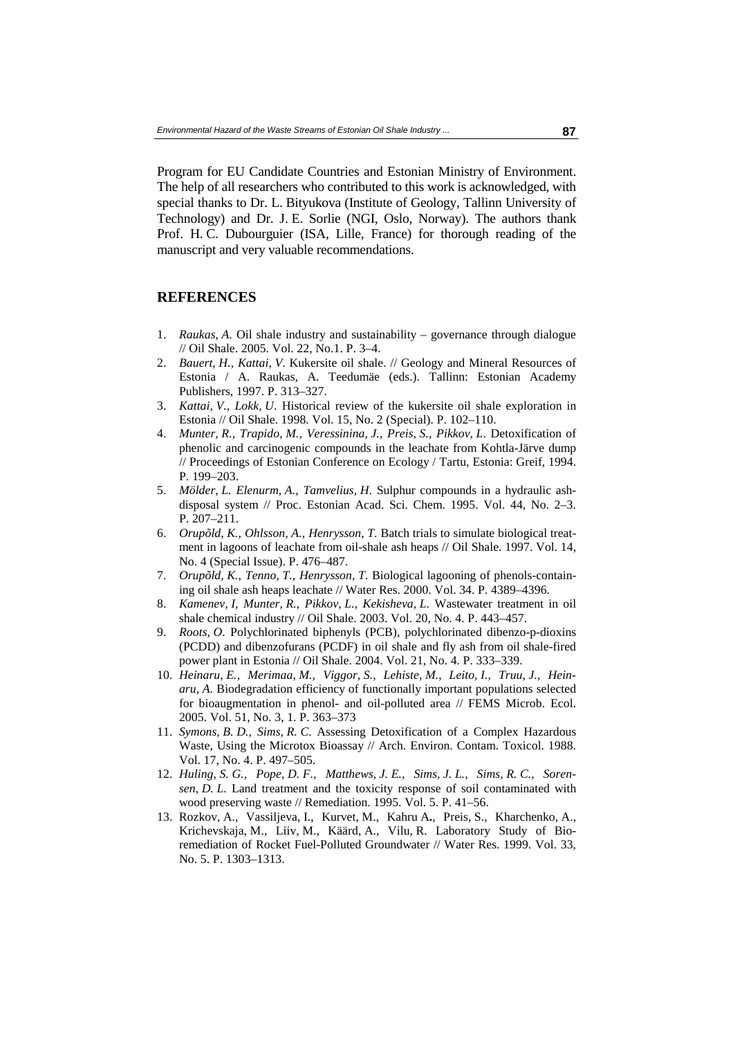Program for EU Candidate Countries and Estonian Ministry of Environment. The help of all researchers who contributed to this work is acknowledged, with special thanks to Dr. L. Bityukova (Institute of Geology, Tallinn University of Technology) and Dr. J. E. Sorlie (NGI, Oslo, Norway). The authors thank Prof. H. C. Dubourguier (ISA, Lille, France) for thorough reading of the manuscript and very valuable recommendations.

## REFERENCES

1. *Raukas, A.* Oil shale industry and sustainability – governance through dialogue // Oil Shale. 2005. Vol. 22, No.1. P. 3–4.
2. *Bauert, H., Kattai, V.* Kukersite oil shale. // Geology and Mineral Resources of Estonia / A. Raukas, A. Teedumäe (eds.). Tallinn: Estonian Academy Publishers, 1997. P. 313–327.
3. *Kattai, V., Lokk, U.* Historical review of the kukersite oil shale exploration in Estonia // Oil Shale. 1998. Vol. 15, No. 2 (Special). P. 102–110.
4. *Munter, R., Trapido, M., Veressinina, J., Preis, S., Pikkov, L.* Detoxification of phenolic and carcinogenic compounds in the leachate from Kohtla-Järve dump // Proceedings of Estonian Conference on Ecology / Tartu, Estonia: Greif, 1994. P. 199–203.
5. *Mölder, L. Elenurm, A., Tamvelius, H.* Sulphur compounds in a hydraulic ash-disposal system // Proc. Estonian Acad. Sci. Chem. 1995. Vol. 44, No. 2–3. P. 207–211.
6. *Orupõld, K., Ohlsson, A., Henrysson, T.* Batch trials to simulate biological treatment in lagoons of leachate from oil-shale ash heaps // Oil Shale. 1997. Vol. 14, No. 4 (Special Issue). P. 476–487.
7. *Orupõld, K., Tenno, T., Henrysson, T.* Biological lagooning of phenols-containing oil shale ash heaps leachate // Water Res. 2000. Vol. 34. P. 4389–4396.
8. *Kamenev, I, Munter, R., Pikkov, L., Kekisheva, L.* Wastewater treatment in oil shale chemical industry // Oil Shale. 2003. Vol. 20, No. 4. P. 443–457.
9. *Roots, O.* Polychlorinated biphenyls (PCB), polychlorinated dibenzo-p-dioxins (PCDD) and dibenzofurans (PCDF) in oil shale and fly ash from oil shale-fired power plant in Estonia // Oil Shale. 2004. Vol. 21, No. 4. P. 333–339.
10. *Heinaru, E., Merimaa, M., Viggor, S., Lehiste, M., Leito, I., Truu, J., Heinaru, A.* Biodegradation efficiency of functionally important populations selected for bioaugmentation in phenol- and oil-polluted area // FEMS Microb. Ecol. 2005. Vol. 51, No. 3, 1. P. 363–373
11. *Symons, B. D., Sims, R. C.* Assessing Detoxification of a Complex Hazardous Waste, Using the Microtox Bioassay // Arch. Environ. Contam. Toxicol. 1988. Vol. 17, No. 4. P. 497–505.
12. *Huling, S. G., Pope, D. F., Matthews, J. E., Sims, J. L., Sims, R. C., Sorensen, D. L.* Land treatment and the toxicity response of soil contaminated with wood preserving waste // Remediation. 1995. Vol. 5. P. 41–56.
13. Rozkov, A., Vassiljeva, I., Kurvet, M., Kahru A**.**, Preis, S., Kharchenko, A., Krichevskaja, M., Liiv, M., Käärd, A., Vilu, R. Laboratory Study of Bioremediation of Rocket Fuel-Polluted Groundwater // Water Res. 1999. Vol. 33, No. 5. P. 1303–1313.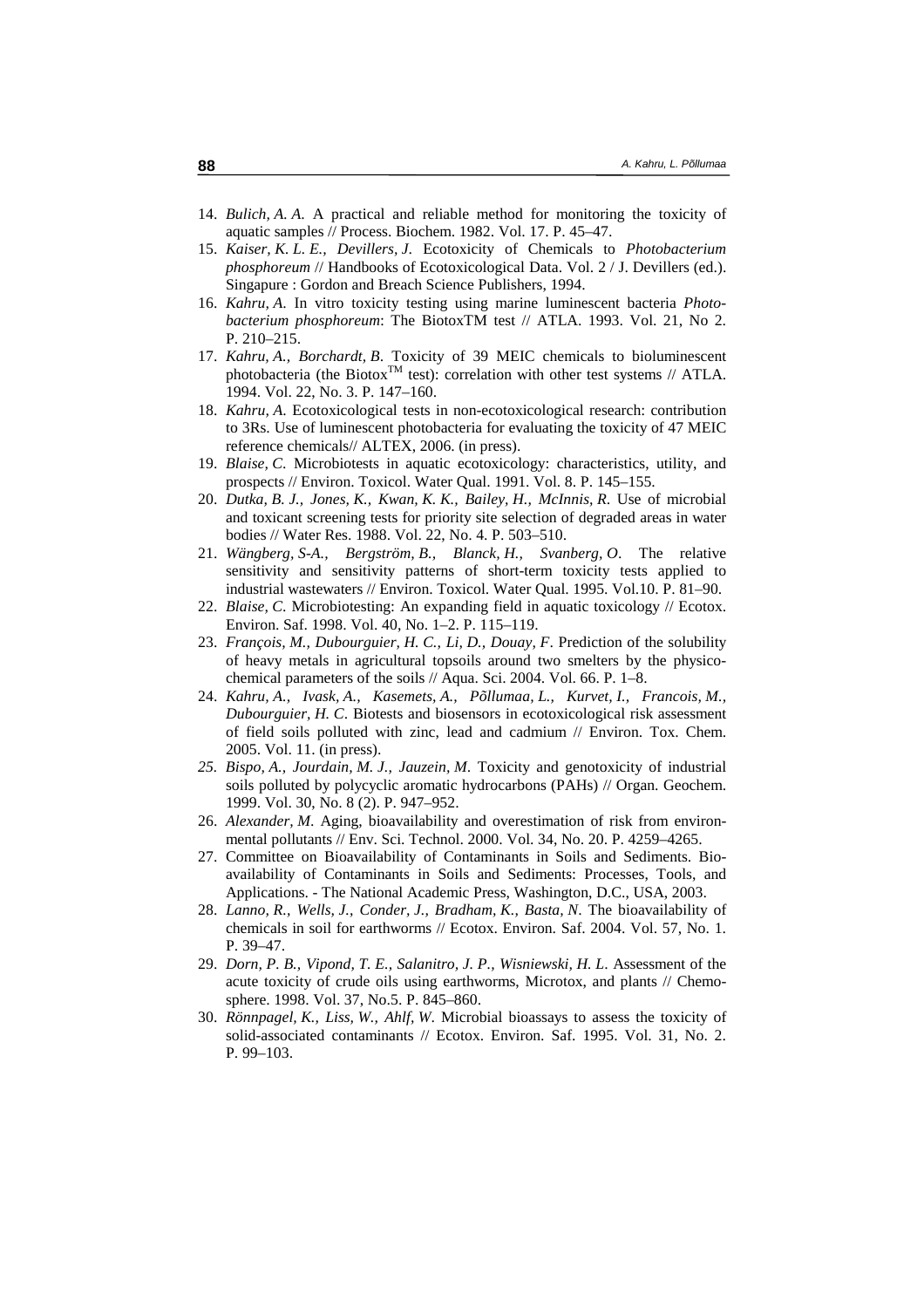14. *Bulich, A. A.* A practical and reliable method for monitoring the toxicity of aquatic samples // Process. Biochem. 1982. Vol. 17. P. 45–47.
15. *Kaiser, K. L. E., Devillers, J.* Ecotoxicity of Chemicals to *Photobacterium phosphoreum* // Handbooks of Ecotoxicological Data. Vol. 2 / J. Devillers (ed.). Singapure : Gordon and Breach Science Publishers, 1994.
16. *Kahru, A.* In vitro toxicity testing using marine luminescent bacteria *Photobacterium phosphoreum*: The BiotoxTM test // ATLA. 1993. Vol. 21, No 2. P. 210–215.
17. *Kahru, A., Borchardt, B.* Toxicity of 39 MEIC chemicals to bioluminescent photobacteria (the Biotox$^{TM}$ test): correlation with other test systems // ATLA. 1994. Vol. 22, No. 3. P. 147–160.
18. *Kahru, A.* Ecotoxicological tests in non-ecotoxicological research: contribution to 3Rs. Use of luminescent photobacteria for evaluating the toxicity of 47 MEIC reference chemicals// ALTEX, 2006. (in press).
19. *Blaise, C.* Microbiotests in aquatic ecotoxicology: characteristics, utility, and prospects // Environ. Toxicol. Water Qual. 1991. Vol. 8. P. 145–155.
20. *Dutka, B. J., Jones, K., Kwan, K. K., Bailey, H., McInnis, R.* Use of microbial and toxicant screening tests for priority site selection of degraded areas in water bodies // Water Res. 1988. Vol. 22, No. 4. P. 503–510.
21. *Wängberg, S-A., Bergström, B., Blanck, H., Svanberg, O.* The relative sensitivity and sensitivity patterns of short-term toxicity tests applied to industrial wastewaters // Environ. Toxicol. Water Qual. 1995. Vol.10. P. 81–90.
22. *Blaise, C.* Microbiotesting: An expanding field in aquatic toxicology // Ecotox. Environ. Saf. 1998. Vol. 40, No. 1–2. P. 115–119.
23. *François, M., Dubourguier, H. C., Li, D., Douay, F.* Prediction of the solubility of heavy metals in agricultural topsoils around two smelters by the physicochemical parameters of the soils // Aqua. Sci. 2004. Vol. 66. P. 1–8.
24. *Kahru, A., Ivask, A., Kasemets, A., Põllumaa, L., Kurvet, I., Francois, M., Dubourguier, H. C.* Biotests and biosensors in ecotoxicological risk assessment of field soils polluted with zinc, lead and cadmium // Environ. Tox. Chem. 2005. Vol. 11. (in press).
25. *Bispo, A., Jourdain, M. J., Jauzein, M.* Toxicity and genotoxicity of industrial soils polluted by polycyclic aromatic hydrocarbons (PAHs) // Organ. Geochem. 1999. Vol. 30, No. 8 (2). P. 947–952.
26. *Alexander, M.* Aging, bioavailability and overestimation of risk from environmental pollutants // Env. Sci. Technol. 2000. Vol. 34, No. 20. P. 4259–4265.
27. Committee on Bioavailability of Contaminants in Soils and Sediments. Bioavailability of Contaminants in Soils and Sediments: Processes, Tools, and Applications. - The National Academic Press, Washington, D.C., USA, 2003.
28. *Lanno, R., Wells, J., Conder, J., Bradham, K., Basta, N.* The bioavailability of chemicals in soil for earthworms // Ecotox. Environ. Saf. 2004. Vol. 57, No. 1. P. 39–47.
29. *Dorn, P. B., Vipond, T. E., Salanitro, J. P., Wisniewski, H. L.* Assessment of the acute toxicity of crude oils using earthworms, Microtox, and plants // Chemosphere. 1998. Vol. 37, No.5. P. 845–860.
30. *Rönnpagel, K., Liss, W., Ahlf, W.* Microbial bioassays to assess the toxicity of solid-associated contaminants // Ecotox. Environ. Saf. 1995. Vol. 31, No. 2. P. 99–103.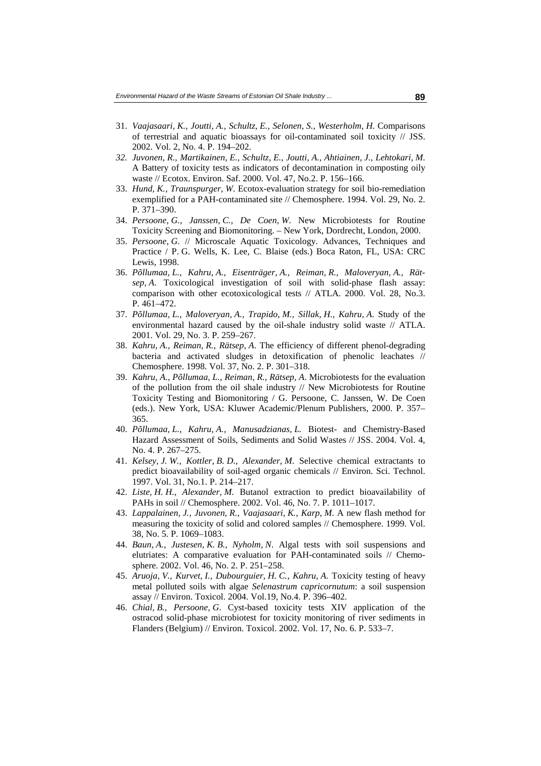31. *Vaajasaari, K., Joutti, A., Schultz, E., Selonen, S., Westerholm, H.* Comparisons of terrestrial and aquatic bioassays for oil-contaminated soil toxicity // JSS. 2002. Vol. 2, No. 4. P. 194–202.
32. *Juvonen, R., Martikainen, E., Schultz, E., Joutti, A., Ahtiainen, J., Lehtokari, M.* A Battery of toxicity tests as indicators of decontamination in composting oily waste // Ecotox. Environ. Saf. 2000. Vol. 47, No.2. P. 156–166.
33. *Hund, K., Traunspurger, W.* Ecotox-evaluation strategy for soil bio-remediation exemplified for a PAH-contaminated site // Chemosphere. 1994. Vol. 29, No. 2. P. 371–390.
34. *Persoone, G., Janssen, C., De Coen, W.* New Microbiotests for Routine Toxicity Screening and Biomonitoring. – New York, Dordrecht, London, 2000.
35. *Persoone, G.* // Microscale Aquatic Toxicology. Advances, Techniques and Practice / P. G. Wells, K. Lee, C. Blaise (eds.) Boca Raton, FL, USA: CRC Lewis, 1998.
36. *Põllumaa, L., Kahru, A., Eisenträger, A., Reiman, R., Maloveryan, A., Rätsep, A.* Toxicological investigation of soil with solid-phase flash assay: comparison with other ecotoxicological tests // ATLA. 2000. Vol. 28, No.3. P. 461–472.
37. *Põllumaa, L., Maloveryan, A., Trapido, M., Sillak, H., Kahru, A.* Study of the environmental hazard caused by the oil-shale industry solid waste // ATLA. 2001. Vol. 29, No. 3. P. 259–267.
38. *Kahru, A., Reiman, R., Rätsep, A.* The efficiency of different phenol-degrading bacteria and activated sludges in detoxification of phenolic leachates // Chemosphere. 1998. Vol. 37, No. 2. P. 301–318.
39. *Kahru, A., Põllumaa, L., Reiman, R., Rätsep, A.* Microbiotests for the evaluation of the pollution from the oil shale industry // New Microbiotests for Routine Toxicity Testing and Biomonitoring / G. Persoone, C. Janssen, W. De Coen (eds.). New York, USA: Kluwer Academic/Plenum Publishers, 2000. P. 357–365.
40. *Põllumaa, L., Kahru, A., Manusadzianas, L.* Biotest- and Chemistry-Based Hazard Assessment of Soils, Sediments and Solid Wastes // JSS. 2004. Vol. 4, No. 4. P. 267–275.
41. *Kelsey, J. W., Kottler, B. D., Alexander, M.* Selective chemical extractants to predict bioavailability of soil-aged organic chemicals // Environ. Sci. Technol. 1997. Vol. 31, No.1. P. 214–217.
42. *Liste, H. H., Alexander, M.* Butanol extraction to predict bioavailability of PAHs in soil // Chemosphere. 2002. Vol. 46, No. 7. P. 1011–1017.
43. *Lappalainen, J., Juvonen, R., Vaajasaari, K., Karp, M.* A new flash method for measuring the toxicity of solid and colored samples // Chemosphere. 1999. Vol. 38, No. 5. P. 1069–1083.
44. *Baun, A., Justesen, K. B., Nyholm, N.* Algal tests with soil suspensions and elutriates: A comparative evaluation for PAH-contaminated soils // Chemosphere. 2002. Vol. 46, No. 2. P. 251–258.
45. *Aruoja, V., Kurvet, I., Dubourguier, H. C., Kahru, A.* Toxicity testing of heavy metal polluted soils with algae *Selenastrum capricornutum*: a soil suspension assay // Environ. Toxicol. 2004. Vol.19, No.4. P. 396–402.
46. *Chial, B., Persoone, G.* Cyst-based toxicity tests XIV application of the ostracod solid-phase microbiotest for toxicity monitoring of river sediments in Flanders (Belgium) // Environ. Toxicol. 2002. Vol. 17, No. 6. P. 533–7.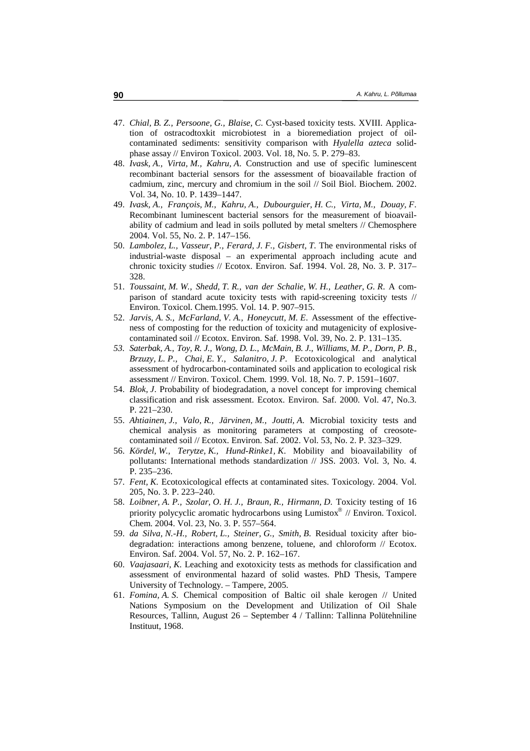47. *Chial, B. Z., Persoone, G., Blaise, C.* Cyst-based toxicity tests. XVIII. Application of ostracodtoxkit microbiotest in a bioremediation project of oil-contaminated sediments: sensitivity comparison with *Hyalella azteca* solid-phase assay // Environ Toxicol. 2003. Vol. 18, No. 5. P. 279–83.
48. *Ivask, A., Virta, M., Kahru, A.* Construction and use of specific luminescent recombinant bacterial sensors for the assessment of bioavailable fraction of cadmium, zinc, mercury and chromium in the soil // Soil Biol. Biochem. 2002. Vol. 34, No. 10. P. 1439–1447.
49. *Ivask, A., François, M., Kahru, A., Dubourguier, H. C., Virta, M., Douay, F.* Recombinant luminescent bacterial sensors for the measurement of bioavailability of cadmium and lead in soils polluted by metal smelters // Chemosphere 2004. Vol. 55, No. 2. P. 147–156.
50. *Lambolez, L., Vasseur, P., Ferard, J. F., Gisbert, T.* The environmental risks of industrial-waste disposal – an experimental approach including acute and chronic toxicity studies // Ecotox. Environ. Saf. 1994. Vol. 28, No. 3. P. 317–328.
51. *Toussaint, M. W., Shedd, T. R., van der Schalie, W. H., Leather, G. R.* A comparison of standard acute toxicity tests with rapid-screening toxicity tests // Environ. Toxicol. Chem.1995. Vol. 14. P. 907–915.
52. *Jarvis, A. S., McFarland, V. A., Honeycutt, M. E.* Assessment of the effectiveness of composting for the reduction of toxicity and mutagenicity of explosive-contaminated soil // Ecotox. Environ. Saf. 1998. Vol. 39, No. 2. P. 131–135.
53. *Saterbak, A., Toy, R. J., Wong, D. L., McMain, B. J., Williams, M. P., Dorn, P. B., Brzuzy, L. P., Chai, E. Y., Salanitro, J. P.* Ecotoxicological and analytical assessment of hydrocarbon-contaminated soils and application to ecological risk assessment // Environ. Toxicol. Chem. 1999. Vol. 18, No. 7. P. 1591–1607.
54. *Blok, J.* Probability of biodegradation, a novel concept for improving chemical classification and risk assessment. Ecotox. Environ. Saf. 2000. Vol. 47, No.3. P. 221–230.
55. *Ahtiainen, J., Valo, R., Järvinen, M., Joutti, A.* Microbial toxicity tests and chemical analysis as monitoring parameters at composting of creosote-contaminated soil // Ecotox. Environ. Saf. 2002. Vol. 53, No. 2. P. 323–329.
56. *Kördel, W., Terytze, K., Hund-Rinke1, K.* Mobility and bioavailability of pollutants: International methods standardization // JSS. 2003. Vol. 3, No. 4. P. 235–236.
57. *Fent, K.* Ecotoxicological effects at contaminated sites. Toxicology. 2004. Vol. 205, No. 3. P. 223–240.
58. *Loibner, A. P., Szolar, O. H. J., Braun, R., Hirmann, D.* Toxicity testing of 16 priority polycyclic aromatic hydrocarbons using Lumistox® // Environ. Toxicol. Chem. 2004. Vol. 23, No. 3. P. 557–564.
59. *da Silva, N.-H., Robert, L., Steiner, G., Smith, B.* Residual toxicity after biodegradation: interactions among benzene, toluene, and chloroform // Ecotox. Environ. Saf. 2004. Vol. 57, No. 2. P. 162–167.
60. *Vaajasaari, K.* Leaching and exotoxicity tests as methods for classification and assessment of environmental hazard of solid wastes. PhD Thesis, Tampere University of Technology. – Tampere, 2005.
61. *Fomina, A. S.* Chemical composition of Baltic oil shale kerogen // United Nations Symposium on the Development and Utilization of Oil Shale Resources, Tallinn, August 26 – September 4 / Tallinn: Tallinna Polütehniline Instituut, 1968.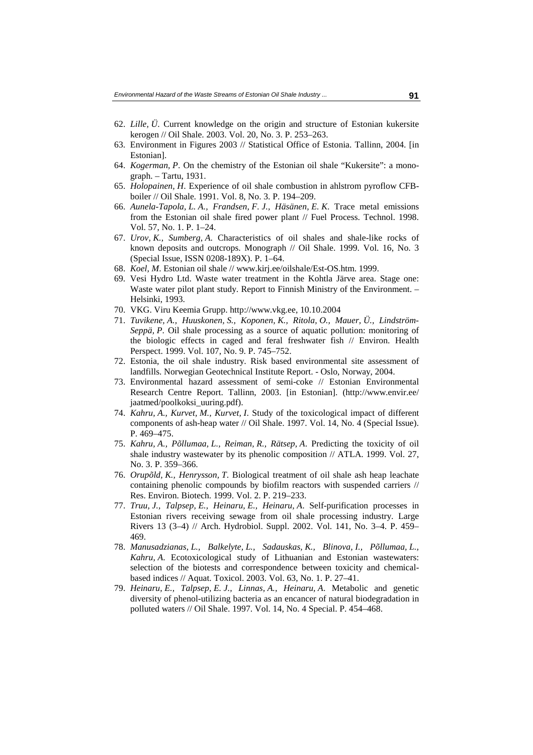62. *Lille, Ü*. Current knowledge on the origin and structure of Estonian kukersite kerogen // Oil Shale. 2003. Vol. 20, No. 3. P. 253–263.
63. Environment in Figures 2003 // Statistical Office of Estonia. Tallinn, 2004. [in Estonian].
64. *Kogerman, P*. On the chemistry of the Estonian oil shale "Kukersite": a monograph. – Tartu, 1931.
65. *Holopainen, H*. Experience of oil shale combustion in ahlstrom pyroflow CFB-boiler // Oil Shale. 1991. Vol. 8, No. 3. P. 194–209.
66. *Aunela-Tapola, L. A., Frandsen, F. J., Häsänen, E. K*. Trace metal emissions from the Estonian oil shale fired power plant // Fuel Process. Technol. 1998. Vol. 57, No. 1. P. 1–24.
67. *Urov, K., Sumberg, A*. Characteristics of oil shales and shale-like rocks of known deposits and outcrops. Monograph // Oil Shale. 1999. Vol. 16, No. 3 (Special Issue, ISSN 0208-189X). P. 1–64.
68. *Koel, M*. Estonian oil shale // www.kirj.ee/oilshale/Est-OS.htm. 1999.
69. Vesi Hydro Ltd. Waste water treatment in the Kohtla Järve area. Stage one: Waste water pilot plant study. Report to Finnish Ministry of the Environment. – Helsinki, 1993.
70. VKG. Viru Keemia Grupp. http://www.vkg.ee, 10.10.2004
71. *Tuvikene, A., Huuskonen, S., Koponen, K., Ritola, O., Mauer, Ü., Lindström-Seppä, P*. Oil shale processing as a source of aquatic pollution: monitoring of the biologic effects in caged and feral freshwater fish // Environ. Health Perspect. 1999. Vol. 107, No. 9. P. 745–752.
72. Estonia, the oil shale industry. Risk based environmental site assessment of landfills. Norwegian Geotechnical Institute Report. - Oslo, Norway, 2004.
73. Environmental hazard assessment of semi-coke // Estonian Environmental Research Centre Report. Tallinn, 2003. [in Estonian]. (http://www.envir.ee/jaatmed/poolkoksi_uuring.pdf).
74. *Kahru, A., Kurvet, M., Kurvet, I*. Study of the toxicological impact of different components of ash-heap water // Oil Shale. 1997. Vol. 14, No. 4 (Special Issue). P. 469–475.
75. *Kahru, A., Põllumaa, L., Reiman, R., Rätsep, A*. Predicting the toxicity of oil shale industry wastewater by its phenolic composition // ATLA. 1999. Vol. 27, No. 3. P. 359–366.
76. *Orupõld, K., Henrysson, T*. Biological treatment of oil shale ash heap leachate containing phenolic compounds by biofilm reactors with suspended carriers // Res. Environ. Biotech. 1999. Vol. 2. P. 219–233.
77. *Truu, J., Talpsep, E., Heinaru, E., Heinaru, A*. Self-purification processes in Estonian rivers receiving sewage from oil shale processing industry. Large Rivers 13 (3–4) // Arch. Hydrobiol. Suppl. 2002. Vol. 141, No. 3–4. P. 459–469.
78. *Manusadzianas, L., Balkelyte, L., Sadauskas, K., Blinova, I., Põllumaa, L., Kahru, A*. Ecotoxicological study of Lithuanian and Estonian wastewaters: selection of the biotests and correspondence between toxicity and chemical-based indices // Aquat. Toxicol. 2003. Vol. 63, No. 1. P. 27–41.
79. *Heinaru, E., Talpsep, E. J., Linnas, A., Heinaru, A*. Metabolic and genetic diversity of phenol-utilizing bacteria as an encancer of natural biodegradation in polluted waters // Oil Shale. 1997. Vol. 14, No. 4 Special. P. 454–468.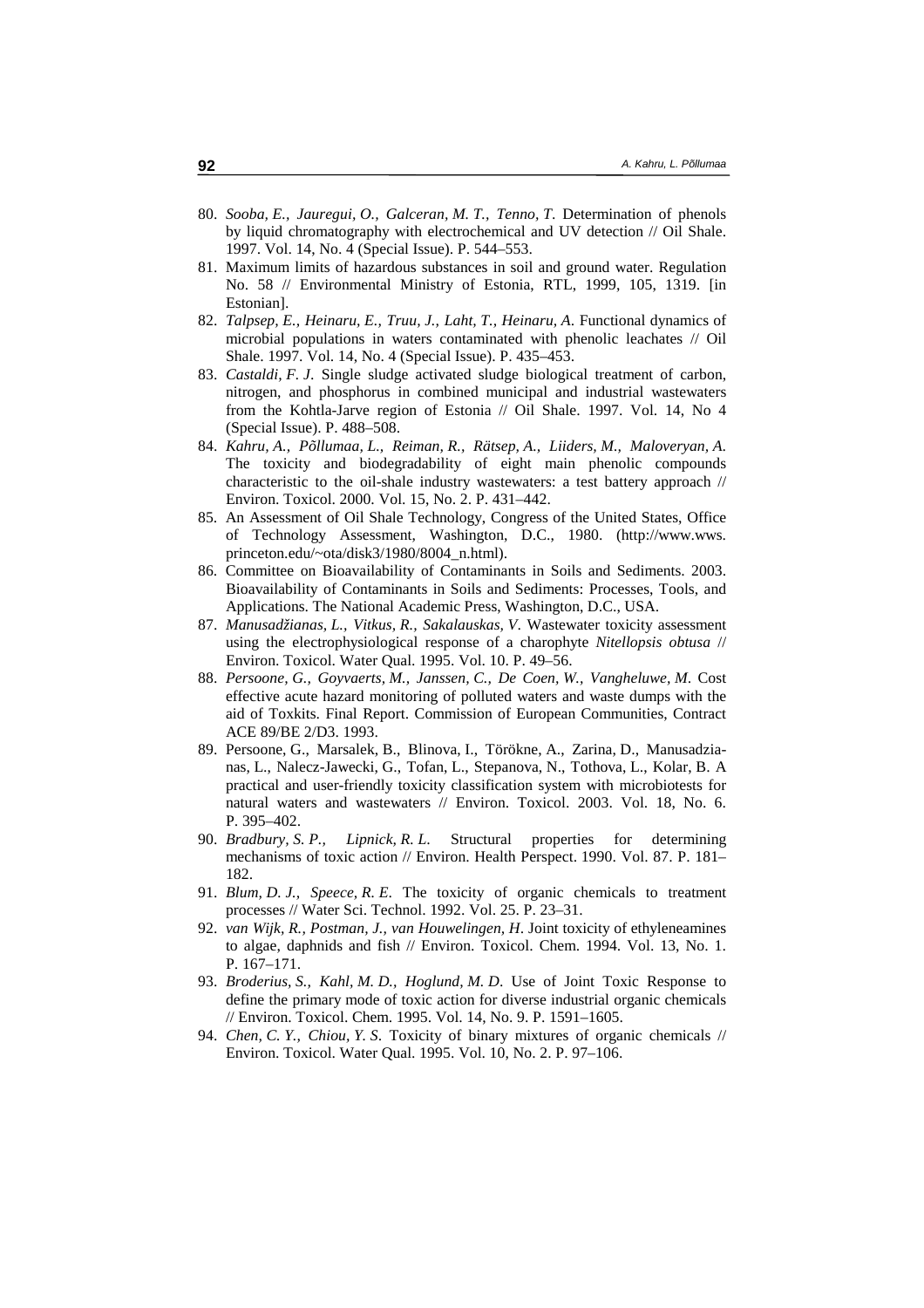80. *Sooba, E., Jauregui, O., Galceran, M. T., Tenno, T*. Determination of phenols by liquid chromatography with electrochemical and UV detection // Oil Shale. 1997. Vol. 14, No. 4 (Special Issue). P. 544–553.
81. Maximum limits of hazardous substances in soil and ground water. Regulation No. 58 // Environmental Ministry of Estonia, RTL, 1999, 105, 1319. [in Estonian].
82. *Talpsep, E., Heinaru, E., Truu, J., Laht, T., Heinaru, A*. Functional dynamics of microbial populations in waters contaminated with phenolic leachates // Oil Shale. 1997. Vol. 14, No. 4 (Special Issue). P. 435–453.
83. *Castaldi, F. J*. Single sludge activated sludge biological treatment of carbon, nitrogen, and phosphorus in combined municipal and industrial wastewaters from the Kohtla-Jarve region of Estonia // Oil Shale. 1997. Vol. 14, No 4 (Special Issue). P. 488–508.
84. *Kahru, A., Põllumaa, L., Reiman, R., Rätsep, A., Liiders, M., Maloveryan, A*. The toxicity and biodegradability of eight main phenolic compounds characteristic to the oil-shale industry wastewaters: a test battery approach // Environ. Toxicol. 2000. Vol. 15, No. 2. P. 431–442.
85. An Assessment of Oil Shale Technology, Congress of the United States, Office of Technology Assessment, Washington, D.C., 1980. (http://www.wws.princeton.edu/~ota/disk3/1980/8004_n.html).
86. Committee on Bioavailability of Contaminants in Soils and Sediments. 2003. Bioavailability of Contaminants in Soils and Sediments: Processes, Tools, and Applications. The National Academic Press, Washington, D.C., USA.
87. *Manusadžianas, L., Vitkus, R., Sakalauskas, V*. Wastewater toxicity assessment using the electrophysiological response of a charophyte *Nitellopsis obtusa* // Environ. Toxicol. Water Qual. 1995. Vol. 10. P. 49–56.
88. *Persoone, G., Goyvaerts, M., Janssen, C., De Coen, W., Vangheluwe, M*. Cost effective acute hazard monitoring of polluted waters and waste dumps with the aid of Toxkits. Final Report. Commission of European Communities, Contract ACE 89/BE 2/D3. 1993.
89. Persoone, G., Marsalek, B., Blinova, I., Törökne, A., Zarina, D., Manusadzianas, L., Nalecz-Jawecki, G., Tofan, L., Stepanova, N., Tothova, L., Kolar, B. A practical and user-friendly toxicity classification system with microbiotests for natural waters and wastewaters // Environ. Toxicol. 2003. Vol. 18, No. 6. P. 395–402.
90. *Bradbury, S. P., Lipnick, R. L*. Structural properties for determining mechanisms of toxic action // Environ. Health Perspect. 1990. Vol. 87. P. 181–182.
91. *Blum, D. J., Speece, R. E*. The toxicity of organic chemicals to treatment processes // Water Sci. Technol. 1992. Vol. 25. P. 23–31.
92. *van Wijk, R., Postman, J., van Houwelingen, H*. Joint toxicity of ethyleneamines to algae, daphnids and fish // Environ. Toxicol. Chem. 1994. Vol. 13, No. 1. P. 167–171.
93. *Broderius, S., Kahl, M. D., Hoglund, M. D*. Use of Joint Toxic Response to define the primary mode of toxic action for diverse industrial organic chemicals // Environ. Toxicol. Chem. 1995. Vol. 14, No. 9. P. 1591–1605.
94. *Chen, C. Y., Chiou, Y. S*. Toxicity of binary mixtures of organic chemicals // Environ. Toxicol. Water Qual. 1995. Vol. 10, No. 2. P. 97–106.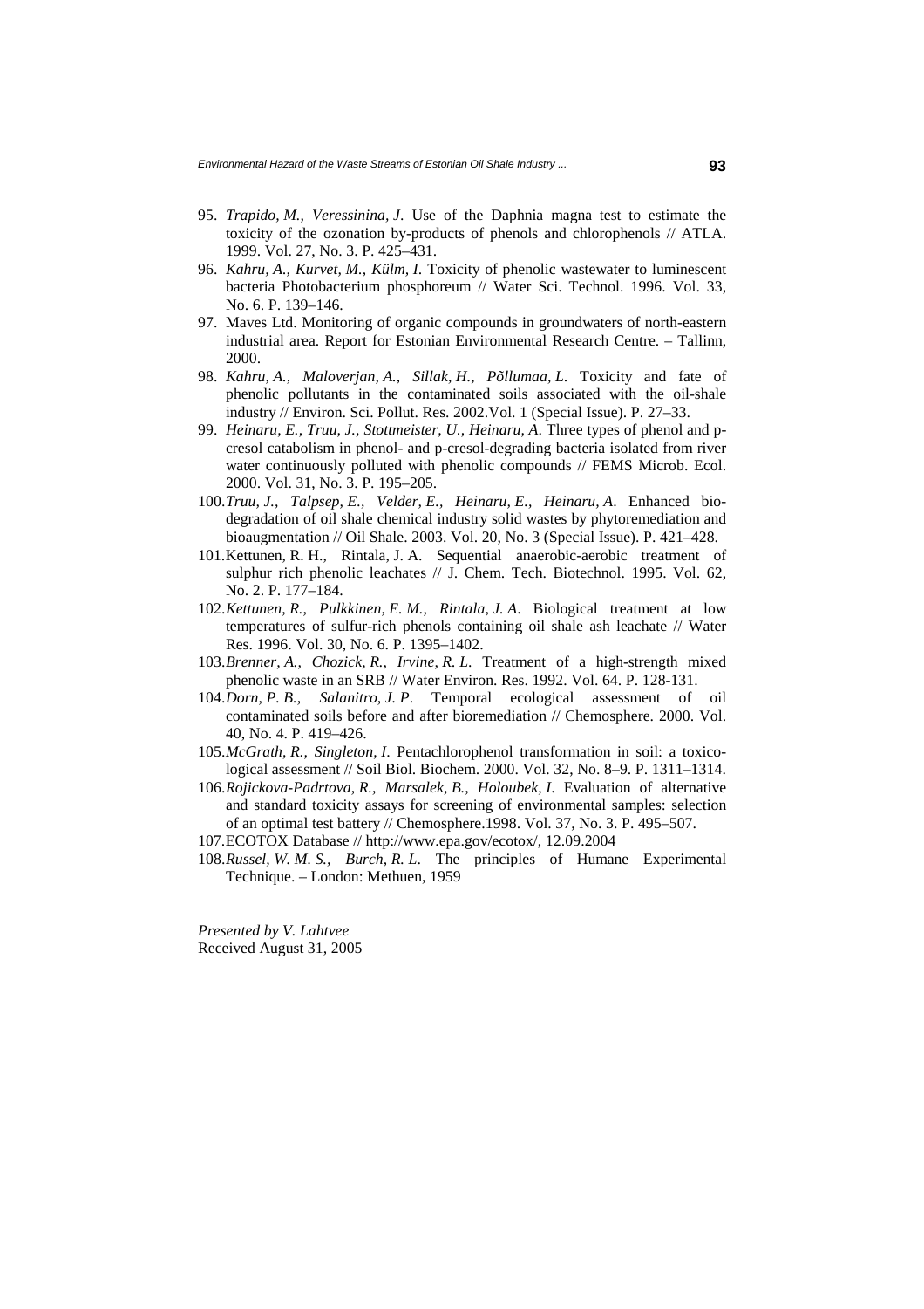95. *Trapido, M., Veressinina, J.* Use of the Daphnia magna test to estimate the toxicity of the ozonation by-products of phenols and chlorophenols // ATLA. 1999. Vol. 27, No. 3. P. 425–431.
96. *Kahru, A., Kurvet, M., Külm, I.* Toxicity of phenolic wastewater to luminescent bacteria Photobacterium phosphoreum // Water Sci. Technol. 1996. Vol. 33, No. 6. P. 139–146.
97. Maves Ltd. Monitoring of organic compounds in groundwaters of north-eastern industrial area. Report for Estonian Environmental Research Centre. – Tallinn, 2000.
98. *Kahru, A., Maloverjan, A., Sillak, H., Põllumaa, L.* Toxicity and fate of phenolic pollutants in the contaminated soils associated with the oil-shale industry // Environ. Sci. Pollut. Res. 2002.Vol. 1 (Special Issue). P. 27–33.
99. *Heinaru, E., Truu, J., Stottmeister, U., Heinaru, A.* Three types of phenol and p-cresol catabolism in phenol- and p-cresol-degrading bacteria isolated from river water continuously polluted with phenolic compounds // FEMS Microb. Ecol. 2000. Vol. 31, No. 3. P. 195–205.
100. *Truu, J., Talpsep, E., Velder, E., Heinaru, E., Heinaru, A.* Enhanced biodegradation of oil shale chemical industry solid wastes by phytoremediation and bioaugmentation // Oil Shale. 2003. Vol. 20, No. 3 (Special Issue). P. 421–428.
101. Kettunen, R. H., Rintala, J. A. Sequential anaerobic-aerobic treatment of sulphur rich phenolic leachates // J. Chem. Tech. Biotechnol. 1995. Vol. 62, No. 2. P. 177–184.
102. *Kettunen, R., Pulkkinen, E. M., Rintala, J. A.* Biological treatment at low temperatures of sulfur-rich phenols containing oil shale ash leachate // Water Res. 1996. Vol. 30, No. 6. P. 1395–1402.
103. *Brenner, A., Chozick, R., Irvine, R. L.* Treatment of a high-strength mixed phenolic waste in an SRB // Water Environ. Res. 1992. Vol. 64. P. 128-131.
104. *Dorn, P. B., Salanitro, J. P.* Temporal ecological assessment of oil contaminated soils before and after bioremediation // Chemosphere. 2000. Vol. 40, No. 4. P. 419–426.
105. *McGrath, R., Singleton, I.* Pentachlorophenol transformation in soil: a toxicological assessment // Soil Biol. Biochem. 2000. Vol. 32, No. 8–9. P. 1311–1314.
106. *Rojickova-Padrtova, R., Marsalek, B., Holoubek, I.* Evaluation of alternative and standard toxicity assays for screening of environmental samples: selection of an optimal test battery // Chemosphere.1998. Vol. 37, No. 3. P. 495–507.
107. ECOTOX Database // http://www.epa.gov/ecotox/, 12.09.2004
108. *Russel, W. M. S., Burch, R. L.* The principles of Humane Experimental Technique. – London: Methuen, 1959

*Presented by V. Lahtvee*
Received August 31, 2005